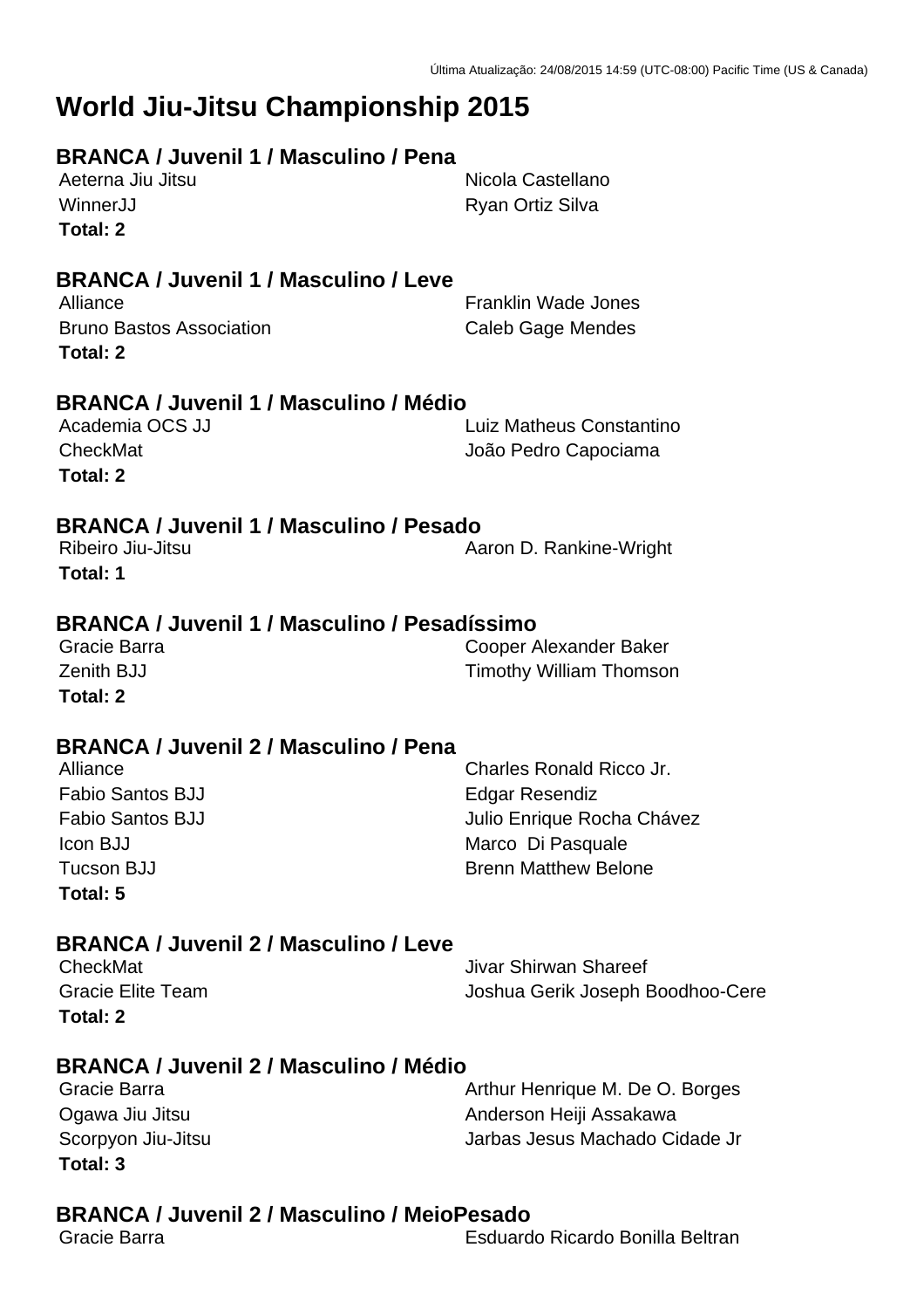Última Atualização: 24/08/2015 14:59 (UTC-08:00) Pacific Time (US & Canada)

# World Jiu-Jitsu Championship 2015

## BRANCA / Juvenil 1 / Masculino / Pena

| Academy | Athlete |
|---|---|
| Aeterna Jiu Jitsu | Nicola Castellano |
| WinnerJJ | Ryan Ortiz Silva |

**Total: 2**

## BRANCA / Juvenil 1 / Masculino / Leve

| Academy | Athlete |
|---|---|
| Alliance | Franklin Wade Jones |
| Bruno Bastos Association | Caleb Gage Mendes |

**Total: 2**

## BRANCA / Juvenil 1 / Masculino / Médio

| Academy | Athlete |
|---|---|
| Academia OCS JJ | Luiz Matheus Constantino |
| CheckMat | João Pedro Capociama |

**Total: 2**

## BRANCA / Juvenil 1 / Masculino / Pesado

| Academy | Athlete |
|---|---|
| Ribeiro Jiu-Jitsu | Aaron D. Rankine-Wright |

**Total: 1**

## BRANCA / Juvenil 1 / Masculino / Pesadíssimo

| Academy | Athlete |
|---|---|
| Gracie Barra | Cooper Alexander Baker |
| Zenith BJJ | Timothy William Thomson |

**Total: 2**

## BRANCA / Juvenil 2 / Masculino / Pena

| Academy | Athlete |
|---|---|
| Alliance | Charles Ronald Ricco Jr. |
| Fabio Santos BJJ | Edgar Resendiz |
| Fabio Santos BJJ | Julio Enrique Rocha Chávez |
| Icon BJJ | Marco Di Pasquale |
| Tucson BJJ | Brenn Matthew Belone |

**Total: 5**

## BRANCA / Juvenil 2 / Masculino / Leve

| Academy | Athlete |
|---|---|
| CheckMat | Jivar Shirwan Shareef |
| Gracie Elite Team | Joshua Gerik Joseph Boodhoo-Cere |

**Total: 2**

## BRANCA / Juvenil 2 / Masculino / Médio

| Academy | Athlete |
|---|---|
| Gracie Barra | Arthur Henrique M. De O. Borges |
| Ogawa Jiu Jitsu | Anderson Heiji Assakawa |
| Scorpyon Jiu-Jitsu | Jarbas Jesus Machado Cidade Jr |

**Total: 3**

## BRANCA / Juvenil 2 / Masculino / MeioPesado

| Academy | Athlete |
|---|---|
| Gracie Barra | Esduardo Ricardo Bonilla Beltran |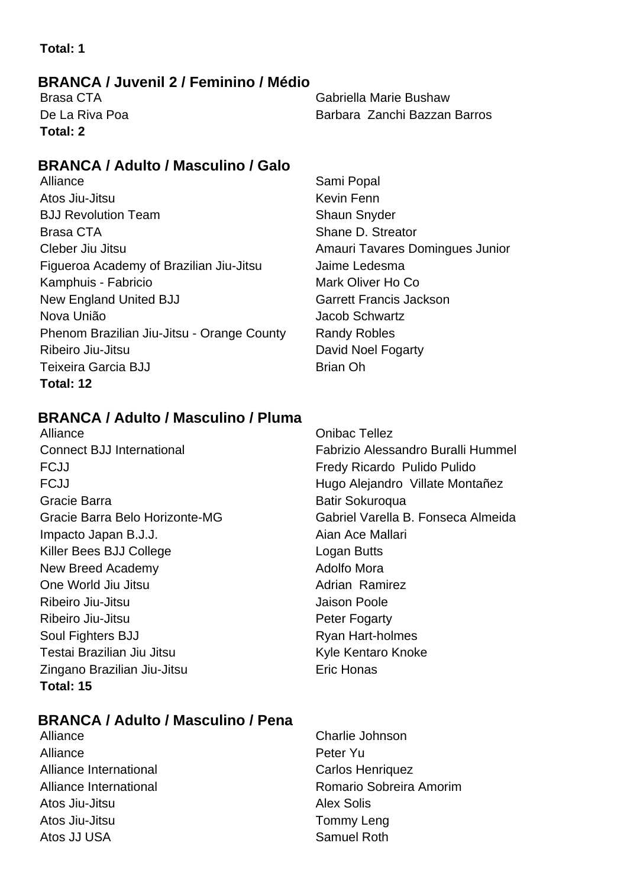**Total: 1**

## BRANCA / Juvenil 2 / Feminino / Médio

| Brasa CTA | Gabriella Marie Bushaw |
|---|---|
| De La Riva Poa | Barbara  Zanchi Bazzan Barros |

**Total: 2**

## BRANCA / Adulto / Masculino / Galo

| Alliance | Sami Popal |
|---|---|
| Atos Jiu-Jitsu | Kevin Fenn |
| BJJ Revolution Team | Shaun Snyder |
| Brasa CTA | Shane D. Streator |
| Cleber Jiu Jitsu | Amauri Tavares Domingues Junior |
| Figueroa Academy of Brazilian Jiu-Jitsu | Jaime Ledesma |
| Kamphuis - Fabricio | Mark Oliver Ho Co |
| New England United BJJ | Garrett Francis Jackson |
| Nova União | Jacob Schwartz |
| Phenom Brazilian Jiu-Jitsu - Orange County | Randy Robles |
| Ribeiro Jiu-Jitsu | David Noel Fogarty |
| Teixeira Garcia BJJ | Brian Oh |

**Total: 12**

## BRANCA / Adulto / Masculino / Pluma

| Alliance | Onibac Tellez |
|---|---|
| Connect BJJ International | Fabrizio Alessandro Buralli Hummel |
| FCJJ | Fredy Ricardo  Pulido Pulido |
| FCJJ | Hugo Alejandro  Villate Montañez |
| Gracie Barra | Batir Sokuroqua |
| Gracie Barra Belo Horizonte-MG | Gabriel Varella B. Fonseca Almeida |
| Impacto Japan B.J.J. | Aian Ace Mallari |
| Killer Bees BJJ College | Logan Butts |
| New Breed Academy | Adolfo Mora |
| One World Jiu Jitsu | Adrian  Ramirez |
| Ribeiro Jiu-Jitsu | Jaison Poole |
| Ribeiro Jiu-Jitsu | Peter Fogarty |
| Soul Fighters BJJ | Ryan Hart-holmes |
| Testai Brazilian Jiu Jitsu | Kyle Kentaro Knoke |
| Zingano Brazilian Jiu-Jitsu | Eric Honas |

**Total: 15**

## BRANCA / Adulto / Masculino / Pena

| Alliance | Charlie Johnson |
|---|---|
| Alliance | Peter Yu |
| Alliance International | Carlos Henriquez |
| Alliance International | Romario Sobreira Amorim |
| Atos Jiu-Jitsu | Alex Solis |
| Atos Jiu-Jitsu | Tommy Leng |
| Atos JJ USA | Samuel Roth |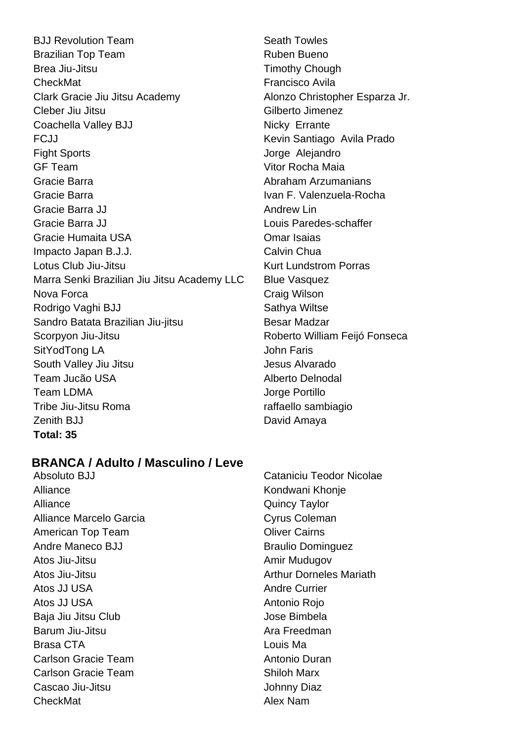| | |
|---|---|
| BJJ Revolution Team | Seath Towles |
| Brazilian Top Team | Ruben Bueno |
| Brea Jiu-Jitsu | Timothy Chough |
| CheckMat | Francisco Avila |
| Clark Gracie Jiu Jitsu Academy | Alonzo Christopher Esparza Jr. |
| Cleber Jiu Jitsu | Gilberto Jimenez |
| Coachella Valley BJJ | Nicky Errante |
| FCJJ | Kevin Santiago Avila Prado |
| Fight Sports | Jorge Alejandro |
| GF Team | Vitor Rocha Maia |
| Gracie Barra | Abraham Arzumanians |
| Gracie Barra | Ivan F. Valenzuela-Rocha |
| Gracie Barra JJ | Andrew Lin |
| Gracie Barra JJ | Louis Paredes-schaffer |
| Gracie Humaita USA | Omar Isaias |
| Impacto Japan B.J.J. | Calvin Chua |
| Lotus Club Jiu-Jitsu | Kurt Lundstrom Porras |
| Marra Senki Brazilian Jiu Jitsu Academy LLC | Blue Vasquez |
| Nova Forca | Craig Wilson |
| Rodrigo Vaghi BJJ | Sathya Wiltse |
| Sandro Batata Brazilian Jiu-jitsu | Besar Madzar |
| Scorpyon Jiu-Jitsu | Roberto William Feijó Fonseca |
| SitYodTong LA | John Faris |
| South Valley Jiu Jitsu | Jesus Alvarado |
| Team Jucão USA | Alberto Delnodal |
| Team LDMA | Jorge Portillo |
| Tribe Jiu-Jitsu Roma | raffaello sambiagio |
| Zenith BJJ | David Amaya |

**Total: 35**

## BRANCA / Adulto / Masculino / Leve

| | |
|---|---|
| Absoluto BJJ | Cataniciu Teodor Nicolae |
| Alliance | Kondwani Khonje |
| Alliance | Quincy Taylor |
| Alliance Marcelo Garcia | Cyrus Coleman |
| American Top Team | Oliver Cairns |
| Andre Maneco BJJ | Braulio Dominguez |
| Atos Jiu-Jitsu | Amir Mudugov |
| Atos Jiu-Jitsu | Arthur Dorneles Mariath |
| Atos JJ USA | Andre Currier |
| Atos JJ USA | Antonio Rojo |
| Baja Jiu Jitsu Club | Jose Bimbela |
| Barum Jiu-Jitsu | Ara Freedman |
| Brasa CTA | Louis Ma |
| Carlson Gracie Team | Antonio Duran |
| Carlson Gracie Team | Shiloh Marx |
| Cascao Jiu-Jitsu | Johnny Diaz |
| CheckMat | Alex Nam |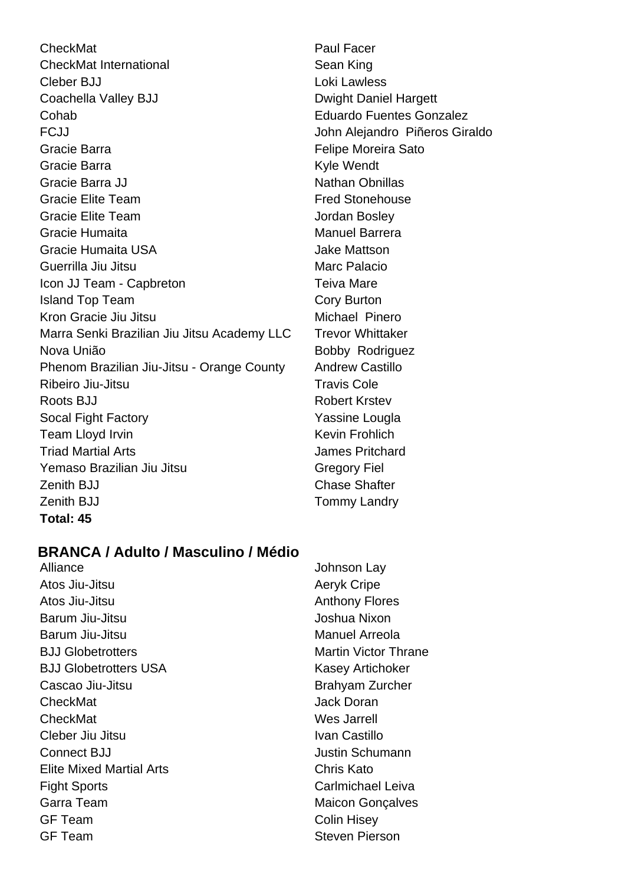| | |
|---|---|
| CheckMat | Paul Facer |
| CheckMat International | Sean King |
| Cleber BJJ | Loki Lawless |
| Coachella Valley BJJ | Dwight Daniel Hargett |
| Cohab | Eduardo Fuentes Gonzalez |
| FCJJ | John Alejandro  Piñeros Giraldo |
| Gracie Barra | Felipe Moreira Sato |
| Gracie Barra | Kyle Wendt |
| Gracie Barra JJ | Nathan Obnillas |
| Gracie Elite Team | Fred Stonehouse |
| Gracie Elite Team | Jordan Bosley |
| Gracie Humaita | Manuel Barrera |
| Gracie Humaita USA | Jake Mattson |
| Guerrilla Jiu Jitsu | Marc Palacio |
| Icon JJ Team - Capbreton | Teiva Mare |
| Island Top Team | Cory Burton |
| Kron Gracie Jiu Jitsu | Michael  Pinero |
| Marra Senki Brazilian Jiu Jitsu Academy LLC | Trevor Whittaker |
| Nova União | Bobby  Rodriguez |
| Phenom Brazilian Jiu-Jitsu - Orange County | Andrew Castillo |
| Ribeiro Jiu-Jitsu | Travis Cole |
| Roots BJJ | Robert Krstev |
| Socal Fight Factory | Yassine Lougla |
| Team Lloyd Irvin | Kevin Frohlich |
| Triad Martial Arts | James Pritchard |
| Yemaso Brazilian Jiu Jitsu | Gregory Fiel |
| Zenith BJJ | Chase Shafter |
| Zenith BJJ | Tommy Landry |

**Total: 45**

### BRANCA / Adulto / Masculino / Médio

| | |
|---|---|
| Alliance | Johnson Lay |
| Atos Jiu-Jitsu | Aeryk Cripe |
| Atos Jiu-Jitsu | Anthony Flores |
| Barum Jiu-Jitsu | Joshua Nixon |
| Barum Jiu-Jitsu | Manuel Arreola |
| BJJ Globetrotters | Martin Victor Thrane |
| BJJ Globetrotters USA | Kasey Artichoker |
| Cascao Jiu-Jitsu | Brahyam Zurcher |
| CheckMat | Jack Doran |
| CheckMat | Wes Jarrell |
| Cleber Jiu Jitsu | Ivan Castillo |
| Connect BJJ | Justin Schumann |
| Elite Mixed Martial Arts | Chris Kato |
| Fight Sports | Carlmichael Leiva |
| Garra Team | Maicon Gonçalves |
| GF Team | Colin Hisey |
| GF Team | Steven Pierson |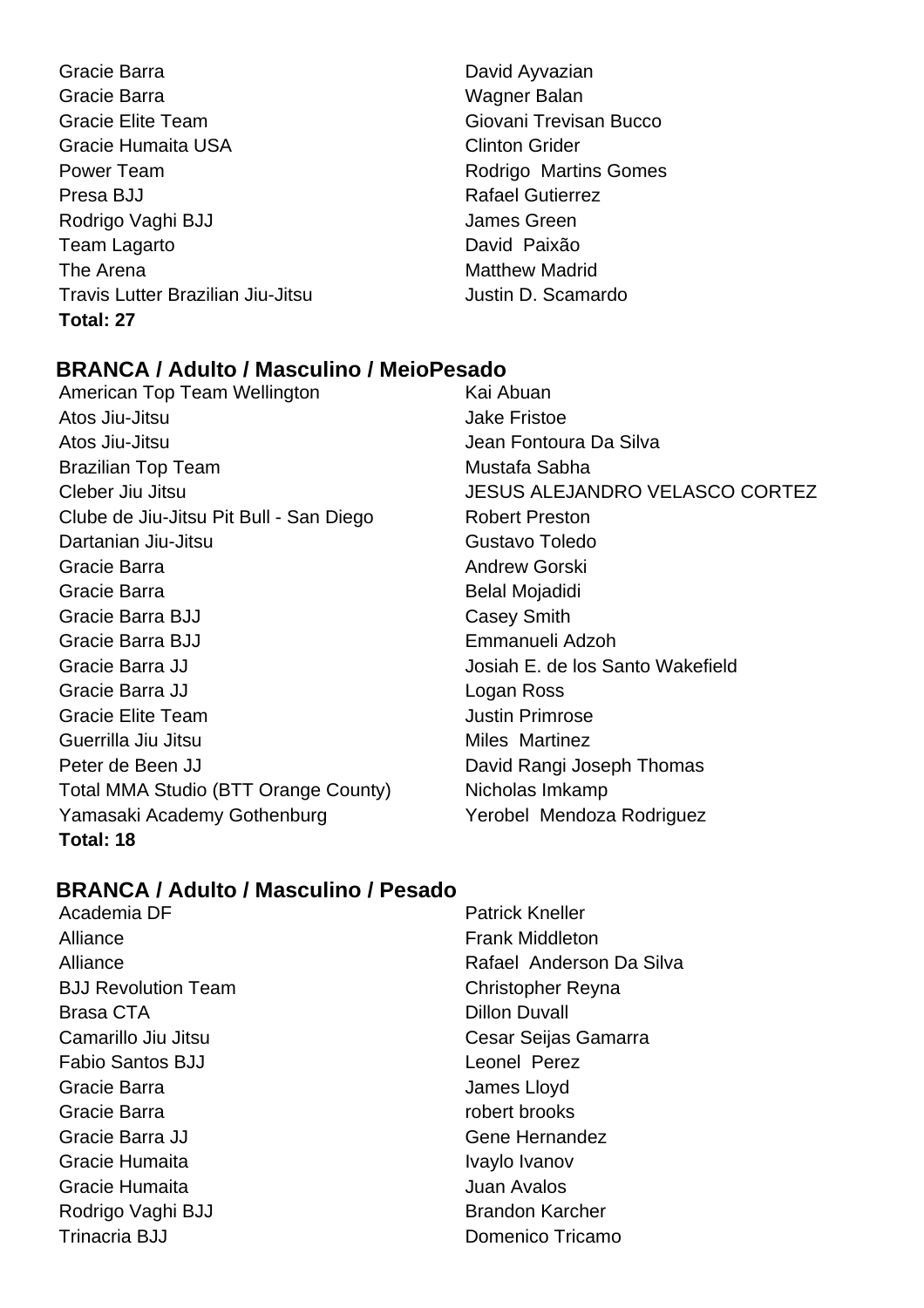| | |
|---|---|
| Gracie Barra | David Ayvazian |
| Gracie Barra | Wagner Balan |
| Gracie Elite Team | Giovani Trevisan Bucco |
| Gracie Humaita USA | Clinton Grider |
| Power Team | Rodrigo Martins Gomes |
| Presa BJJ | Rafael Gutierrez |
| Rodrigo Vaghi BJJ | James Green |
| Team Lagarto | David Paixão |
| The Arena | Matthew Madrid |
| Travis Lutter Brazilian Jiu-Jitsu | Justin D. Scamardo |

**Total: 27**

## BRANCA / Adulto / Masculino / MeioPesado

| | |
|---|---|
| American Top Team Wellington | Kai Abuan |
| Atos Jiu-Jitsu | Jake Fristoe |
| Atos Jiu-Jitsu | Jean Fontoura Da Silva |
| Brazilian Top Team | Mustafa Sabha |
| Cleber Jiu Jitsu | JESUS ALEJANDRO VELASCO CORTEZ |
| Clube de Jiu-Jitsu Pit Bull - San Diego | Robert Preston |
| Dartanian Jiu-Jitsu | Gustavo Toledo |
| Gracie Barra | Andrew Gorski |
| Gracie Barra | Belal Mojadidi |
| Gracie Barra BJJ | Casey Smith |
| Gracie Barra BJJ | Emmanueli Adzoh |
| Gracie Barra JJ | Josiah E. de los Santo Wakefield |
| Gracie Barra JJ | Logan Ross |
| Gracie Elite Team | Justin Primrose |
| Guerrilla Jiu Jitsu | Miles Martinez |
| Peter de Been JJ | David Rangi Joseph Thomas |
| Total MMA Studio (BTT Orange County) | Nicholas Imkamp |
| Yamasaki Academy Gothenburg | Yerobel Mendoza Rodriguez |

**Total: 18**

## BRANCA / Adulto / Masculino / Pesado

| | |
|---|---|
| Academia DF | Patrick Kneller |
| Alliance | Frank Middleton |
| Alliance | Rafael Anderson Da Silva |
| BJJ Revolution Team | Christopher Reyna |
| Brasa CTA | Dillon Duvall |
| Camarillo Jiu Jitsu | Cesar Seijas Gamarra |
| Fabio Santos BJJ | Leonel Perez |
| Gracie Barra | James Lloyd |
| Gracie Barra | robert brooks |
| Gracie Barra JJ | Gene Hernandez |
| Gracie Humaita | Ivaylo Ivanov |
| Gracie Humaita | Juan Avalos |
| Rodrigo Vaghi BJJ | Brandon Karcher |
| Trinacria BJJ | Domenico Tricamo |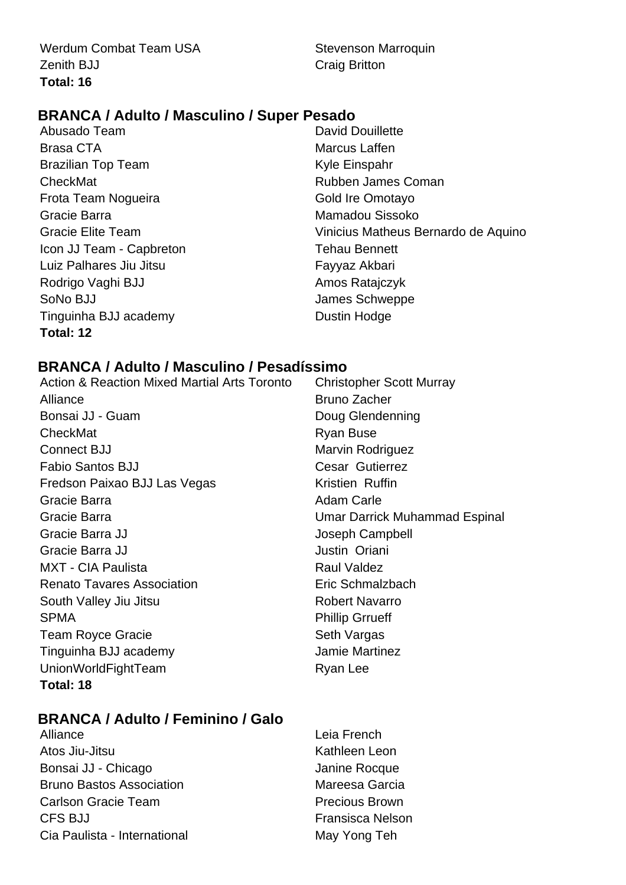| | |
|---|---|
| Werdum Combat Team USA | Stevenson Marroquin |
| Zenith BJJ | Craig Britton |

**Total: 16**

## BRANCA / Adulto / Masculino / Super Pesado

| | |
|---|---|
| Abusado Team | David Douillette |
| Brasa CTA | Marcus Laffen |
| Brazilian Top Team | Kyle Einspahr |
| CheckMat | Rubben James Coman |
| Frota Team Nogueira | Gold Ire Omotayo |
| Gracie Barra | Mamadou Sissoko |
| Gracie Elite Team | Vinicius Matheus Bernardo de Aquino |
| Icon JJ Team - Capbreton | Tehau Bennett |
| Luiz Palhares Jiu Jitsu | Fayyaz Akbari |
| Rodrigo Vaghi BJJ | Amos Ratajczyk |
| SoNo BJJ | James Schweppe |
| Tinguinha BJJ academy | Dustin Hodge |

**Total: 12**

## BRANCA / Adulto / Masculino / Pesadíssimo

| | |
|---|---|
| Action & Reaction Mixed Martial Arts Toronto | Christopher Scott Murray |
| Alliance | Bruno Zacher |
| Bonsai JJ - Guam | Doug Glendenning |
| CheckMat | Ryan Buse |
| Connect BJJ | Marvin Rodriguez |
| Fabio Santos BJJ | Cesar Gutierrez |
| Fredson Paixao BJJ Las Vegas | Kristien Ruffin |
| Gracie Barra | Adam Carle |
| Gracie Barra | Umar Darrick Muhammad Espinal |
| Gracie Barra JJ | Joseph Campbell |
| Gracie Barra JJ | Justin Oriani |
| MXT - CIA Paulista | Raul Valdez |
| Renato Tavares Association | Eric Schmalzbach |
| South Valley Jiu Jitsu | Robert Navarro |
| SPMA | Phillip Grrueff |
| Team Royce Gracie | Seth Vargas |
| Tinguinha BJJ academy | Jamie Martinez |
| UnionWorldFightTeam | Ryan Lee |

**Total: 18**

## BRANCA / Adulto / Feminino / Galo

| | |
|---|---|
| Alliance | Leia French |
| Atos Jiu-Jitsu | Kathleen Leon |
| Bonsai JJ - Chicago | Janine Rocque |
| Bruno Bastos Association | Mareesa Garcia |
| Carlson Gracie Team | Precious Brown |
| CFS BJJ | Fransisca Nelson |
| Cia Paulista - International | May Yong Teh |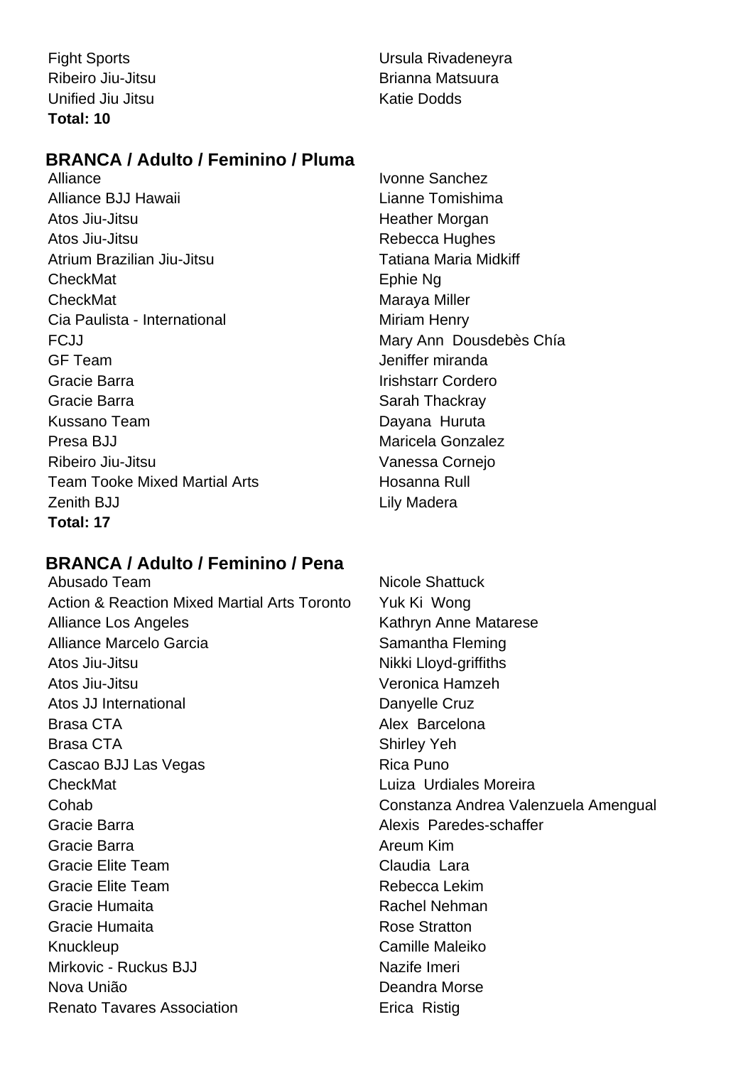| | |
|---|---|
| Fight Sports | Ursula Rivadeneyra |
| Ribeiro Jiu-Jitsu | Brianna Matsuura |
| Unified Jiu Jitsu | Katie Dodds |

**Total: 10**

## BRANCA / Adulto / Feminino / Pluma

| | |
|---|---|
| Alliance | Ivonne Sanchez |
| Alliance BJJ Hawaii | Lianne Tomishima |
| Atos Jiu-Jitsu | Heather Morgan |
| Atos Jiu-Jitsu | Rebecca Hughes |
| Atrium Brazilian Jiu-Jitsu | Tatiana Maria Midkiff |
| CheckMat | Ephie Ng |
| CheckMat | Maraya Miller |
| Cia Paulista - International | Miriam Henry |
| FCJJ | Mary Ann  Dousdebès Chía |
| GF Team | Jeniffer miranda |
| Gracie Barra | Irishstarr Cordero |
| Gracie Barra | Sarah Thackray |
| Kussano Team | Dayana  Huruta |
| Presa BJJ | Maricela Gonzalez |
| Ribeiro Jiu-Jitsu | Vanessa Cornejo |
| Team Tooke Mixed Martial Arts | Hosanna Rull |
| Zenith BJJ | Lily Madera |

**Total: 17**

## BRANCA / Adulto / Feminino / Pena

| | |
|---|---|
| Abusado Team | Nicole Shattuck |
| Action & Reaction Mixed Martial Arts Toronto | Yuk Ki  Wong |
| Alliance Los Angeles | Kathryn Anne Matarese |
| Alliance Marcelo Garcia | Samantha Fleming |
| Atos Jiu-Jitsu | Nikki Lloyd-griffiths |
| Atos Jiu-Jitsu | Veronica Hamzeh |
| Atos JJ International | Danyelle Cruz |
| Brasa CTA | Alex  Barcelona |
| Brasa CTA | Shirley Yeh |
| Cascao BJJ Las Vegas | Rica Puno |
| CheckMat | Luiza  Urdiales Moreira |
| Cohab | Constanza Andrea Valenzuela Amengual |
| Gracie Barra | Alexis  Paredes-schaffer |
| Gracie Barra | Areum Kim |
| Gracie Elite Team | Claudia  Lara |
| Gracie Elite Team | Rebecca Lekim |
| Gracie Humaita | Rachel Nehman |
| Gracie Humaita | Rose Stratton |
| Knuckleup | Camille Maleiko |
| Mirkovic - Ruckus BJJ | Nazife Imeri |
| Nova União | Deandra Morse |
| Renato Tavares Association | Erica  Ristig |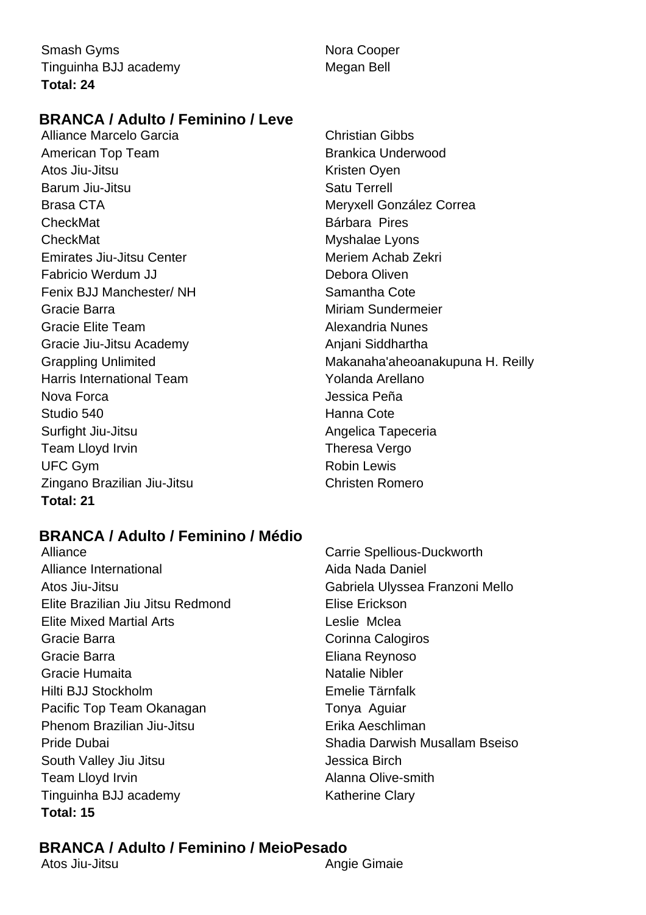| | |
|---|---|
| Smash Gyms | Nora Cooper |
| Tinguinha BJJ academy | Megan Bell |

**Total: 24**

## BRANCA / Adulto / Feminino / Leve

| | |
|---|---|
| Alliance Marcelo Garcia | Christian Gibbs |
| American Top Team | Brankica Underwood |
| Atos Jiu-Jitsu | Kristen Oyen |
| Barum Jiu-Jitsu | Satu Terrell |
| Brasa CTA | Meryxell González Correa |
| CheckMat | Bárbara  Pires |
| CheckMat | Myshalae Lyons |
| Emirates Jiu-Jitsu Center | Meriem Achab Zekri |
| Fabricio Werdum JJ | Debora Oliven |
| Fenix BJJ Manchester/ NH | Samantha Cote |
| Gracie Barra | Miriam Sundermeier |
| Gracie Elite Team | Alexandria Nunes |
| Gracie Jiu-Jitsu Academy | Anjani Siddhartha |
| Grappling Unlimited | Makanaha'aheoanakupuna H. Reilly |
| Harris International Team | Yolanda Arellano |
| Nova Forca | Jessica Peña |
| Studio 540 | Hanna Cote |
| Surfight Jiu-Jitsu | Angelica Tapeceria |
| Team Lloyd Irvin | Theresa Vergo |
| UFC Gym | Robin Lewis |
| Zingano Brazilian Jiu-Jitsu | Christen Romero |

**Total: 21**

## BRANCA / Adulto / Feminino / Médio

| | |
|---|---|
| Alliance | Carrie Spellious-Duckworth |
| Alliance International | Aida Nada Daniel |
| Atos Jiu-Jitsu | Gabriela Ulyssea Franzoni Mello |
| Elite Brazilian Jiu Jitsu Redmond | Elise Erickson |
| Elite Mixed Martial Arts | Leslie  Mclea |
| Gracie Barra | Corinna Calogiros |
| Gracie Barra | Eliana Reynoso |
| Gracie Humaita | Natalie Nibler |
| Hilti BJJ Stockholm | Emelie Tärnfalk |
| Pacific Top Team Okanagan | Tonya  Aguiar |
| Phenom Brazilian Jiu-Jitsu | Erika Aeschliman |
| Pride Dubai | Shadia Darwish Musallam Bseiso |
| South Valley Jiu Jitsu | Jessica Birch |
| Team Lloyd Irvin | Alanna Olive-smith |
| Tinguinha BJJ academy | Katherine Clary |

**Total: 15**

## BRANCA / Adulto / Feminino / MeioPesado

| | |
|---|---|
| Atos Jiu-Jitsu | Angie Gimaie |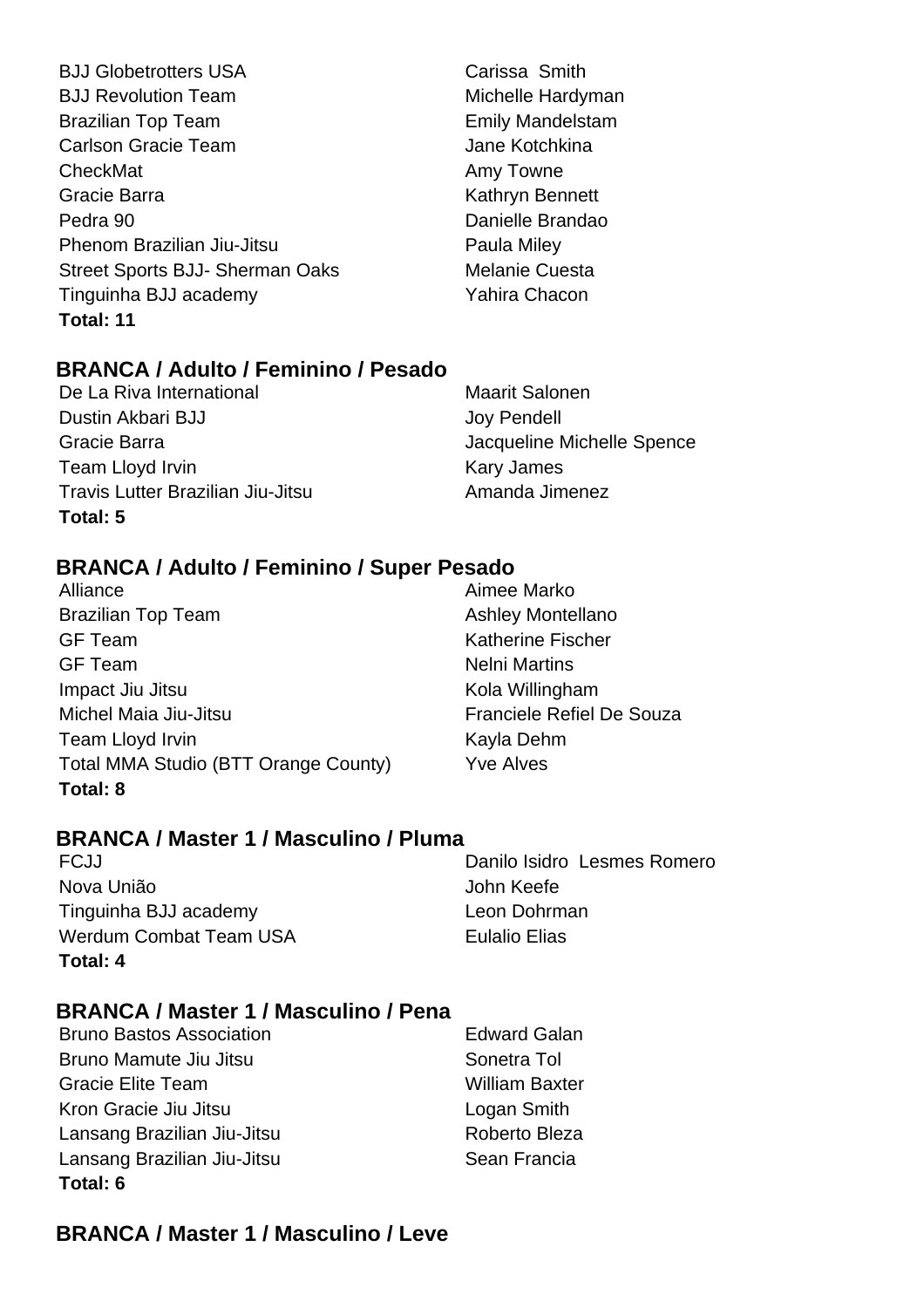| | |
|---|---|
| BJJ Globetrotters USA | Carissa Smith |
| BJJ Revolution Team | Michelle Hardyman |
| Brazilian Top Team | Emily Mandelstam |
| Carlson Gracie Team | Jane Kotchkina |
| CheckMat | Amy Towne |
| Gracie Barra | Kathryn Bennett |
| Pedra 90 | Danielle Brandao |
| Phenom Brazilian Jiu-Jitsu | Paula Miley |
| Street Sports BJJ- Sherman Oaks | Melanie Cuesta |
| Tinguinha BJJ academy | Yahira Chacon |

**Total: 11**

### BRANCA / Adulto / Feminino / Pesado

| | |
|---|---|
| De La Riva International | Maarit Salonen |
| Dustin Akbari BJJ | Joy Pendell |
| Gracie Barra | Jacqueline Michelle Spence |
| Team Lloyd Irvin | Kary James |
| Travis Lutter Brazilian Jiu-Jitsu | Amanda Jimenez |

**Total: 5**

### BRANCA / Adulto / Feminino / Super Pesado

| | |
|---|---|
| Alliance | Aimee Marko |
| Brazilian Top Team | Ashley Montellano |
| GF Team | Katherine Fischer |
| GF Team | Nelni Martins |
| Impact Jiu Jitsu | Kola Willingham |
| Michel Maia Jiu-Jitsu | Franciele Refiel De Souza |
| Team Lloyd Irvin | Kayla Dehm |
| Total MMA Studio (BTT Orange County) | Yve Alves |

**Total: 8**

### BRANCA / Master 1 / Masculino / Pluma

| | |
|---|---|
| FCJJ | Danilo Isidro Lesmes Romero |
| Nova União | John Keefe |
| Tinguinha BJJ academy | Leon Dohrman |
| Werdum Combat Team USA | Eulalio Elias |

**Total: 4**

### BRANCA / Master 1 / Masculino / Pena

| | |
|---|---|
| Bruno Bastos Association | Edward Galan |
| Bruno Mamute Jiu Jitsu | Sonetra Tol |
| Gracie Elite Team | William Baxter |
| Kron Gracie Jiu Jitsu | Logan Smith |
| Lansang Brazilian Jiu-Jitsu | Roberto Bleza |
| Lansang Brazilian Jiu-Jitsu | Sean Francia |

**Total: 6**

### BRANCA / Master 1 / Masculino / Leve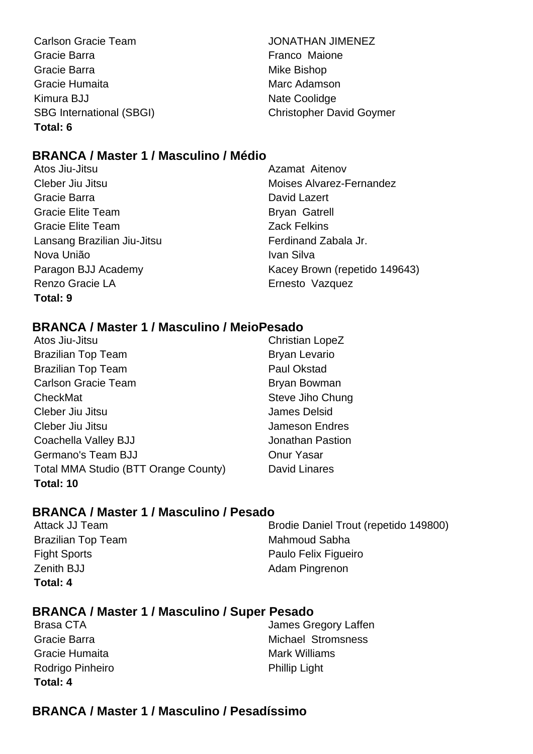| | |
|---|---|
| Carlson Gracie Team | JONATHAN JIMENEZ |
| Gracie Barra | Franco  Maione |
| Gracie Barra | Mike Bishop |
| Gracie Humaita | Marc Adamson |
| Kimura BJJ | Nate Coolidge |
| SBG International (SBGI) | Christopher David Goymer |

**Total: 6**

### BRANCA / Master 1 / Masculino / Médio

| | |
|---|---|
| Atos Jiu-Jitsu | Azamat  Aitenov |
| Cleber Jiu Jitsu | Moises Alvarez-Fernandez |
| Gracie Barra | David Lazert |
| Gracie Elite Team | Bryan  Gatrell |
| Gracie Elite Team | Zack Felkins |
| Lansang Brazilian Jiu-Jitsu | Ferdinand Zabala Jr. |
| Nova União | Ivan Silva |
| Paragon BJJ Academy | Kacey Brown (repetido 149643) |
| Renzo Gracie LA | Ernesto  Vazquez |

**Total: 9**

### BRANCA / Master 1 / Masculino / MeioPesado

| | |
|---|---|
| Atos Jiu-Jitsu | Christian LopeZ |
| Brazilian Top Team | Bryan Levario |
| Brazilian Top Team | Paul Okstad |
| Carlson Gracie Team | Bryan Bowman |
| CheckMat | Steve Jiho Chung |
| Cleber Jiu Jitsu | James Delsid |
| Cleber Jiu Jitsu | Jameson Endres |
| Coachella Valley BJJ | Jonathan Pastion |
| Germano's Team BJJ | Onur Yasar |
| Total MMA Studio (BTT Orange County) | David Linares |

**Total: 10**

### BRANCA / Master 1 / Masculino / Pesado

| | |
|---|---|
| Attack JJ Team | Brodie Daniel Trout (repetido 149800) |
| Brazilian Top Team | Mahmoud Sabha |
| Fight Sports | Paulo Felix Figueiro |
| Zenith BJJ | Adam Pingrenon |

**Total: 4**

### BRANCA / Master 1 / Masculino / Super Pesado

| | |
|---|---|
| Brasa CTA | James Gregory Laffen |
| Gracie Barra | Michael  Stromsness |
| Gracie Humaita | Mark Williams |
| Rodrigo Pinheiro | Phillip Light |

**Total: 4**

### BRANCA / Master 1 / Masculino / Pesadíssimo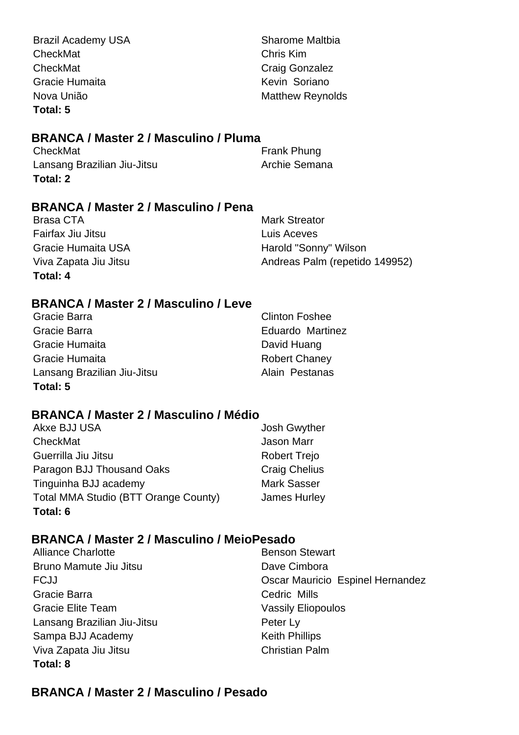| | |
|---|---|
| Brazil Academy USA | Sharome Maltbia |
| CheckMat | Chris Kim |
| CheckMat | Craig Gonzalez |
| Gracie Humaita | Kevin Soriano |
| Nova União | Matthew Reynolds |

**Total: 5**

### BRANCA / Master 2 / Masculino / Pluma

| | |
|---|---|
| CheckMat | Frank Phung |
| Lansang Brazilian Jiu-Jitsu | Archie Semana |

**Total: 2**

### BRANCA / Master 2 / Masculino / Pena

| | |
|---|---|
| Brasa CTA | Mark Streator |
| Fairfax Jiu Jitsu | Luis Aceves |
| Gracie Humaita USA | Harold "Sonny" Wilson |
| Viva Zapata Jiu Jitsu | Andreas Palm (repetido 149952) |

**Total: 4**

### BRANCA / Master 2 / Masculino / Leve

| | |
|---|---|
| Gracie Barra | Clinton Foshee |
| Gracie Barra | Eduardo Martinez |
| Gracie Humaita | David Huang |
| Gracie Humaita | Robert Chaney |
| Lansang Brazilian Jiu-Jitsu | Alain Pestanas |

**Total: 5**

### BRANCA / Master 2 / Masculino / Médio

| | |
|---|---|
| Akxe BJJ USA | Josh Gwyther |
| CheckMat | Jason Marr |
| Guerrilla Jiu Jitsu | Robert Trejo |
| Paragon BJJ Thousand Oaks | Craig Chelius |
| Tinguinha BJJ academy | Mark Sasser |
| Total MMA Studio (BTT Orange County) | James Hurley |

**Total: 6**

### BRANCA / Master 2 / Masculino / MeioPesado

| | |
|---|---|
| Alliance Charlotte | Benson Stewart |
| Bruno Mamute Jiu Jitsu | Dave Cimbora |
| FCJJ | Oscar Mauricio Espinel Hernandez |
| Gracie Barra | Cedric Mills |
| Gracie Elite Team | Vassily Eliopoulos |
| Lansang Brazilian Jiu-Jitsu | Peter Ly |
| Sampa BJJ Academy | Keith Phillips |
| Viva Zapata Jiu Jitsu | Christian Palm |

**Total: 8**

### BRANCA / Master 2 / Masculino / Pesado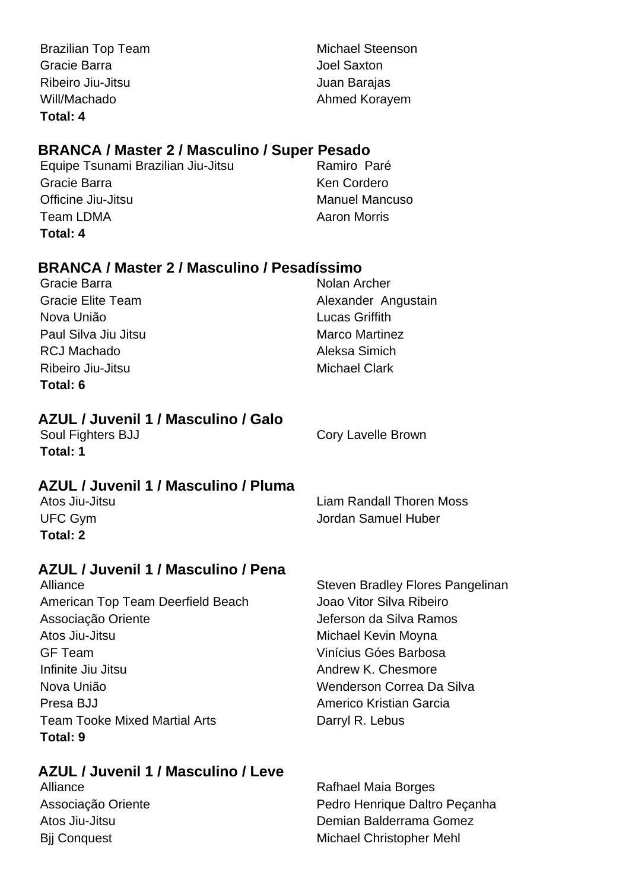| | |
|---|---|
| Brazilian Top Team | Michael Steenson |
| Gracie Barra | Joel Saxton |
| Ribeiro Jiu-Jitsu | Juan Barajas |
| Will/Machado | Ahmed Korayem |

**Total: 4**

### BRANCA / Master 2 / Masculino / Super Pesado

| | |
|---|---|
| Equipe Tsunami Brazilian Jiu-Jitsu | Ramiro Paré |
| Gracie Barra | Ken Cordero |
| Officine Jiu-Jitsu | Manuel Mancuso |
| Team LDMA | Aaron Morris |

**Total: 4**

### BRANCA / Master 2 / Masculino / Pesadíssimo

| | |
|---|---|
| Gracie Barra | Nolan Archer |
| Gracie Elite Team | Alexander Angustain |
| Nova União | Lucas Griffith |
| Paul Silva Jiu Jitsu | Marco Martinez |
| RCJ Machado | Aleksa Simich |
| Ribeiro Jiu-Jitsu | Michael Clark |

**Total: 6**

### AZUL / Juvenil 1 / Masculino / Galo

| | |
|---|---|
| Soul Fighters BJJ | Cory Lavelle Brown |

**Total: 1**

### AZUL / Juvenil 1 / Masculino / Pluma

| | |
|---|---|
| Atos Jiu-Jitsu | Liam Randall Thoren Moss |
| UFC Gym | Jordan Samuel Huber |

**Total: 2**

### AZUL / Juvenil 1 / Masculino / Pena

| | |
|---|---|
| Alliance | Steven Bradley Flores Pangelinan |
| American Top Team Deerfield Beach | Joao Vitor Silva Ribeiro |
| Associação Oriente | Jeferson da Silva Ramos |
| Atos Jiu-Jitsu | Michael Kevin Moyna |
| GF Team | Vinícius Góes Barbosa |
| Infinite Jiu Jitsu | Andrew K. Chesmore |
| Nova União | Wenderson Correa Da Silva |
| Presa BJJ | Americo Kristian Garcia |
| Team Tooke Mixed Martial Arts | Darryl R. Lebus |

**Total: 9**

### AZUL / Juvenil 1 / Masculino / Leve

| | |
|---|---|
| Alliance | Rafhael Maia Borges |
| Associação Oriente | Pedro Henrique Daltro Peçanha |
| Atos Jiu-Jitsu | Demian Balderrama Gomez |
| Bjj Conquest | Michael Christopher Mehl |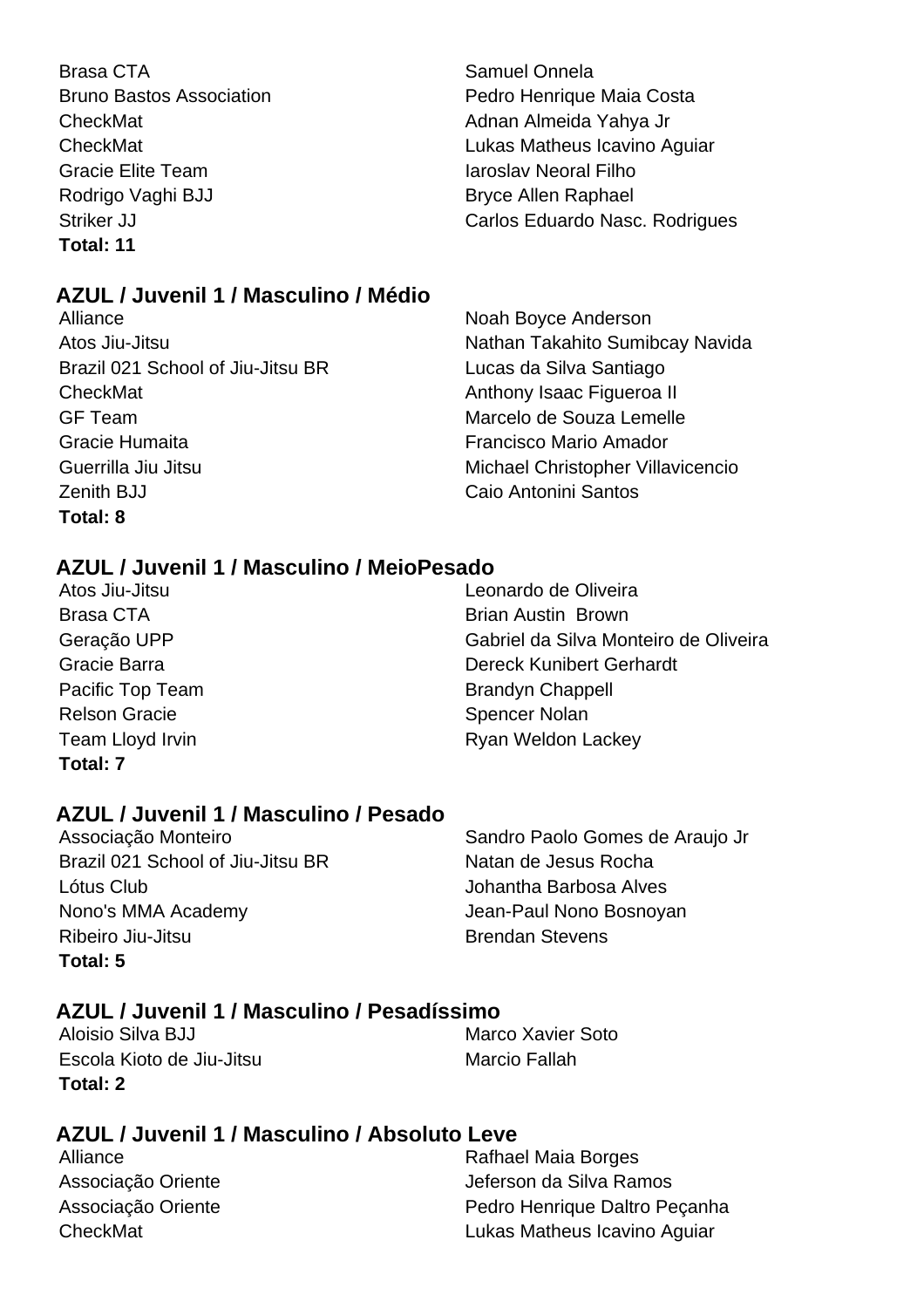| | |
|---|---|
| Brasa CTA | Samuel Onnela |
| Bruno Bastos Association | Pedro Henrique Maia Costa |
| CheckMat | Adnan Almeida Yahya Jr |
| CheckMat | Lukas Matheus Icavino Aguiar |
| Gracie Elite Team | Iaroslav Neoral Filho |
| Rodrigo Vaghi BJJ | Bryce Allen Raphael |
| Striker JJ | Carlos Eduardo Nasc. Rodrigues |

**Total: 11**

## AZUL / Juvenil 1 / Masculino / Médio

| | |
|---|---|
| Alliance | Noah Boyce Anderson |
| Atos Jiu-Jitsu | Nathan Takahito Sumibcay Navida |
| Brazil 021 School of Jiu-Jitsu BR | Lucas da Silva Santiago |
| CheckMat | Anthony Isaac Figueroa II |
| GF Team | Marcelo de Souza Lemelle |
| Gracie Humaita | Francisco Mario Amador |
| Guerrilla Jiu Jitsu | Michael Christopher Villavicencio |
| Zenith BJJ | Caio Antonini Santos |

**Total: 8**

## AZUL / Juvenil 1 / Masculino / MeioPesado

| | |
|---|---|
| Atos Jiu-Jitsu | Leonardo de Oliveira |
| Brasa CTA | Brian Austin Brown |
| Geração UPP | Gabriel da Silva Monteiro de Oliveira |
| Gracie Barra | Dereck Kunibert Gerhardt |
| Pacific Top Team | Brandyn Chappell |
| Relson Gracie | Spencer Nolan |
| Team Lloyd Irvin | Ryan Weldon Lackey |

**Total: 7**

## AZUL / Juvenil 1 / Masculino / Pesado

| | |
|---|---|
| Associação Monteiro | Sandro Paolo Gomes de Araujo Jr |
| Brazil 021 School of Jiu-Jitsu BR | Natan de Jesus Rocha |
| Lótus Club | Johantha Barbosa Alves |
| Nono's MMA Academy | Jean-Paul Nono Bosnoyan |
| Ribeiro Jiu-Jitsu | Brendan Stevens |

**Total: 5**

## AZUL / Juvenil 1 / Masculino / Pesadíssimo

| | |
|---|---|
| Aloisio Silva BJJ | Marco Xavier Soto |
| Escola Kioto de Jiu-Jitsu | Marcio Fallah |

**Total: 2**

## AZUL / Juvenil 1 / Masculino / Absoluto Leve

| | |
|---|---|
| Alliance | Rafhael Maia Borges |
| Associação Oriente | Jeferson da Silva Ramos |
| Associação Oriente | Pedro Henrique Daltro Peçanha |
| CheckMat | Lukas Matheus Icavino Aguiar |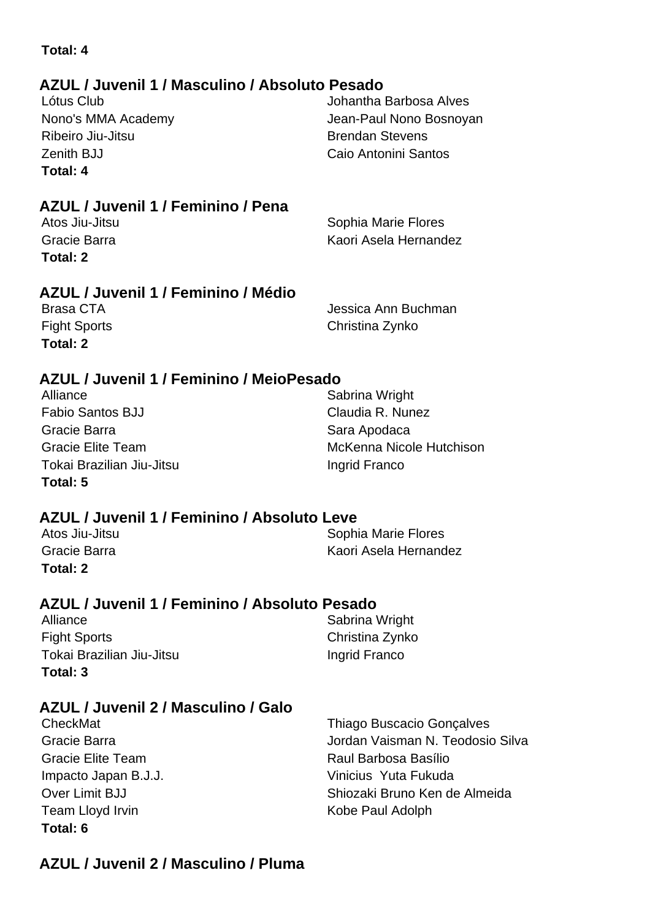**Total: 4**

## AZUL / Juvenil 1 / Masculino / Absoluto Pesado

| | |
|---|---|
| Lótus Club | Johantha Barbosa Alves |
| Nono's MMA Academy | Jean-Paul Nono Bosnoyan |
| Ribeiro Jiu-Jitsu | Brendan Stevens |
| Zenith BJJ | Caio Antonini Santos |

**Total: 4**

## AZUL / Juvenil 1 / Feminino / Pena

| | |
|---|---|
| Atos Jiu-Jitsu | Sophia Marie Flores |
| Gracie Barra | Kaori Asela Hernandez |

**Total: 2**

## AZUL / Juvenil 1 / Feminino / Médio

| | |
|---|---|
| Brasa CTA | Jessica Ann Buchman |
| Fight Sports | Christina Zynko |

**Total: 2**

## AZUL / Juvenil 1 / Feminino / MeioPesado

| | |
|---|---|
| Alliance | Sabrina Wright |
| Fabio Santos BJJ | Claudia R. Nunez |
| Gracie Barra | Sara Apodaca |
| Gracie Elite Team | McKenna Nicole Hutchison |
| Tokai Brazilian Jiu-Jitsu | Ingrid Franco |

**Total: 5**

## AZUL / Juvenil 1 / Feminino / Absoluto Leve

| | |
|---|---|
| Atos Jiu-Jitsu | Sophia Marie Flores |
| Gracie Barra | Kaori Asela Hernandez |

**Total: 2**

## AZUL / Juvenil 1 / Feminino / Absoluto Pesado

| | |
|---|---|
| Alliance | Sabrina Wright |
| Fight Sports | Christina Zynko |
| Tokai Brazilian Jiu-Jitsu | Ingrid Franco |

**Total: 3**

## AZUL / Juvenil 2 / Masculino / Galo

| | |
|---|---|
| CheckMat | Thiago Buscacio Gonçalves |
| Gracie Barra | Jordan Vaisman N. Teodosio Silva |
| Gracie Elite Team | Raul Barbosa Basílio |
| Impacto Japan B.J.J. | Vinicius Yuta Fukuda |
| Over Limit BJJ | Shiozaki Bruno Ken de Almeida |
| Team Lloyd Irvin | Kobe Paul Adolph |

**Total: 6**

## AZUL / Juvenil 2 / Masculino / Pluma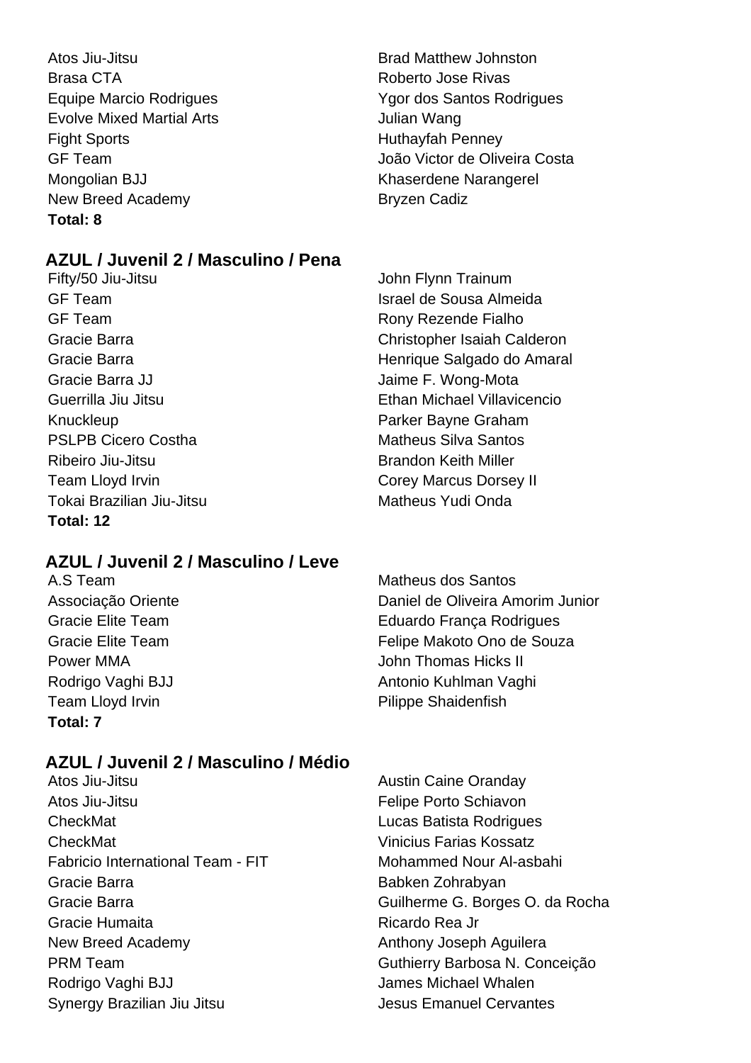| | |
|---|---|
| Atos Jiu-Jitsu | Brad Matthew Johnston |
| Brasa CTA | Roberto Jose Rivas |
| Equipe Marcio Rodrigues | Ygor dos Santos Rodrigues |
| Evolve Mixed Martial Arts | Julian Wang |
| Fight Sports | Huthayfah Penney |
| GF Team | João Victor de Oliveira Costa |
| Mongolian BJJ | Khaserdene Narangerel |
| New Breed Academy | Bryzen Cadiz |

**Total: 8**

## AZUL / Juvenil 2 / Masculino / Pena

| | |
|---|---|
| Fifty/50 Jiu-Jitsu | John Flynn Trainum |
| GF Team | Israel de Sousa Almeida |
| GF Team | Rony Rezende Fialho |
| Gracie Barra | Christopher Isaiah Calderon |
| Gracie Barra | Henrique Salgado do Amaral |
| Gracie Barra JJ | Jaime F. Wong-Mota |
| Guerrilla Jiu Jitsu | Ethan Michael Villavicencio |
| Knuckleup | Parker Bayne Graham |
| PSLPB Cicero Costha | Matheus Silva Santos |
| Ribeiro Jiu-Jitsu | Brandon Keith Miller |
| Team Lloyd Irvin | Corey Marcus Dorsey II |
| Tokai Brazilian Jiu-Jitsu | Matheus Yudi Onda |

**Total: 12**

## AZUL / Juvenil 2 / Masculino / Leve

| | |
|---|---|
| A.S Team | Matheus dos Santos |
| Associação Oriente | Daniel de Oliveira Amorim Junior |
| Gracie Elite Team | Eduardo França Rodrigues |
| Gracie Elite Team | Felipe Makoto Ono de Souza |
| Power MMA | John Thomas Hicks II |
| Rodrigo Vaghi BJJ | Antonio Kuhlman Vaghi |
| Team Lloyd Irvin | Pilippe Shaidenfish |

**Total: 7**

## AZUL / Juvenil 2 / Masculino / Médio

| | |
|---|---|
| Atos Jiu-Jitsu | Austin Caine Oranday |
| Atos Jiu-Jitsu | Felipe Porto Schiavon |
| CheckMat | Lucas Batista Rodrigues |
| CheckMat | Vinicius Farias Kossatz |
| Fabricio International Team - FIT | Mohammed Nour Al-asbahi |
| Gracie Barra | Babken Zohrabyan |
| Gracie Barra | Guilherme G. Borges O. da Rocha |
| Gracie Humaita | Ricardo Rea Jr |
| New Breed Academy | Anthony Joseph Aguilera |
| PRM Team | Guthierry Barbosa N. Conceição |
| Rodrigo Vaghi BJJ | James Michael Whalen |
| Synergy Brazilian Jiu Jitsu | Jesus Emanuel Cervantes |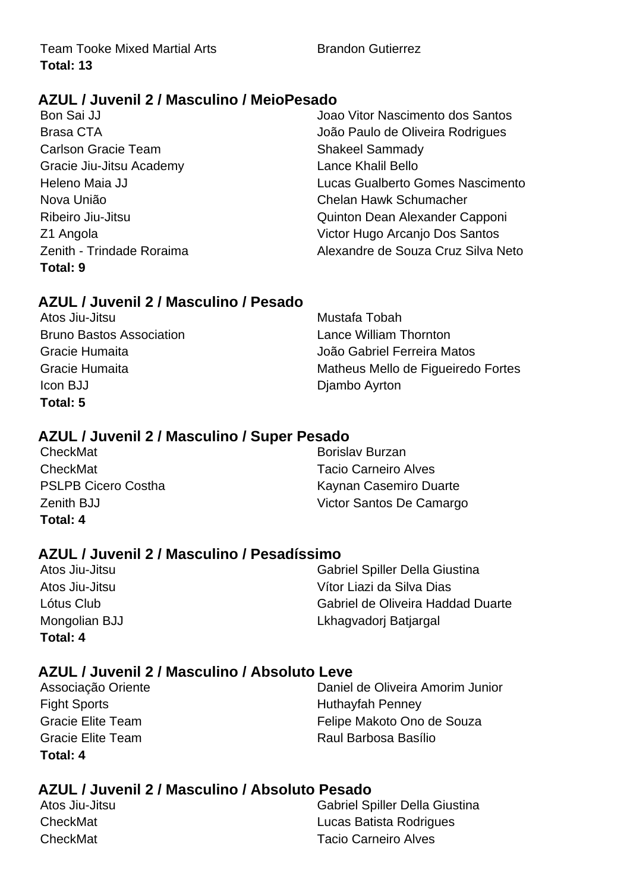| Team Tooke Mixed Martial Arts | Brandon Gutierrez |
|---|---|

**Total: 13**

## AZUL / Juvenil 2 / Masculino / MeioPesado

| Academy | Athlete |
|---|---|
| Bon Sai JJ | Joao Vitor Nascimento dos Santos |
| Brasa CTA | João Paulo de Oliveira Rodrigues |
| Carlson Gracie Team | Shakeel Sammady |
| Gracie Jiu-Jitsu Academy | Lance Khalil Bello |
| Heleno Maia JJ | Lucas Gualberto Gomes Nascimento |
| Nova União | Chelan Hawk Schumacher |
| Ribeiro Jiu-Jitsu | Quinton Dean Alexander Capponi |
| Z1 Angola | Victor Hugo Arcanjo Dos Santos |
| Zenith - Trindade Roraima | Alexandre de Souza Cruz Silva Neto |

**Total: 9**

## AZUL / Juvenil 2 / Masculino / Pesado

| Academy | Athlete |
|---|---|
| Atos Jiu-Jitsu | Mustafa Tobah |
| Bruno Bastos Association | Lance William Thornton |
| Gracie Humaita | João Gabriel Ferreira Matos |
| Gracie Humaita | Matheus Mello de Figueiredo Fortes |
| Icon BJJ | Djambo Ayrton |

**Total: 5**

## AZUL / Juvenil 2 / Masculino / Super Pesado

| Academy | Athlete |
|---|---|
| CheckMat | Borislav Burzan |
| CheckMat | Tacio Carneiro Alves |
| PSLPB Cicero Costha | Kaynan Casemiro Duarte |
| Zenith BJJ | Victor Santos De Camargo |

**Total: 4**

## AZUL / Juvenil 2 / Masculino / Pesadíssimo

| Academy | Athlete |
|---|---|
| Atos Jiu-Jitsu | Gabriel Spiller Della Giustina |
| Atos Jiu-Jitsu | Vítor Liazi da Silva Dias |
| Lótus Club | Gabriel de Oliveira Haddad Duarte |
| Mongolian BJJ | Lkhagvadorj Batjargal |

**Total: 4**

## AZUL / Juvenil 2 / Masculino / Absoluto Leve

| Academy | Athlete |
|---|---|
| Associação Oriente | Daniel de Oliveira Amorim Junior |
| Fight Sports | Huthayfah Penney |
| Gracie Elite Team | Felipe Makoto Ono de Souza |
| Gracie Elite Team | Raul Barbosa Basílio |

**Total: 4**

## AZUL / Juvenil 2 / Masculino / Absoluto Pesado

| Academy | Athlete |
|---|---|
| Atos Jiu-Jitsu | Gabriel Spiller Della Giustina |
| CheckMat | Lucas Batista Rodrigues |
| CheckMat | Tacio Carneiro Alves |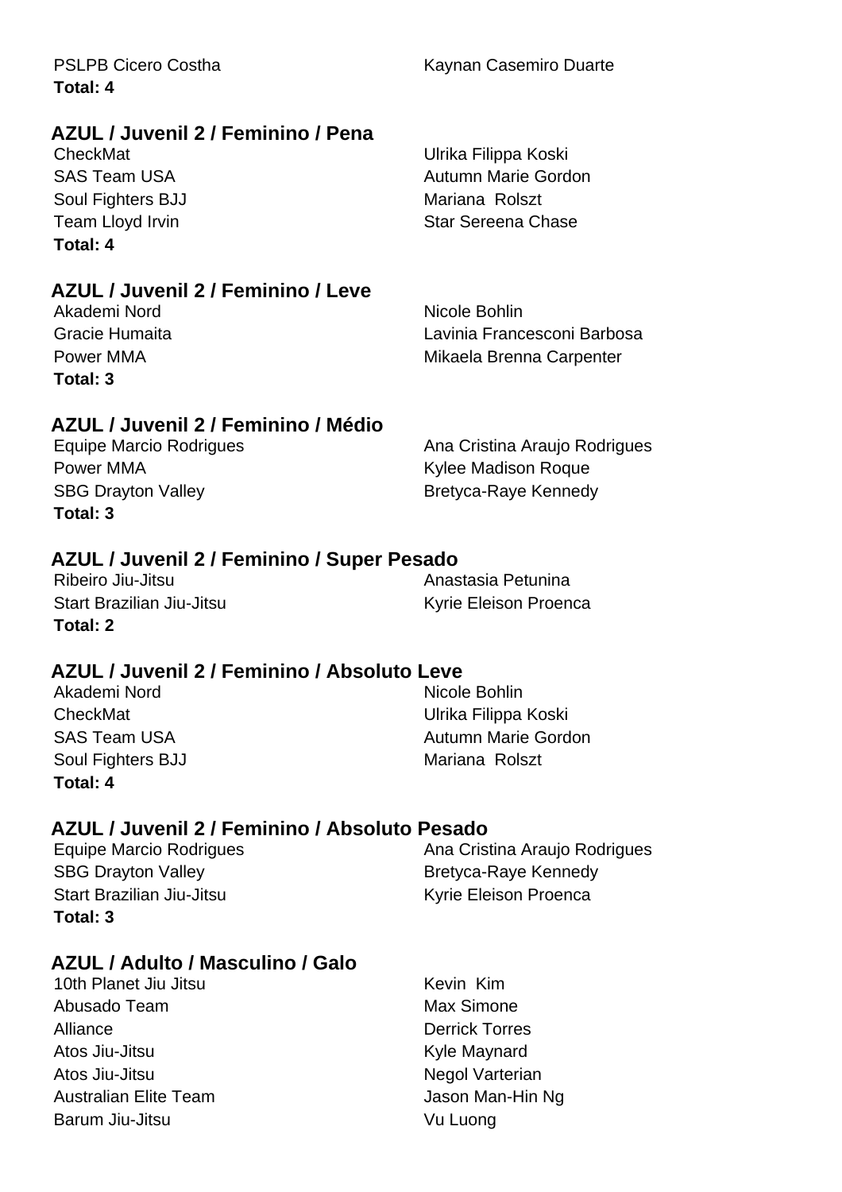PSLPB Cicero Costha | Kaynan Casemiro Duarte

**Total: 4**

## AZUL / Juvenil 2 / Feminino / Pena

| Team | Athlete |
|---|---|
| CheckMat | Ulrika Filippa Koski |
| SAS Team USA | Autumn Marie Gordon |
| Soul Fighters BJJ | Mariana  Rolszt |
| Team Lloyd Irvin | Star Sereena Chase |

**Total: 4**

## AZUL / Juvenil 2 / Feminino / Leve

| Team | Athlete |
|---|---|
| Akademi Nord | Nicole Bohlin |
| Gracie Humaita | Lavinia Francesconi Barbosa |
| Power MMA | Mikaela Brenna Carpenter |

**Total: 3**

## AZUL / Juvenil 2 / Feminino / Médio

| Team | Athlete |
|---|---|
| Equipe Marcio Rodrigues | Ana Cristina Araujo Rodrigues |
| Power MMA | Kylee Madison Roque |
| SBG Drayton Valley | Bretyca-Raye Kennedy |

**Total: 3**

## AZUL / Juvenil 2 / Feminino / Super Pesado

| Team | Athlete |
|---|---|
| Ribeiro Jiu-Jitsu | Anastasia Petunina |
| Start Brazilian Jiu-Jitsu | Kyrie Eleison Proenca |

**Total: 2**

## AZUL / Juvenil 2 / Feminino / Absoluto Leve

| Team | Athlete |
|---|---|
| Akademi Nord | Nicole Bohlin |
| CheckMat | Ulrika Filippa Koski |
| SAS Team USA | Autumn Marie Gordon |
| Soul Fighters BJJ | Mariana  Rolszt |

**Total: 4**

## AZUL / Juvenil 2 / Feminino / Absoluto Pesado

| Team | Athlete |
|---|---|
| Equipe Marcio Rodrigues | Ana Cristina Araujo Rodrigues |
| SBG Drayton Valley | Bretyca-Raye Kennedy |
| Start Brazilian Jiu-Jitsu | Kyrie Eleison Proenca |

**Total: 3**

## AZUL / Adulto / Masculino / Galo

| Team | Athlete |
|---|---|
| 10th Planet Jiu Jitsu | Kevin  Kim |
| Abusado Team | Max Simone |
| Alliance | Derrick Torres |
| Atos Jiu-Jitsu | Kyle Maynard |
| Atos Jiu-Jitsu | Negol Varterian |
| Australian Elite Team | Jason Man-Hin Ng |
| Barum Jiu-Jitsu | Vu Luong |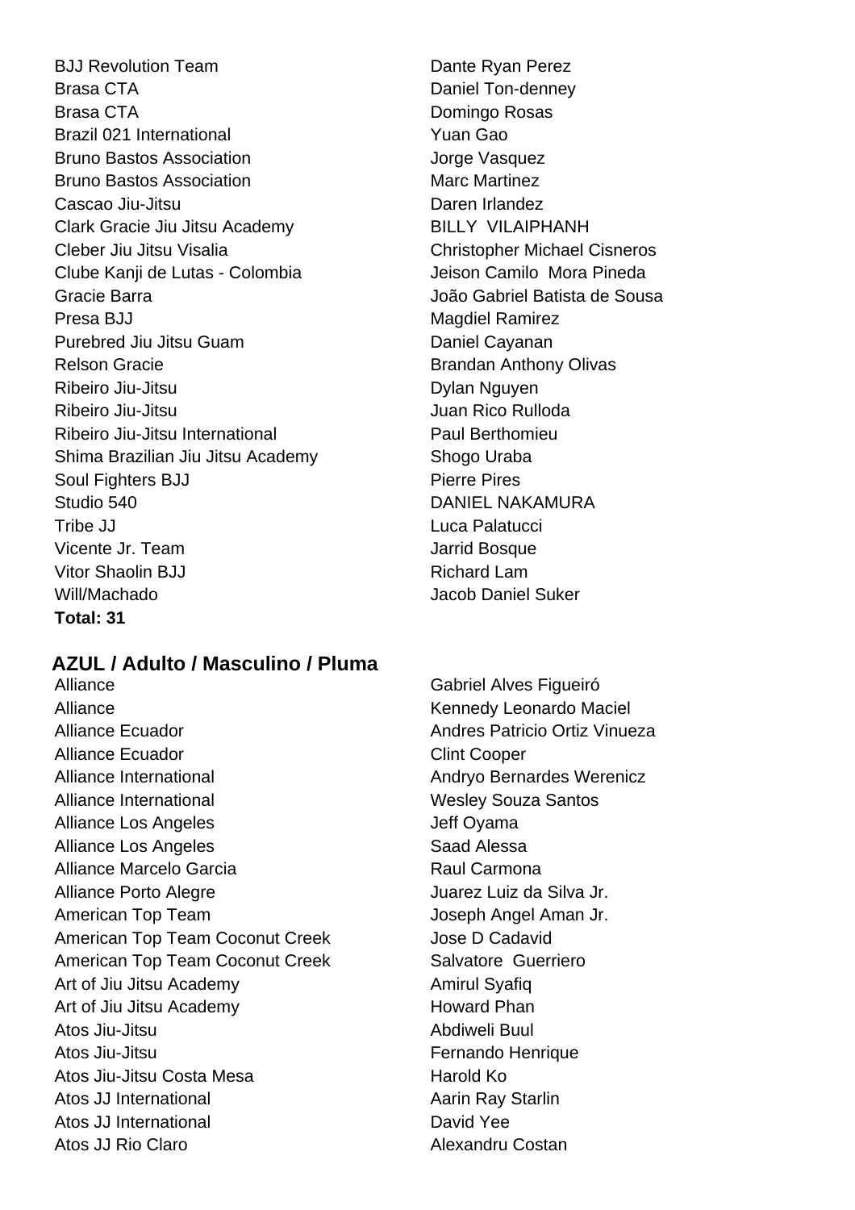| | |
|---|---|
| BJJ Revolution Team | Dante Ryan Perez |
| Brasa CTA | Daniel Ton-denney |
| Brasa CTA | Domingo Rosas |
| Brazil 021 International | Yuan Gao |
| Bruno Bastos Association | Jorge Vasquez |
| Bruno Bastos Association | Marc Martinez |
| Cascao Jiu-Jitsu | Daren Irlandez |
| Clark Gracie Jiu Jitsu Academy | BILLY VILAIPHANH |
| Cleber Jiu Jitsu Visalia | Christopher Michael Cisneros |
| Clube Kanji de Lutas - Colombia | Jeison Camilo Mora Pineda |
| Gracie Barra | João Gabriel Batista de Sousa |
| Presa BJJ | Magdiel Ramirez |
| Purebred Jiu Jitsu Guam | Daniel Cayanan |
| Relson Gracie | Brandan Anthony Olivas |
| Ribeiro Jiu-Jitsu | Dylan Nguyen |
| Ribeiro Jiu-Jitsu | Juan Rico Rulloda |
| Ribeiro Jiu-Jitsu International | Paul Berthomieu |
| Shima Brazilian Jiu Jitsu Academy | Shogo Uraba |
| Soul Fighters BJJ | Pierre Pires |
| Studio 540 | DANIEL NAKAMURA |
| Tribe JJ | Luca Palatucci |
| Vicente Jr. Team | Jarrid Bosque |
| Vitor Shaolin BJJ | Richard Lam |
| Will/Machado | Jacob Daniel Suker |

**Total: 31**

## AZUL / Adulto / Masculino / Pluma

| | |
|---|---|
| Alliance | Gabriel Alves Figueiró |
| Alliance | Kennedy Leonardo Maciel |
| Alliance Ecuador | Andres Patricio Ortiz Vinueza |
| Alliance Ecuador | Clint Cooper |
| Alliance International | Andryo Bernardes Werenicz |
| Alliance International | Wesley Souza Santos |
| Alliance Los Angeles | Jeff Oyama |
| Alliance Los Angeles | Saad Alessa |
| Alliance Marcelo Garcia | Raul Carmona |
| Alliance Porto Alegre | Juarez Luiz da Silva Jr. |
| American Top Team | Joseph Angel Aman Jr. |
| American Top Team Coconut Creek | Jose D Cadavid |
| American Top Team Coconut Creek | Salvatore Guerriero |
| Art of Jiu Jitsu Academy | Amirul Syafiq |
| Art of Jiu Jitsu Academy | Howard Phan |
| Atos Jiu-Jitsu | Abdiweli Buul |
| Atos Jiu-Jitsu | Fernando Henrique |
| Atos Jiu-Jitsu Costa Mesa | Harold Ko |
| Atos JJ International | Aarin Ray Starlin |
| Atos JJ International | David Yee |
| Atos JJ Rio Claro | Alexandru Costan |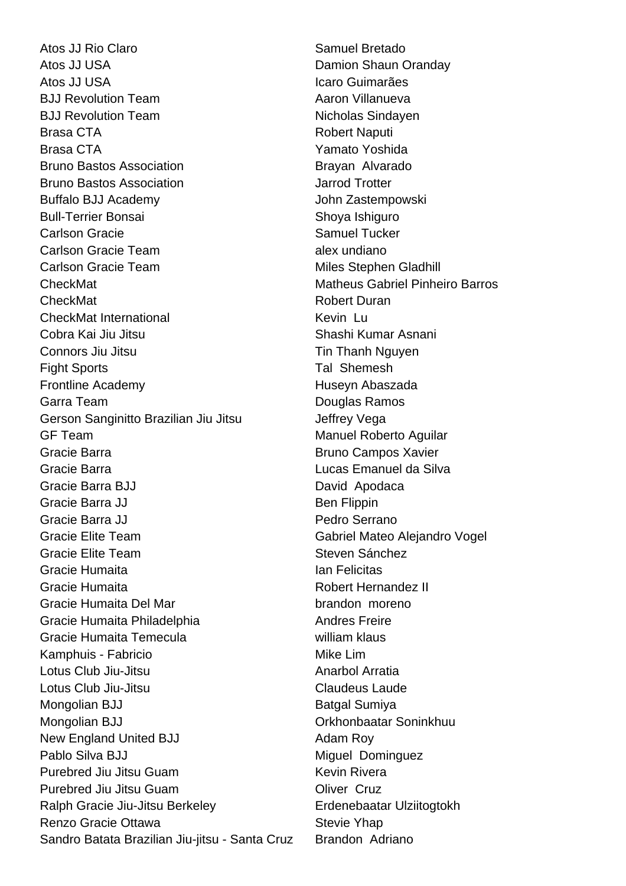| | |
|---|---|
| Atos JJ Rio Claro | Samuel Bretado |
| Atos JJ USA | Damion Shaun Oranday |
| Atos JJ USA | Icaro Guimarães |
| BJJ Revolution Team | Aaron Villanueva |
| BJJ Revolution Team | Nicholas Sindayen |
| Brasa CTA | Robert Naputi |
| Brasa CTA | Yamato Yoshida |
| Bruno Bastos Association | Brayan Alvarado |
| Bruno Bastos Association | Jarrod Trotter |
| Buffalo BJJ Academy | John Zastempowski |
| Bull-Terrier Bonsai | Shoya Ishiguro |
| Carlson Gracie | Samuel Tucker |
| Carlson Gracie Team | alex undiano |
| Carlson Gracie Team | Miles Stephen Gladhill |
| CheckMat | Matheus Gabriel Pinheiro Barros |
| CheckMat | Robert Duran |
| CheckMat International | Kevin Lu |
| Cobra Kai Jiu Jitsu | Shashi Kumar Asnani |
| Connors Jiu Jitsu | Tin Thanh Nguyen |
| Fight Sports | Tal Shemesh |
| Frontline Academy | Huseyn Abaszada |
| Garra Team | Douglas Ramos |
| Gerson Sanginitto Brazilian Jiu Jitsu | Jeffrey Vega |
| GF Team | Manuel Roberto Aguilar |
| Gracie Barra | Bruno Campos Xavier |
| Gracie Barra | Lucas Emanuel da Silva |
| Gracie Barra BJJ | David Apodaca |
| Gracie Barra JJ | Ben Flippin |
| Gracie Barra JJ | Pedro Serrano |
| Gracie Elite Team | Gabriel Mateo Alejandro Vogel |
| Gracie Elite Team | Steven Sánchez |
| Gracie Humaita | Ian Felicitas |
| Gracie Humaita | Robert Hernandez II |
| Gracie Humaita Del Mar | brandon moreno |
| Gracie Humaita Philadelphia | Andres Freire |
| Gracie Humaita Temecula | william klaus |
| Kamphuis - Fabricio | Mike Lim |
| Lotus Club Jiu-Jitsu | Anarbol Arratia |
| Lotus Club Jiu-Jitsu | Claudeus Laude |
| Mongolian BJJ | Batgal Sumiya |
| Mongolian BJJ | Orkhonbaatar Soninkhuu |
| New England United BJJ | Adam Roy |
| Pablo Silva BJJ | Miguel Dominguez |
| Purebred Jiu Jitsu Guam | Kevin Rivera |
| Purebred Jiu Jitsu Guam | Oliver Cruz |
| Ralph Gracie Jiu-Jitsu Berkeley | Erdenebaatar Ulziitogtokh |
| Renzo Gracie Ottawa | Stevie Yhap |
| Sandro Batata Brazilian Jiu-jitsu - Santa Cruz | Brandon Adriano |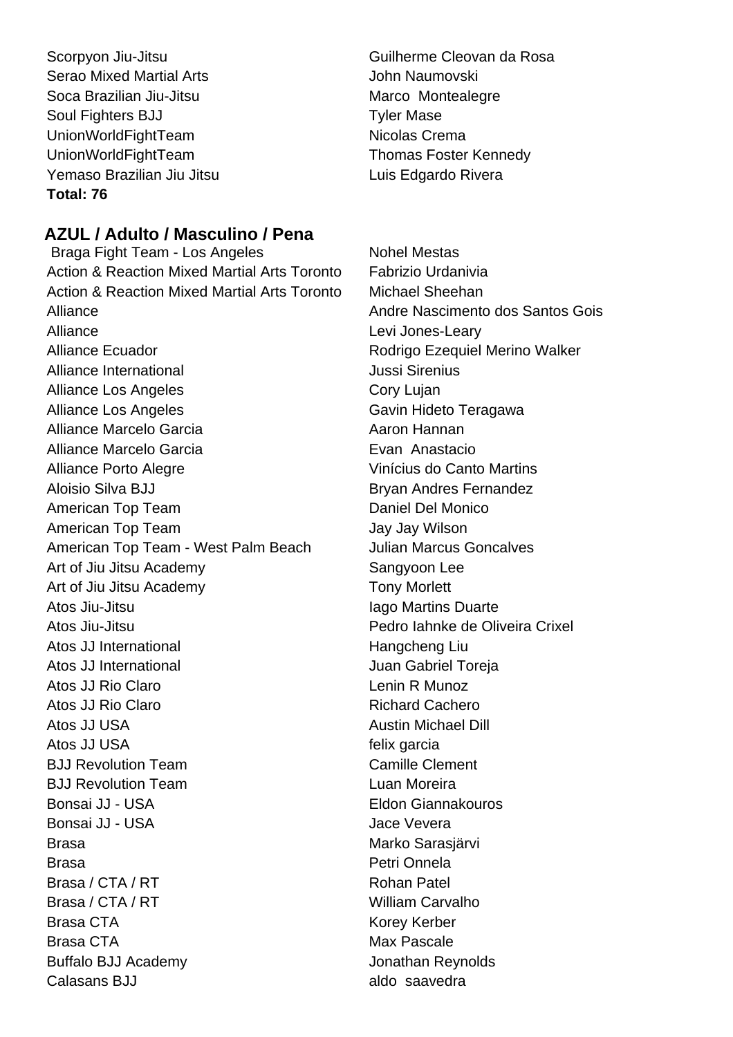| | |
|---|---|
| Scorpyon Jiu-Jitsu | Guilherme Cleovan da Rosa |
| Serao Mixed Martial Arts | John Naumovski |
| Soca Brazilian Jiu-Jitsu | Marco  Montealegre |
| Soul Fighters BJJ | Tyler Mase |
| UnionWorldFightTeam | Nicolas Crema |
| UnionWorldFightTeam | Thomas Foster Kennedy |
| Yemaso Brazilian Jiu Jitsu | Luis Edgardo Rivera |

**Total: 76**

## AZUL / Adulto / Masculino / Pena

| | |
|---|---|
| Braga Fight Team - Los Angeles | Nohel Mestas |
| Action & Reaction Mixed Martial Arts Toronto | Fabrizio Urdanivia |
| Action & Reaction Mixed Martial Arts Toronto | Michael Sheehan |
| Alliance | Andre Nascimento dos Santos Gois |
| Alliance | Levi Jones-Leary |
| Alliance Ecuador | Rodrigo Ezequiel Merino Walker |
| Alliance International | Jussi Sirenius |
| Alliance Los Angeles | Cory Lujan |
| Alliance Los Angeles | Gavin Hideto Teragawa |
| Alliance Marcelo Garcia | Aaron Hannan |
| Alliance Marcelo Garcia | Evan  Anastacio |
| Alliance Porto Alegre | Vinícius do Canto Martins |
| Aloisio Silva BJJ | Bryan Andres Fernandez |
| American Top Team | Daniel Del Monico |
| American Top Team | Jay Jay Wilson |
| American Top Team - West Palm Beach | Julian Marcus Goncalves |
| Art of Jiu Jitsu Academy | Sangyoon Lee |
| Art of Jiu Jitsu Academy | Tony Morlett |
| Atos Jiu-Jitsu | Iago Martins Duarte |
| Atos Jiu-Jitsu | Pedro Iahnke de Oliveira Crixel |
| Atos JJ International | Hangcheng Liu |
| Atos JJ International | Juan Gabriel Toreja |
| Atos JJ Rio Claro | Lenin R Munoz |
| Atos JJ Rio Claro | Richard Cachero |
| Atos JJ USA | Austin Michael Dill |
| Atos JJ USA | felix garcia |
| BJJ Revolution Team | Camille Clement |
| BJJ Revolution Team | Luan Moreira |
| Bonsai JJ - USA | Eldon Giannakouros |
| Bonsai JJ - USA | Jace Vevera |
| Brasa | Marko Sarasjärvi |
| Brasa | Petri Onnela |
| Brasa / CTA / RT | Rohan Patel |
| Brasa / CTA / RT | William Carvalho |
| Brasa CTA | Korey Kerber |
| Brasa CTA | Max Pascale |
| Buffalo BJJ Academy | Jonathan Reynolds |
| Calasans BJJ | aldo  saavedra |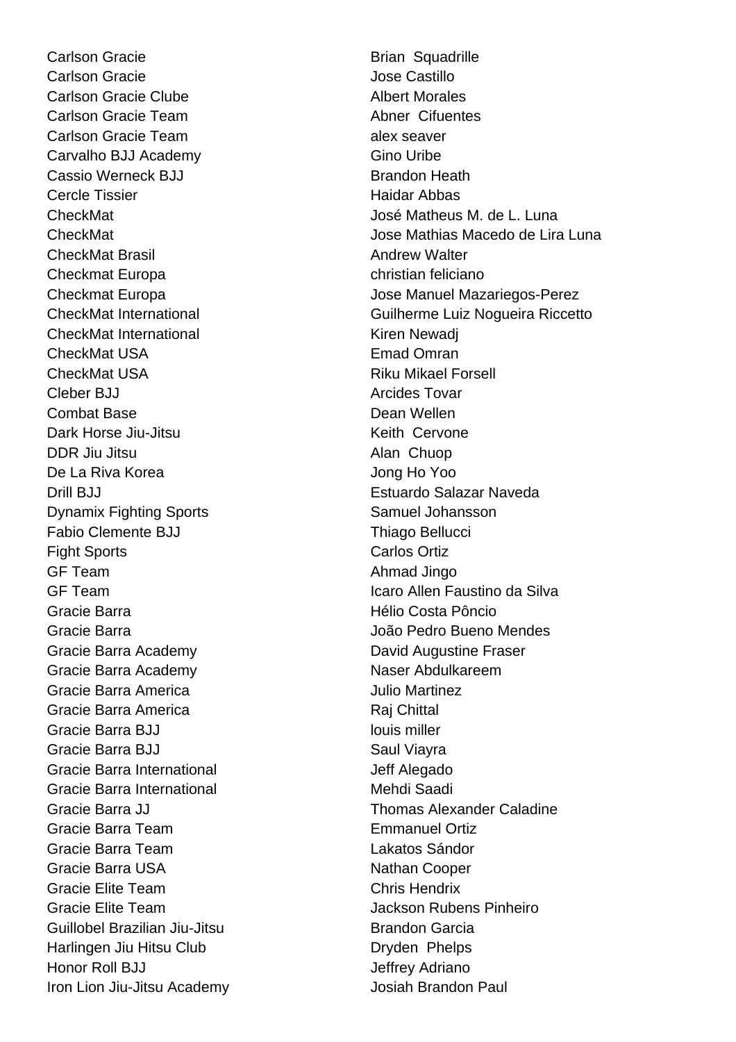| | |
|---|---|
| Carlson Gracie | Brian Squadrille |
| Carlson Gracie | Jose Castillo |
| Carlson Gracie Clube | Albert Morales |
| Carlson Gracie Team | Abner Cifuentes |
| Carlson Gracie Team | alex seaver |
| Carvalho BJJ Academy | Gino Uribe |
| Cassio Werneck BJJ | Brandon Heath |
| Cercle Tissier | Haidar Abbas |
| CheckMat | José Matheus M. de L. Luna |
| CheckMat | Jose Mathias Macedo de Lira Luna |
| CheckMat Brasil | Andrew Walter |
| Checkmat Europa | christian feliciano |
| Checkmat Europa | Jose Manuel Mazariegos-Perez |
| CheckMat International | Guilherme Luiz Nogueira Riccetto |
| CheckMat International | Kiren Newadj |
| CheckMat USA | Emad Omran |
| CheckMat USA | Riku Mikael Forsell |
| Cleber BJJ | Arcides Tovar |
| Combat Base | Dean Wellen |
| Dark Horse Jiu-Jitsu | Keith Cervone |
| DDR Jiu Jitsu | Alan Chuop |
| De La Riva Korea | Jong Ho Yoo |
| Drill BJJ | Estuardo Salazar Naveda |
| Dynamix Fighting Sports | Samuel Johansson |
| Fabio Clemente BJJ | Thiago Bellucci |
| Fight Sports | Carlos Ortiz |
| GF Team | Ahmad Jingo |
| GF Team | Icaro Allen Faustino da Silva |
| Gracie Barra | Hélio Costa Pôncio |
| Gracie Barra | João Pedro Bueno Mendes |
| Gracie Barra Academy | David Augustine Fraser |
| Gracie Barra Academy | Naser Abdulkareem |
| Gracie Barra America | Julio Martinez |
| Gracie Barra America | Raj Chittal |
| Gracie Barra BJJ | louis miller |
| Gracie Barra BJJ | Saul Viayra |
| Gracie Barra International | Jeff Alegado |
| Gracie Barra International | Mehdi Saadi |
| Gracie Barra JJ | Thomas Alexander Caladine |
| Gracie Barra Team | Emmanuel Ortiz |
| Gracie Barra Team | Lakatos Sándor |
| Gracie Barra USA | Nathan Cooper |
| Gracie Elite Team | Chris Hendrix |
| Gracie Elite Team | Jackson Rubens Pinheiro |
| Guillobel Brazilian Jiu-Jitsu | Brandon Garcia |
| Harlingen Jiu Hitsu Club | Dryden Phelps |
| Honor Roll BJJ | Jeffrey Adriano |
| Iron Lion Jiu-Jitsu Academy | Josiah Brandon Paul |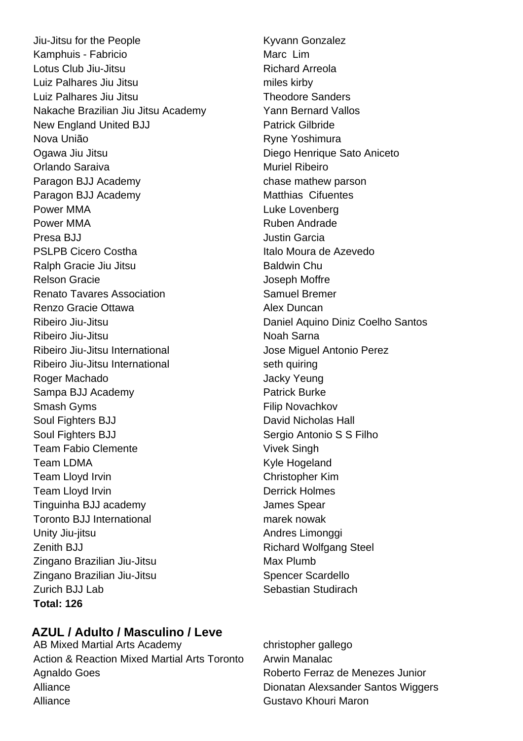| | |
|---|---|
| Jiu-Jitsu for the People | Kyvann Gonzalez |
| Kamphuis - Fabricio | Marc  Lim |
| Lotus Club Jiu-Jitsu | Richard Arreola |
| Luiz Palhares Jiu Jitsu | miles kirby |
| Luiz Palhares Jiu Jitsu | Theodore Sanders |
| Nakache Brazilian Jiu Jitsu Academy | Yann Bernard Vallos |
| New England United BJJ | Patrick Gilbride |
| Nova União | Ryne Yoshimura |
| Ogawa Jiu Jitsu | Diego Henrique Sato Aniceto |
| Orlando Saraiva | Muriel Ribeiro |
| Paragon BJJ Academy | chase mathew parson |
| Paragon BJJ Academy | Matthias  Cifuentes |
| Power MMA | Luke Lovenberg |
| Power MMA | Ruben Andrade |
| Presa BJJ | Justin Garcia |
| PSLPB Cicero Costha | Italo Moura de Azevedo |
| Ralph Gracie Jiu Jitsu | Baldwin Chu |
| Relson Gracie | Joseph Moffre |
| Renato Tavares Association | Samuel Bremer |
| Renzo Gracie Ottawa | Alex Duncan |
| Ribeiro Jiu-Jitsu | Daniel Aquino Diniz Coelho Santos |
| Ribeiro Jiu-Jitsu | Noah Sarna |
| Ribeiro Jiu-Jitsu International | Jose Miguel Antonio Perez |
| Ribeiro Jiu-Jitsu International | seth quiring |
| Roger Machado | Jacky Yeung |
| Sampa BJJ Academy | Patrick Burke |
| Smash Gyms | Filip Novachkov |
| Soul Fighters BJJ | David Nicholas Hall |
| Soul Fighters BJJ | Sergio Antonio S S Filho |
| Team Fabio Clemente | Vivek Singh |
| Team LDMA | Kyle Hogeland |
| Team Lloyd Irvin | Christopher Kim |
| Team Lloyd Irvin | Derrick Holmes |
| Tinguinha BJJ academy | James Spear |
| Toronto BJJ International | marek nowak |
| Unity Jiu-jitsu | Andres Limonggi |
| Zenith BJJ | Richard Wolfgang Steel |
| Zingano Brazilian Jiu-Jitsu | Max Plumb |
| Zingano Brazilian Jiu-Jitsu | Spencer Scardello |
| Zurich BJJ Lab | Sebastian Studirach |

**Total: 126**

## AZUL / Adulto / Masculino / Leve

| | |
|---|---|
| AB Mixed Martial Arts Academy | christopher gallego |
| Action & Reaction Mixed Martial Arts Toronto | Arwin Manalac |
| Agnaldo Goes | Roberto Ferraz de Menezes Junior |
| Alliance | Dionatan Alexsander Santos Wiggers |
| Alliance | Gustavo Khouri Maron |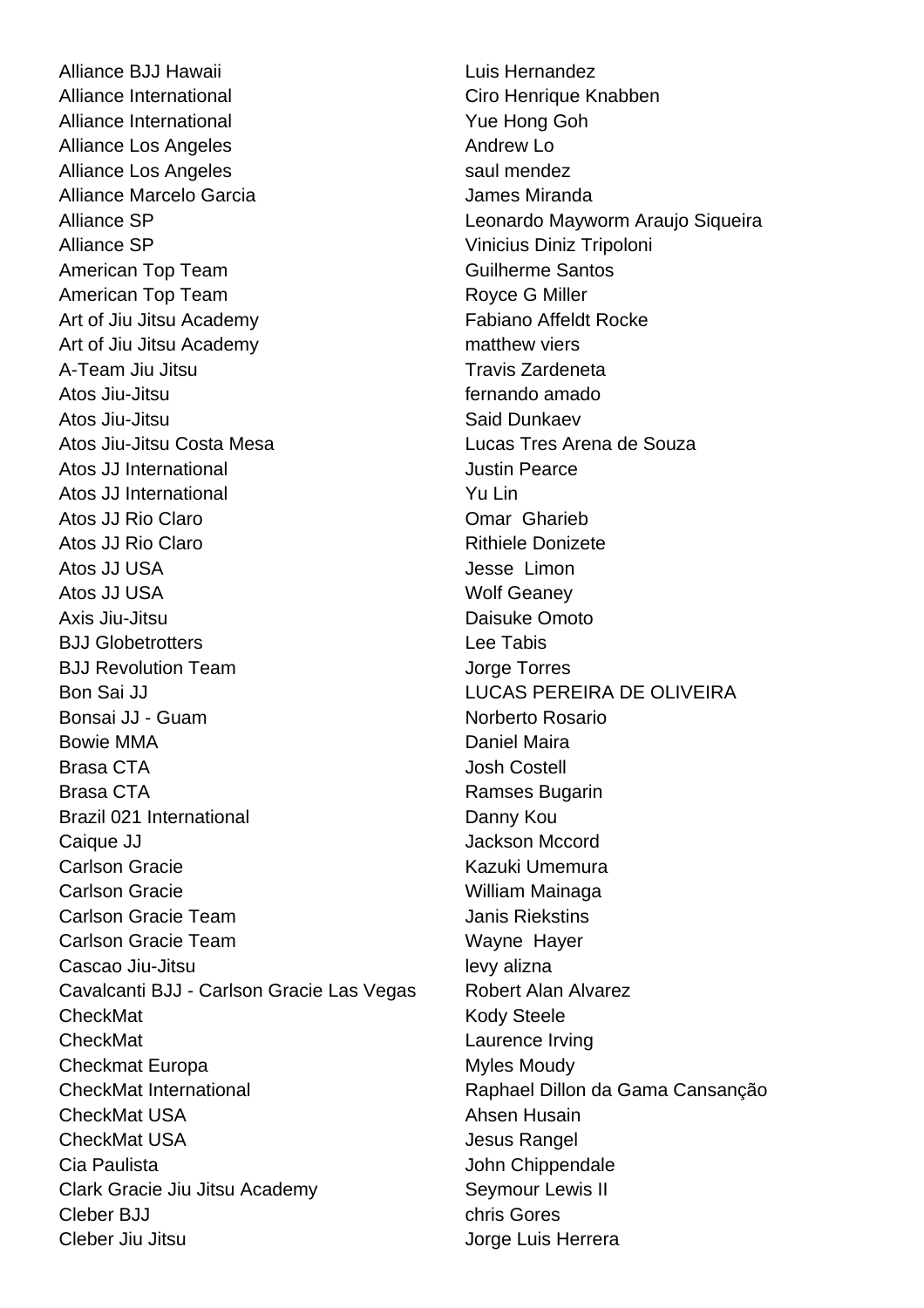| | |
|---|---|
| Alliance BJJ Hawaii | Luis Hernandez |
| Alliance International | Ciro Henrique Knabben |
| Alliance International | Yue Hong Goh |
| Alliance Los Angeles | Andrew Lo |
| Alliance Los Angeles | saul mendez |
| Alliance Marcelo Garcia | James Miranda |
| Alliance SP | Leonardo Mayworm Araujo Siqueira |
| Alliance SP | Vinicius Diniz Tripoloni |
| American Top Team | Guilherme Santos |
| American Top Team | Royce G Miller |
| Art of Jiu Jitsu Academy | Fabiano Affeldt Rocke |
| Art of Jiu Jitsu Academy | matthew viers |
| A-Team Jiu Jitsu | Travis Zardeneta |
| Atos Jiu-Jitsu | fernando amado |
| Atos Jiu-Jitsu | Said Dunkaev |
| Atos Jiu-Jitsu Costa Mesa | Lucas Tres Arena de Souza |
| Atos JJ International | Justin Pearce |
| Atos JJ International | Yu Lin |
| Atos JJ Rio Claro | Omar Gharieb |
| Atos JJ Rio Claro | Rithiele Donizete |
| Atos JJ USA | Jesse Limon |
| Atos JJ USA | Wolf Geaney |
| Axis Jiu-Jitsu | Daisuke Omoto |
| BJJ Globetrotters | Lee Tabis |
| BJJ Revolution Team | Jorge Torres |
| Bon Sai JJ | LUCAS PEREIRA DE OLIVEIRA |
| Bonsai JJ - Guam | Norberto Rosario |
| Bowie MMA | Daniel Maira |
| Brasa CTA | Josh Costell |
| Brasa CTA | Ramses Bugarin |
| Brazil 021 International | Danny Kou |
| Caique JJ | Jackson Mccord |
| Carlson Gracie | Kazuki Umemura |
| Carlson Gracie | William Mainaga |
| Carlson Gracie Team | Janis Riekstins |
| Carlson Gracie Team | Wayne Hayer |
| Cascao Jiu-Jitsu | levy alizna |
| Cavalcanti BJJ - Carlson Gracie Las Vegas | Robert Alan Alvarez |
| CheckMat | Kody Steele |
| CheckMat | Laurence Irving |
| Checkmat Europa | Myles Moudy |
| CheckMat International | Raphael Dillon da Gama Cansanção |
| CheckMat USA | Ahsen Husain |
| CheckMat USA | Jesus Rangel |
| Cia Paulista | John Chippendale |
| Clark Gracie Jiu Jitsu Academy | Seymour Lewis II |
| Cleber BJJ | chris Gores |
| Cleber Jiu Jitsu | Jorge Luis Herrera |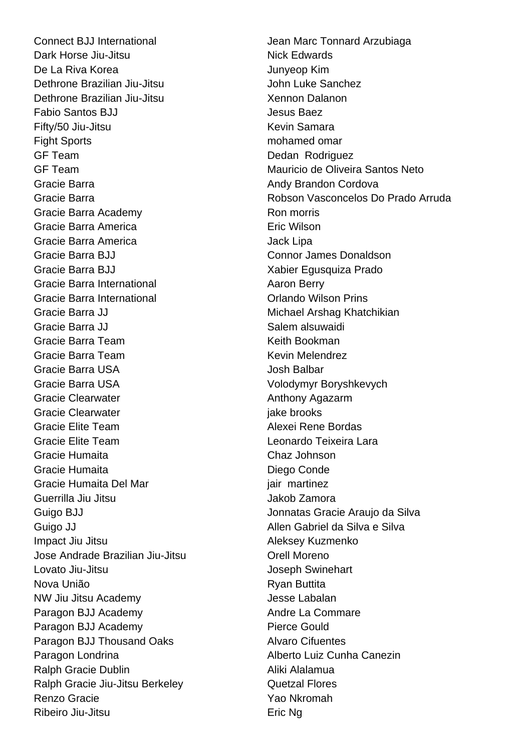| | |
|---|---|
| Connect BJJ International | Jean Marc Tonnard Arzubiaga |
| Dark Horse Jiu-Jitsu | Nick Edwards |
| De La Riva Korea | Junyeop Kim |
| Dethrone Brazilian Jiu-Jitsu | John Luke Sanchez |
| Dethrone Brazilian Jiu-Jitsu | Xennon Dalanon |
| Fabio Santos BJJ | Jesus Baez |
| Fifty/50 Jiu-Jitsu | Kevin Samara |
| Fight Sports | mohamed omar |
| GF Team | Dedan  Rodriguez |
| GF Team | Mauricio de Oliveira Santos Neto |
| Gracie Barra | Andy Brandon Cordova |
| Gracie Barra | Robson Vasconcelos Do Prado Arruda |
| Gracie Barra Academy | Ron morris |
| Gracie Barra America | Eric Wilson |
| Gracie Barra America | Jack Lipa |
| Gracie Barra BJJ | Connor James Donaldson |
| Gracie Barra BJJ | Xabier Egusquiza Prado |
| Gracie Barra International | Aaron Berry |
| Gracie Barra International | Orlando Wilson Prins |
| Gracie Barra JJ | Michael Arshag Khatchikian |
| Gracie Barra JJ | Salem alsuwaidi |
| Gracie Barra Team | Keith Bookman |
| Gracie Barra Team | Kevin Melendrez |
| Gracie Barra USA | Josh Balbar |
| Gracie Barra USA | Volodymyr Boryshkevych |
| Gracie Clearwater | Anthony Agazarm |
| Gracie Clearwater | jake brooks |
| Gracie Elite Team | Alexei Rene Bordas |
| Gracie Elite Team | Leonardo Teixeira Lara |
| Gracie Humaita | Chaz Johnson |
| Gracie Humaita | Diego Conde |
| Gracie Humaita Del Mar | jair  martinez |
| Guerrilla Jiu Jitsu | Jakob Zamora |
| Guigo BJJ | Jonnatas Gracie Araujo da Silva |
| Guigo JJ | Allen Gabriel da Silva e Silva |
| Impact Jiu Jitsu | Aleksey Kuzmenko |
| Jose Andrade Brazilian Jiu-Jitsu | Orell Moreno |
| Lovato Jiu-Jitsu | Joseph Swinehart |
| Nova União | Ryan Buttita |
| NW Jiu Jitsu Academy | Jesse Labalan |
| Paragon BJJ Academy | Andre La Commare |
| Paragon BJJ Academy | Pierce Gould |
| Paragon BJJ Thousand Oaks | Alvaro Cifuentes |
| Paragon Londrina | Alberto Luiz Cunha Canezin |
| Ralph Gracie Dublin | Aliki Alalamua |
| Ralph Gracie Jiu-Jitsu Berkeley | Quetzal Flores |
| Renzo Gracie | Yao Nkromah |
| Ribeiro Jiu-Jitsu | Eric Ng |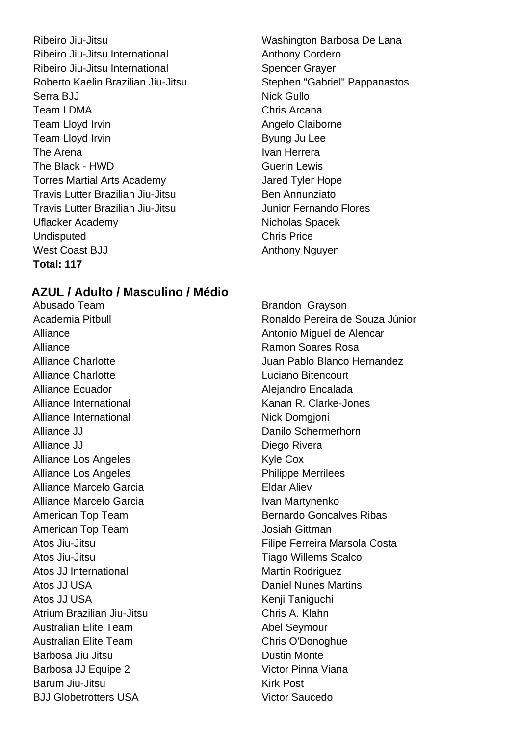| | |
|---|---|
| Ribeiro Jiu-Jitsu | Washington Barbosa De Lana |
| Ribeiro Jiu-Jitsu International | Anthony Cordero |
| Ribeiro Jiu-Jitsu International | Spencer Grayer |
| Roberto Kaelin Brazilian Jiu-Jitsu | Stephen "Gabriel" Pappanastos |
| Serra BJJ | Nick Gullo |
| Team LDMA | Chris Arcana |
| Team Lloyd Irvin | Angelo Claiborne |
| Team Lloyd Irvin | Byung Ju Lee |
| The Arena | Ivan Herrera |
| The Black - HWD | Guerin Lewis |
| Torres Martial Arts Academy | Jared Tyler Hope |
| Travis Lutter Brazilian Jiu-Jitsu | Ben Annunziato |
| Travis Lutter Brazilian Jiu-Jitsu | Junior Fernando Flores |
| Uflacker Academy | Nicholas Spacek |
| Undisputed | Chris Price |
| West Coast BJJ | Anthony Nguyen |

**Total: 117**

## AZUL / Adulto / Masculino / Médio

| | |
|---|---|
| Abusado Team | Brandon Grayson |
| Academia Pitbull | Ronaldo Pereira de Souza Júnior |
| Alliance | Antonio Miguel de Alencar |
| Alliance | Ramon Soares Rosa |
| Alliance Charlotte | Juan Pablo Blanco Hernandez |
| Alliance Charlotte | Luciano Bitencourt |
| Alliance Ecuador | Alejandro Encalada |
| Alliance International | Kanan R. Clarke-Jones |
| Alliance International | Nick Domgjoni |
| Alliance JJ | Danilo Schermerhorn |
| Alliance JJ | Diego Rivera |
| Alliance Los Angeles | Kyle Cox |
| Alliance Los Angeles | Philippe Merrilees |
| Alliance Marcelo Garcia | Eldar Aliev |
| Alliance Marcelo Garcia | Ivan Martynenko |
| American Top Team | Bernardo Goncalves Ribas |
| American Top Team | Josiah Gittman |
| Atos Jiu-Jitsu | Filipe Ferreira Marsola Costa |
| Atos Jiu-Jitsu | Tiago Willems Scalco |
| Atos JJ International | Martin Rodriguez |
| Atos JJ USA | Daniel Nunes Martins |
| Atos JJ USA | Kenji Taniguchi |
| Atrium Brazilian Jiu-Jitsu | Chris A. Klahn |
| Australian Elite Team | Abel Seymour |
| Australian Elite Team | Chris O'Donoghue |
| Barbosa Jiu Jitsu | Dustin Monte |
| Barbosa JJ Equipe 2 | Victor Pinna Viana |
| Barum Jiu-Jitsu | Kirk Post |
| BJJ Globetrotters USA | Victor Saucedo |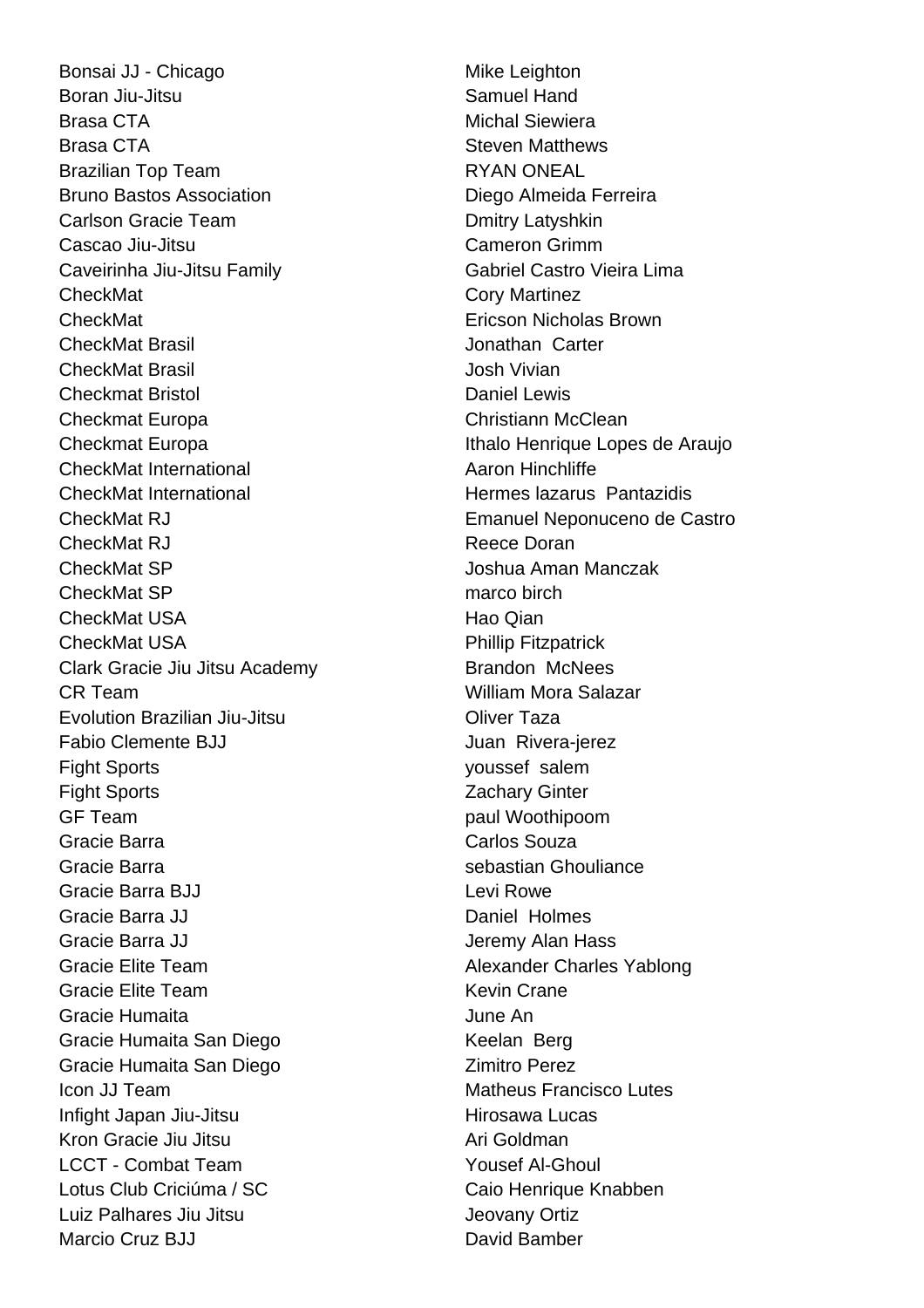| | |
|---|---|
| Bonsai JJ - Chicago | Mike Leighton |
| Boran Jiu-Jitsu | Samuel Hand |
| Brasa CTA | Michal Siewiera |
| Brasa CTA | Steven Matthews |
| Brazilian Top Team | RYAN ONEAL |
| Bruno Bastos Association | Diego Almeida Ferreira |
| Carlson Gracie Team | Dmitry Latyshkin |
| Cascao Jiu-Jitsu | Cameron Grimm |
| Caveirinha Jiu-Jitsu Family | Gabriel Castro Vieira Lima |
| CheckMat | Cory Martinez |
| CheckMat | Ericson Nicholas Brown |
| CheckMat Brasil | Jonathan  Carter |
| CheckMat Brasil | Josh Vivian |
| Checkmat Bristol | Daniel Lewis |
| Checkmat Europa | Christiann McClean |
| Checkmat Europa | Ithalo Henrique Lopes de Araujo |
| CheckMat International | Aaron Hinchliffe |
| CheckMat International | Hermes lazarus  Pantazidis |
| CheckMat RJ | Emanuel Neponuceno de Castro |
| CheckMat RJ | Reece Doran |
| CheckMat SP | Joshua Aman Manczak |
| CheckMat SP | marco birch |
| CheckMat USA | Hao Qian |
| CheckMat USA | Phillip Fitzpatrick |
| Clark Gracie Jiu Jitsu Academy | Brandon  McNees |
| CR Team | William Mora Salazar |
| Evolution Brazilian Jiu-Jitsu | Oliver Taza |
| Fabio Clemente BJJ | Juan  Rivera-jerez |
| Fight Sports | youssef  salem |
| Fight Sports | Zachary Ginter |
| GF Team | paul Woothipoom |
| Gracie Barra | Carlos Souza |
| Gracie Barra | sebastian Ghouliance |
| Gracie Barra BJJ | Levi Rowe |
| Gracie Barra JJ | Daniel  Holmes |
| Gracie Barra JJ | Jeremy Alan Hass |
| Gracie Elite Team | Alexander Charles Yablong |
| Gracie Elite Team | Kevin Crane |
| Gracie Humaita | June An |
| Gracie Humaita San Diego | Keelan  Berg |
| Gracie Humaita San Diego | Zimitro Perez |
| Icon JJ Team | Matheus Francisco Lutes |
| Infight Japan Jiu-Jitsu | Hirosawa Lucas |
| Kron Gracie Jiu Jitsu | Ari Goldman |
| LCCT - Combat Team | Yousef Al-Ghoul |
| Lotus Club Criciúma / SC | Caio Henrique Knabben |
| Luiz Palhares Jiu Jitsu | Jeovany Ortiz |
| Marcio Cruz BJJ | David Bamber |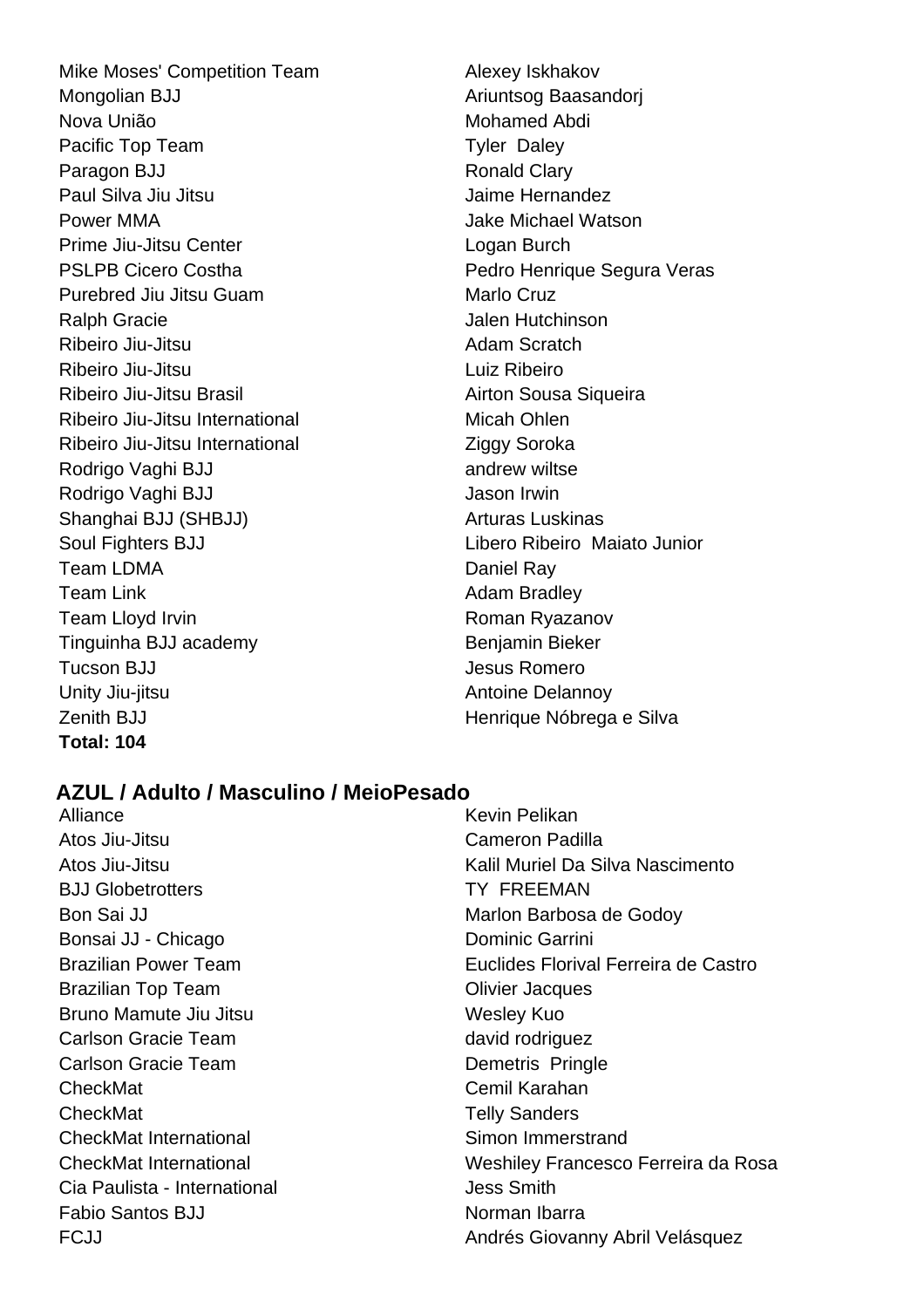| | |
|---|---|
| Mike Moses' Competition Team | Alexey Iskhakov |
| Mongolian BJJ | Ariuntsog Baasandorj |
| Nova União | Mohamed Abdi |
| Pacific Top Team | Tyler  Daley |
| Paragon BJJ | Ronald Clary |
| Paul Silva Jiu Jitsu | Jaime Hernandez |
| Power MMA | Jake Michael Watson |
| Prime Jiu-Jitsu Center | Logan Burch |
| PSLPB Cicero Costha | Pedro Henrique Segura Veras |
| Purebred Jiu Jitsu Guam | Marlo Cruz |
| Ralph Gracie | Jalen Hutchinson |
| Ribeiro Jiu-Jitsu | Adam Scratch |
| Ribeiro Jiu-Jitsu | Luiz Ribeiro |
| Ribeiro Jiu-Jitsu Brasil | Airton Sousa Siqueira |
| Ribeiro Jiu-Jitsu International | Micah Ohlen |
| Ribeiro Jiu-Jitsu International | Ziggy Soroka |
| Rodrigo Vaghi BJJ | andrew wiltse |
| Rodrigo Vaghi BJJ | Jason Irwin |
| Shanghai BJJ (SHBJJ) | Arturas Luskinas |
| Soul Fighters BJJ | Libero Ribeiro  Maiato Junior |
| Team LDMA | Daniel Ray |
| Team Link | Adam Bradley |
| Team Lloyd Irvin | Roman Ryazanov |
| Tinguinha BJJ academy | Benjamin Bieker |
| Tucson BJJ | Jesus Romero |
| Unity Jiu-jitsu | Antoine Delannoy |
| Zenith BJJ | Henrique Nóbrega e Silva |

**Total: 104**

### AZUL / Adulto / Masculino / MeioPesado

| | |
|---|---|
| Alliance | Kevin Pelikan |
| Atos Jiu-Jitsu | Cameron Padilla |
| Atos Jiu-Jitsu | Kalil Muriel Da Silva Nascimento |
| BJJ Globetrotters | TY  FREEMAN |
| Bon Sai JJ | Marlon Barbosa de Godoy |
| Bonsai JJ - Chicago | Dominic Garrini |
| Brazilian Power Team | Euclides Florival Ferreira de Castro |
| Brazilian Top Team | Olivier Jacques |
| Bruno Mamute Jiu Jitsu | Wesley Kuo |
| Carlson Gracie Team | david rodriguez |
| Carlson Gracie Team | Demetris  Pringle |
| CheckMat | Cemil Karahan |
| CheckMat | Telly Sanders |
| CheckMat International | Simon Immerstrand |
| CheckMat International | Weshiley Francesco Ferreira da Rosa |
| Cia Paulista - International | Jess Smith |
| Fabio Santos BJJ | Norman Ibarra |
| FCJJ | Andrés Giovanny Abril Velásquez |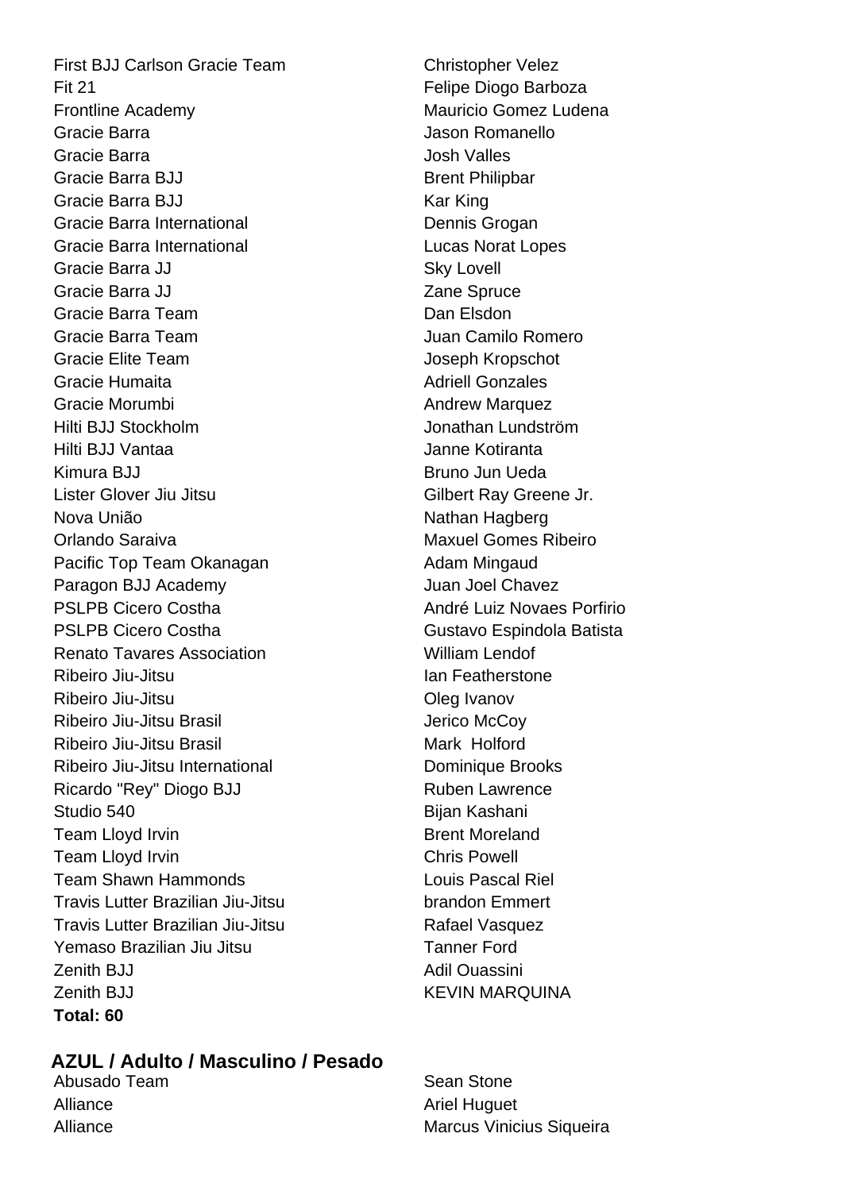| | |
|---|---|
| First BJJ Carlson Gracie Team | Christopher Velez |
| Fit 21 | Felipe Diogo Barboza |
| Frontline Academy | Mauricio Gomez Ludena |
| Gracie Barra | Jason Romanello |
| Gracie Barra | Josh Valles |
| Gracie Barra BJJ | Brent Philipbar |
| Gracie Barra BJJ | Kar King |
| Gracie Barra International | Dennis Grogan |
| Gracie Barra International | Lucas Norat Lopes |
| Gracie Barra JJ | Sky Lovell |
| Gracie Barra JJ | Zane Spruce |
| Gracie Barra Team | Dan Elsdon |
| Gracie Barra Team | Juan Camilo Romero |
| Gracie Elite Team | Joseph Kropschot |
| Gracie Humaita | Adriell Gonzales |
| Gracie Morumbi | Andrew Marquez |
| Hilti BJJ Stockholm | Jonathan Lundström |
| Hilti BJJ Vantaa | Janne Kotiranta |
| Kimura BJJ | Bruno Jun Ueda |
| Lister Glover Jiu Jitsu | Gilbert Ray Greene Jr. |
| Nova União | Nathan Hagberg |
| Orlando Saraiva | Maxuel Gomes Ribeiro |
| Pacific Top Team Okanagan | Adam Mingaud |
| Paragon BJJ Academy | Juan Joel Chavez |
| PSLPB Cicero Costha | André Luiz Novaes Porfirio |
| PSLPB Cicero Costha | Gustavo Espindola Batista |
| Renato Tavares Association | William Lendof |
| Ribeiro Jiu-Jitsu | Ian Featherstone |
| Ribeiro Jiu-Jitsu | Oleg Ivanov |
| Ribeiro Jiu-Jitsu Brasil | Jerico McCoy |
| Ribeiro Jiu-Jitsu Brasil | Mark Holford |
| Ribeiro Jiu-Jitsu International | Dominique Brooks |
| Ricardo "Rey" Diogo BJJ | Ruben Lawrence |
| Studio 540 | Bijan Kashani |
| Team Lloyd Irvin | Brent Moreland |
| Team Lloyd Irvin | Chris Powell |
| Team Shawn Hammonds | Louis Pascal Riel |
| Travis Lutter Brazilian Jiu-Jitsu | brandon Emmert |
| Travis Lutter Brazilian Jiu-Jitsu | Rafael Vasquez |
| Yemaso Brazilian Jiu Jitsu | Tanner Ford |
| Zenith BJJ | Adil Ouassini |
| Zenith BJJ | KEVIN MARQUINA |

**Total: 60**

## AZUL / Adulto / Masculino / Pesado

| | |
|---|---|
| Abusado Team | Sean Stone |
| Alliance | Ariel Huguet |
| Alliance | Marcus Vinicius Siqueira |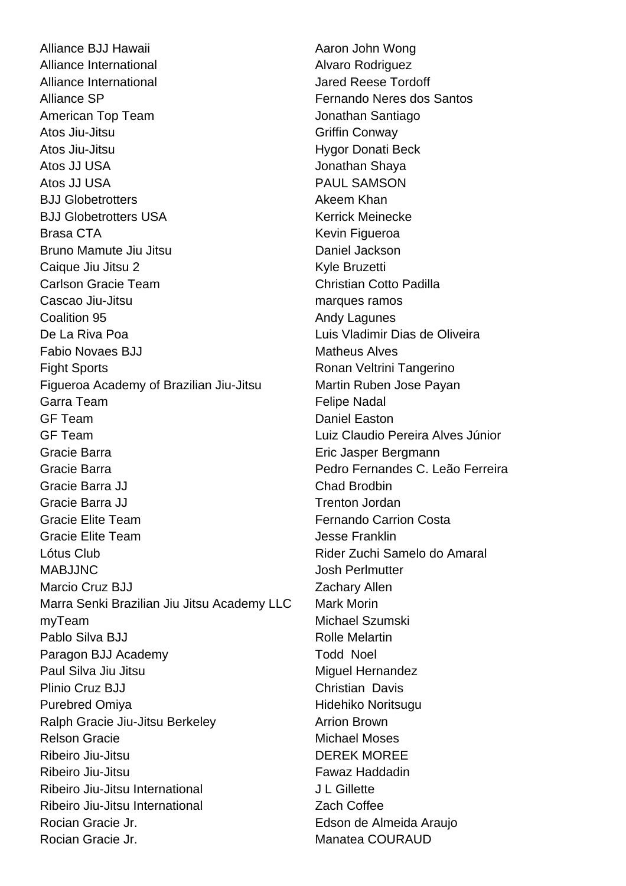| | |
|---|---|
| Alliance BJJ Hawaii | Aaron John Wong |
| Alliance International | Alvaro Rodriguez |
| Alliance International | Jared Reese Tordoff |
| Alliance SP | Fernando Neres dos Santos |
| American Top Team | Jonathan Santiago |
| Atos Jiu-Jitsu | Griffin Conway |
| Atos Jiu-Jitsu | Hygor Donati Beck |
| Atos JJ USA | Jonathan Shaya |
| Atos JJ USA | PAUL SAMSON |
| BJJ Globetrotters | Akeem Khan |
| BJJ Globetrotters USA | Kerrick Meinecke |
| Brasa CTA | Kevin Figueroa |
| Bruno Mamute Jiu Jitsu | Daniel Jackson |
| Caique Jiu Jitsu 2 | Kyle Bruzetti |
| Carlson Gracie Team | Christian Cotto Padilla |
| Cascao Jiu-Jitsu | marques ramos |
| Coalition 95 | Andy Lagunes |
| De La Riva Poa | Luis Vladimir Dias de Oliveira |
| Fabio Novaes BJJ | Matheus Alves |
| Fight Sports | Ronan Veltrini Tangerino |
| Figueroa Academy of Brazilian Jiu-Jitsu | Martin Ruben Jose Payan |
| Garra Team | Felipe Nadal |
| GF Team | Daniel Easton |
| GF Team | Luiz Claudio Pereira Alves Júnior |
| Gracie Barra | Eric Jasper Bergmann |
| Gracie Barra | Pedro Fernandes C. Leão Ferreira |
| Gracie Barra JJ | Chad Brodbin |
| Gracie Barra JJ | Trenton Jordan |
| Gracie Elite Team | Fernando Carrion Costa |
| Gracie Elite Team | Jesse Franklin |
| Lótus Club | Rider Zuchi Samelo do Amaral |
| MABJJNC | Josh Perlmutter |
| Marcio Cruz BJJ | Zachary Allen |
| Marra Senki Brazilian Jiu Jitsu Academy LLC | Mark Morin |
| myTeam | Michael Szumski |
| Pablo Silva BJJ | Rolle Melartin |
| Paragon BJJ Academy | Todd Noel |
| Paul Silva Jiu Jitsu | Miguel Hernandez |
| Plinio Cruz BJJ | Christian Davis |
| Purebred Omiya | Hidehiko Noritsugu |
| Ralph Gracie Jiu-Jitsu Berkeley | Arrion Brown |
| Relson Gracie | Michael Moses |
| Ribeiro Jiu-Jitsu | DEREK MOREE |
| Ribeiro Jiu-Jitsu | Fawaz Haddadin |
| Ribeiro Jiu-Jitsu International | J L Gillette |
| Ribeiro Jiu-Jitsu International | Zach Coffee |
| Rocian Gracie Jr. | Edson de Almeida Araujo |
| Rocian Gracie Jr. | Manatea COURAUD |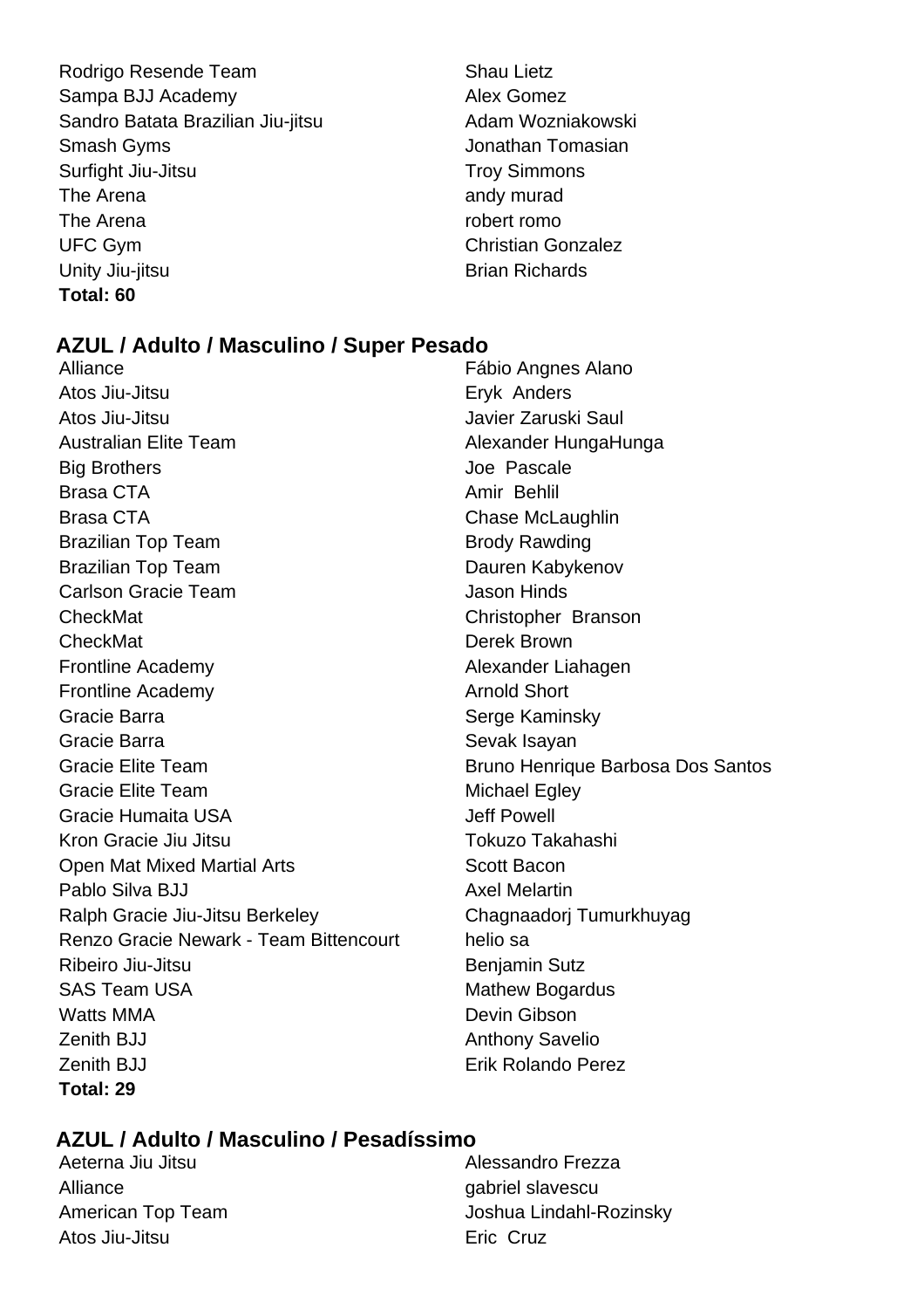| | |
|---|---|
| Rodrigo Resende Team | Shau Lietz |
| Sampa BJJ Academy | Alex Gomez |
| Sandro Batata Brazilian Jiu-jitsu | Adam Wozniakowski |
| Smash Gyms | Jonathan Tomasian |
| Surfight Jiu-Jitsu | Troy Simmons |
| The Arena | andy murad |
| The Arena | robert romo |
| UFC Gym | Christian Gonzalez |
| Unity Jiu-jitsu | Brian Richards |

**Total: 60**

## AZUL / Adulto / Masculino / Super Pesado

| | |
|---|---|
| Alliance | Fábio Angnes Alano |
| Atos Jiu-Jitsu | Eryk Anders |
| Atos Jiu-Jitsu | Javier Zaruski Saul |
| Australian Elite Team | Alexander HungaHunga |
| Big Brothers | Joe Pascale |
| Brasa CTA | Amir Behlil |
| Brasa CTA | Chase McLaughlin |
| Brazilian Top Team | Brody Rawding |
| Brazilian Top Team | Dauren Kabykenov |
| Carlson Gracie Team | Jason Hinds |
| CheckMat | Christopher Branson |
| CheckMat | Derek Brown |
| Frontline Academy | Alexander Liahagen |
| Frontline Academy | Arnold Short |
| Gracie Barra | Serge Kaminsky |
| Gracie Barra | Sevak Isayan |
| Gracie Elite Team | Bruno Henrique Barbosa Dos Santos |
| Gracie Elite Team | Michael Egley |
| Gracie Humaita USA | Jeff Powell |
| Kron Gracie Jiu Jitsu | Tokuzo Takahashi |
| Open Mat Mixed Martial Arts | Scott Bacon |
| Pablo Silva BJJ | Axel Melartin |
| Ralph Gracie Jiu-Jitsu Berkeley | Chagnaadorj Tumurkhuyag |
| Renzo Gracie Newark - Team Bittencourt | helio sa |
| Ribeiro Jiu-Jitsu | Benjamin Sutz |
| SAS Team USA | Mathew Bogardus |
| Watts MMA | Devin Gibson |
| Zenith BJJ | Anthony Savelio |
| Zenith BJJ | Erik Rolando Perez |

**Total: 29**

## AZUL / Adulto / Masculino / Pesadíssimo

| | |
|---|---|
| Aeterna Jiu Jitsu | Alessandro Frezza |
| Alliance | gabriel slavescu |
| American Top Team | Joshua Lindahl-Rozinsky |
| Atos Jiu-Jitsu | Eric Cruz |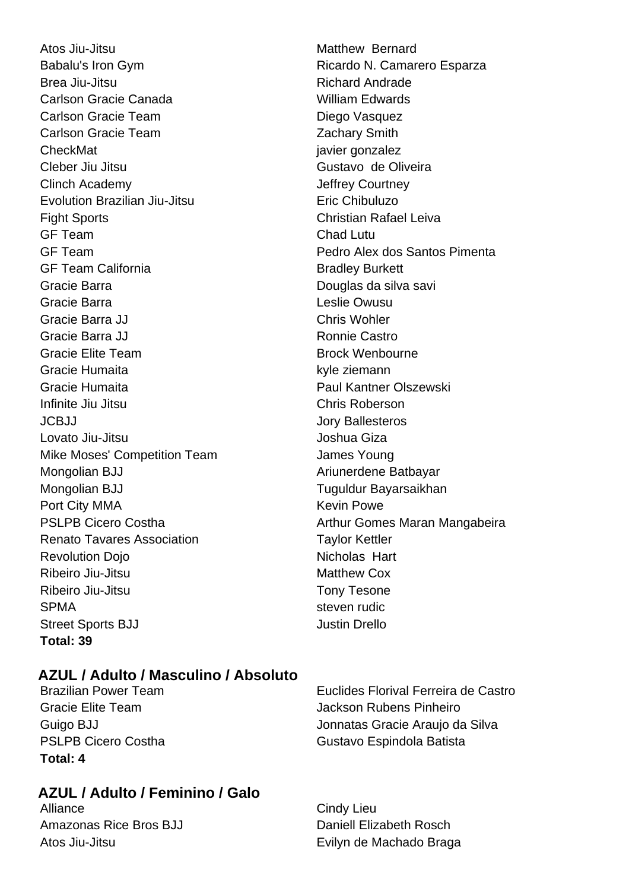| Team | Name |
| --- | --- |
| Atos Jiu-Jitsu | Matthew  Bernard |
| Babalu's Iron Gym | Ricardo N. Camarero Esparza |
| Brea Jiu-Jitsu | Richard Andrade |
| Carlson Gracie Canada | William Edwards |
| Carlson Gracie Team | Diego Vasquez |
| Carlson Gracie Team | Zachary Smith |
| CheckMat | javier gonzalez |
| Cleber Jiu Jitsu | Gustavo  de Oliveira |
| Clinch Academy | Jeffrey Courtney |
| Evolution Brazilian Jiu-Jitsu | Eric Chibuluzo |
| Fight Sports | Christian Rafael Leiva |
| GF Team | Chad Lutu |
| GF Team | Pedro Alex dos Santos Pimenta |
| GF Team California | Bradley Burkett |
| Gracie Barra | Douglas da silva savi |
| Gracie Barra | Leslie Owusu |
| Gracie Barra JJ | Chris Wohler |
| Gracie Barra JJ | Ronnie Castro |
| Gracie Elite Team | Brock Wenbourne |
| Gracie Humaita | kyle ziemann |
| Gracie Humaita | Paul Kantner Olszewski |
| Infinite Jiu Jitsu | Chris Roberson |
| JCBJJ | Jory Ballesteros |
| Lovato Jiu-Jitsu | Joshua Giza |
| Mike Moses' Competition Team | James Young |
| Mongolian BJJ | Ariunerdene Batbayar |
| Mongolian BJJ | Tuguldur Bayarsaikhan |
| Port City MMA | Kevin Powe |
| PSLPB Cicero Costha | Arthur Gomes Maran Mangabeira |
| Renato Tavares Association | Taylor Kettler |
| Revolution Dojo | Nicholas  Hart |
| Ribeiro Jiu-Jitsu | Matthew Cox |
| Ribeiro Jiu-Jitsu | Tony Tesone |
| SPMA | steven rudic |
| Street Sports BJJ | Justin Drello |

**Total: 39**

## AZUL / Adulto / Masculino / Absoluto

| Team | Name |
| --- | --- |
| Brazilian Power Team | Euclides Florival Ferreira de Castro |
| Gracie Elite Team | Jackson Rubens Pinheiro |
| Guigo BJJ | Jonnatas Gracie Araujo da Silva |
| PSLPB Cicero Costha | Gustavo Espindola Batista |

**Total: 4**

## AZUL / Adulto / Feminino / Galo

| Team | Name |
| --- | --- |
| Alliance | Cindy Lieu |
| Amazonas Rice Bros BJJ | Daniell Elizabeth Rosch |
| Atos Jiu-Jitsu | Evilyn de Machado Braga |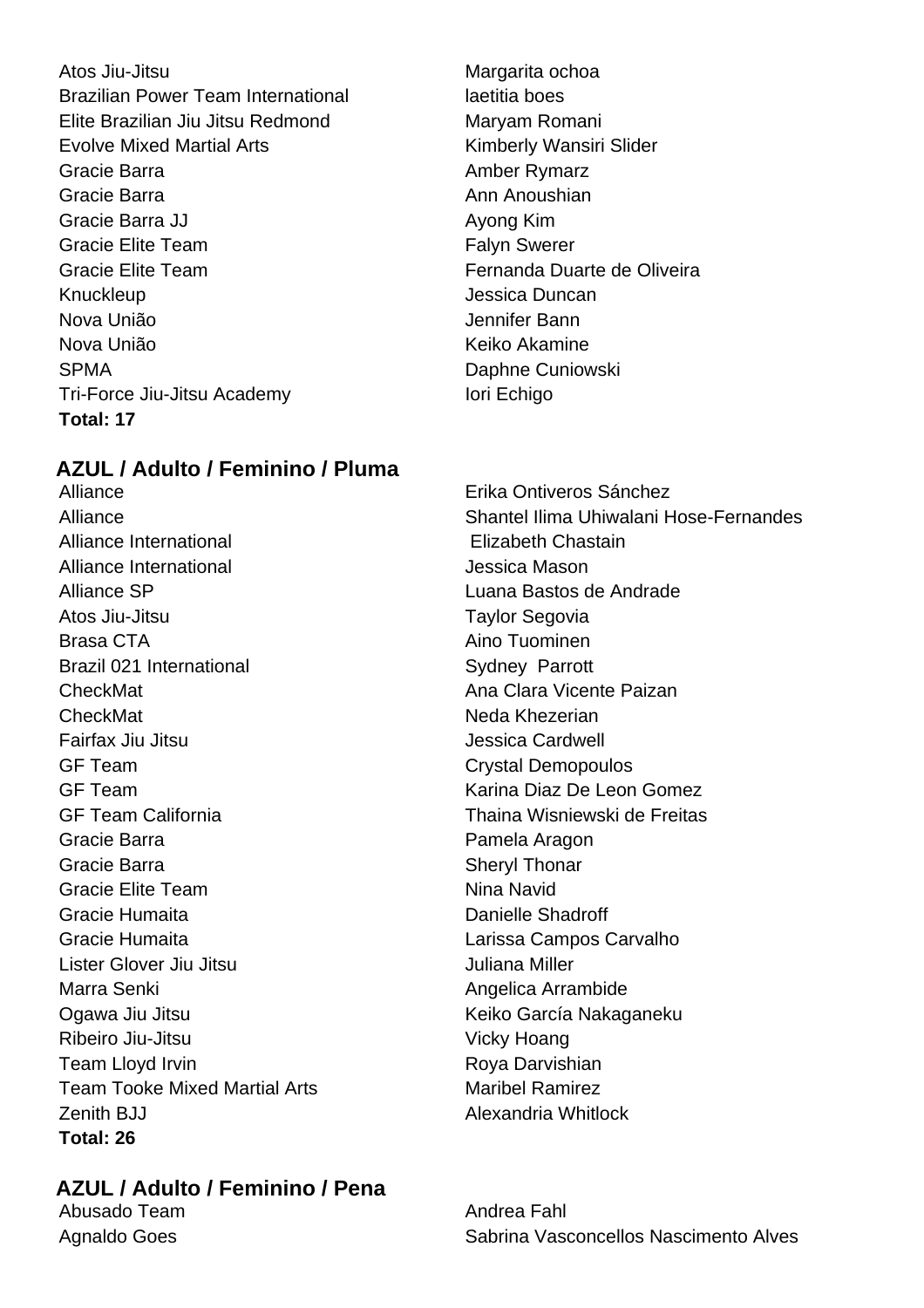| | |
|---|---|
| Atos Jiu-Jitsu | Margarita ochoa |
| Brazilian Power Team International | laetitia boes |
| Elite Brazilian Jiu Jitsu Redmond | Maryam Romani |
| Evolve Mixed Martial Arts | Kimberly Wansiri Slider |
| Gracie Barra | Amber Rymarz |
| Gracie Barra | Ann Anoushian |
| Gracie Barra JJ | Ayong Kim |
| Gracie Elite Team | Falyn Swerer |
| Gracie Elite Team | Fernanda Duarte de Oliveira |
| Knuckleup | Jessica Duncan |
| Nova União | Jennifer Bann |
| Nova União | Keiko Akamine |
| SPMA | Daphne Cuniowski |
| Tri-Force Jiu-Jitsu Academy | Iori Echigo |

**Total: 17**

## AZUL / Adulto / Feminino / Pluma

| | |
|---|---|
| Alliance | Erika Ontiveros Sánchez |
| Alliance | Shantel Ilima Uhiwalani Hose-Fernandes |
| Alliance International | Elizabeth Chastain |
| Alliance International | Jessica Mason |
| Alliance SP | Luana Bastos de Andrade |
| Atos Jiu-Jitsu | Taylor Segovia |
| Brasa CTA | Aino Tuominen |
| Brazil 021 International | Sydney Parrott |
| CheckMat | Ana Clara Vicente Paizan |
| CheckMat | Neda Khezerian |
| Fairfax Jiu Jitsu | Jessica Cardwell |
| GF Team | Crystal Demopoulos |
| GF Team | Karina Diaz De Leon Gomez |
| GF Team California | Thaina Wisniewski de Freitas |
| Gracie Barra | Pamela Aragon |
| Gracie Barra | Sheryl Thonar |
| Gracie Elite Team | Nina Navid |
| Gracie Humaita | Danielle Shadroff |
| Gracie Humaita | Larissa Campos Carvalho |
| Lister Glover Jiu Jitsu | Juliana Miller |
| Marra Senki | Angelica Arrambide |
| Ogawa Jiu Jitsu | Keiko García Nakaganeku |
| Ribeiro Jiu-Jitsu | Vicky Hoang |
| Team Lloyd Irvin | Roya Darvishian |
| Team Tooke Mixed Martial Arts | Maribel Ramirez |
| Zenith BJJ | Alexandria Whitlock |

**Total: 26**

## AZUL / Adulto / Feminino / Pena

| | |
|---|---|
| Abusado Team | Andrea Fahl |
| Agnaldo Goes | Sabrina Vasconcellos Nascimento Alves |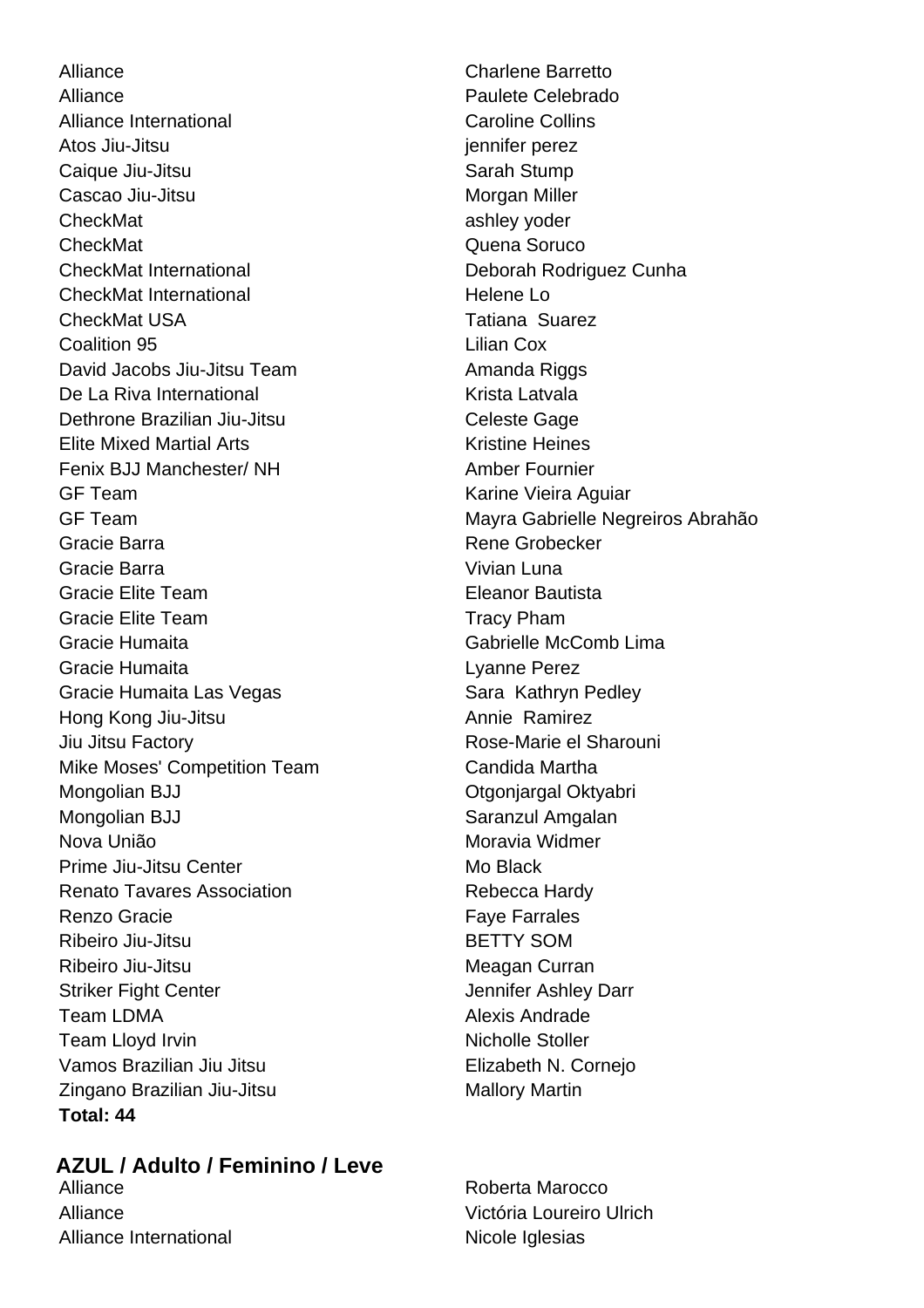| | |
|---|---|
| Alliance | Charlene Barretto |
| Alliance | Paulete Celebrado |
| Alliance International | Caroline Collins |
| Atos Jiu-Jitsu | jennifer perez |
| Caique Jiu-Jitsu | Sarah Stump |
| Cascao Jiu-Jitsu | Morgan Miller |
| CheckMat | ashley yoder |
| CheckMat | Quena Soruco |
| CheckMat International | Deborah Rodriguez Cunha |
| CheckMat International | Helene Lo |
| CheckMat USA | Tatiana  Suarez |
| Coalition 95 | Lilian Cox |
| David Jacobs Jiu-Jitsu Team | Amanda Riggs |
| De La Riva International | Krista Latvala |
| Dethrone Brazilian Jiu-Jitsu | Celeste Gage |
| Elite Mixed Martial Arts | Kristine Heines |
| Fenix BJJ Manchester/ NH | Amber Fournier |
| GF Team | Karine Vieira Aguiar |
| GF Team | Mayra Gabrielle Negreiros Abrahão |
| Gracie Barra | Rene Grobecker |
| Gracie Barra | Vivian Luna |
| Gracie Elite Team | Eleanor Bautista |
| Gracie Elite Team | Tracy Pham |
| Gracie Humaita | Gabrielle McComb Lima |
| Gracie Humaita | Lyanne Perez |
| Gracie Humaita Las Vegas | Sara  Kathryn Pedley |
| Hong Kong Jiu-Jitsu | Annie  Ramirez |
| Jiu Jitsu Factory | Rose-Marie el Sharouni |
| Mike Moses' Competition Team | Candida Martha |
| Mongolian BJJ | Otgonjargal Oktyabri |
| Mongolian BJJ | Saranzul Amgalan |
| Nova União | Moravia Widmer |
| Prime Jiu-Jitsu Center | Mo Black |
| Renato Tavares Association | Rebecca Hardy |
| Renzo Gracie | Faye Farrales |
| Ribeiro Jiu-Jitsu | BETTY SOM |
| Ribeiro Jiu-Jitsu | Meagan Curran |
| Striker Fight Center | Jennifer Ashley Darr |
| Team LDMA | Alexis Andrade |
| Team Lloyd Irvin | Nicholle Stoller |
| Vamos Brazilian Jiu Jitsu | Elizabeth N. Cornejo |
| Zingano Brazilian Jiu-Jitsu | Mallory Martin |

**Total: 44**

## AZUL / Adulto / Feminino / Leve

| | |
|---|---|
| Alliance | Roberta Marocco |
| Alliance | Victória Loureiro Ulrich |
| Alliance International | Nicole Iglesias |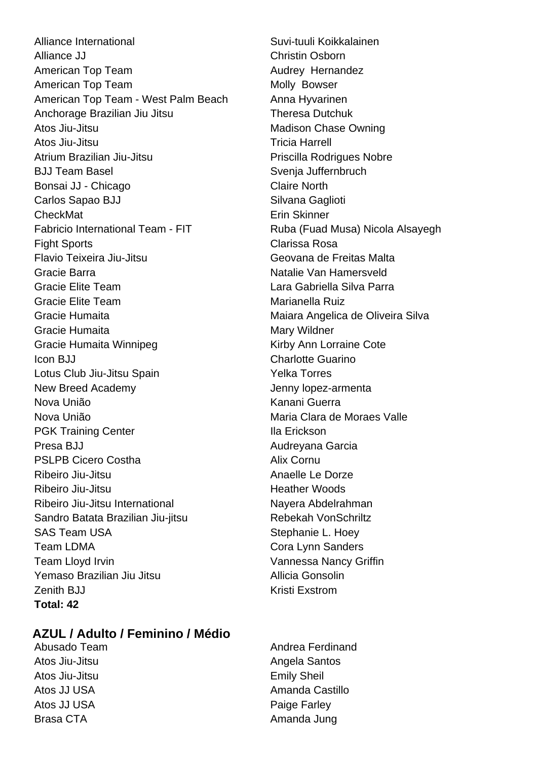| | |
|---|---|
| Alliance International | Suvi-tuuli Koikkalainen |
| Alliance JJ | Christin Osborn |
| American Top Team | Audrey  Hernandez |
| American Top Team | Molly  Bowser |
| American Top Team - West Palm Beach | Anna Hyvarinen |
| Anchorage Brazilian Jiu Jitsu | Theresa Dutchuk |
| Atos Jiu-Jitsu | Madison Chase Owning |
| Atos Jiu-Jitsu | Tricia Harrell |
| Atrium Brazilian Jiu-Jitsu | Priscilla Rodrigues Nobre |
| BJJ Team Basel | Svenja Juffernbruch |
| Bonsai JJ - Chicago | Claire North |
| Carlos Sapao BJJ | Silvana Gaglioti |
| CheckMat | Erin Skinner |
| Fabricio International Team - FIT | Ruba (Fuad Musa) Nicola Alsayegh |
| Fight Sports | Clarissa Rosa |
| Flavio Teixeira Jiu-Jitsu | Geovana de Freitas Malta |
| Gracie Barra | Natalie Van Hamersveld |
| Gracie Elite Team | Lara Gabriella Silva Parra |
| Gracie Elite Team | Marianella Ruiz |
| Gracie Humaita | Maiara Angelica de Oliveira Silva |
| Gracie Humaita | Mary Wildner |
| Gracie Humaita Winnipeg | Kirby Ann Lorraine Cote |
| Icon BJJ | Charlotte Guarino |
| Lotus Club Jiu-Jitsu Spain | Yelka Torres |
| New Breed Academy | Jenny lopez-armenta |
| Nova União | Kanani Guerra |
| Nova União | Maria Clara de Moraes Valle |
| PGK Training Center | Ila Erickson |
| Presa BJJ | Audreyana Garcia |
| PSLPB Cicero Costha | Alix Cornu |
| Ribeiro Jiu-Jitsu | Anaelle Le Dorze |
| Ribeiro Jiu-Jitsu | Heather Woods |
| Ribeiro Jiu-Jitsu International | Nayera Abdelrahman |
| Sandro Batata Brazilian Jiu-jitsu | Rebekah VonSchriltz |
| SAS Team USA | Stephanie L. Hoey |
| Team LDMA | Cora Lynn Sanders |
| Team Lloyd Irvin | Vannessa Nancy Griffin |
| Yemaso Brazilian Jiu Jitsu | Allicia Gonsolin |
| Zenith BJJ | Kristi Exstrom |

**Total: 42**

## AZUL / Adulto / Feminino / Médio

| | |
|---|---|
| Abusado Team | Andrea Ferdinand |
| Atos Jiu-Jitsu | Angela Santos |
| Atos Jiu-Jitsu | Emily Sheil |
| Atos JJ USA | Amanda Castillo |
| Atos JJ USA | Paige Farley |
| Brasa CTA | Amanda Jung |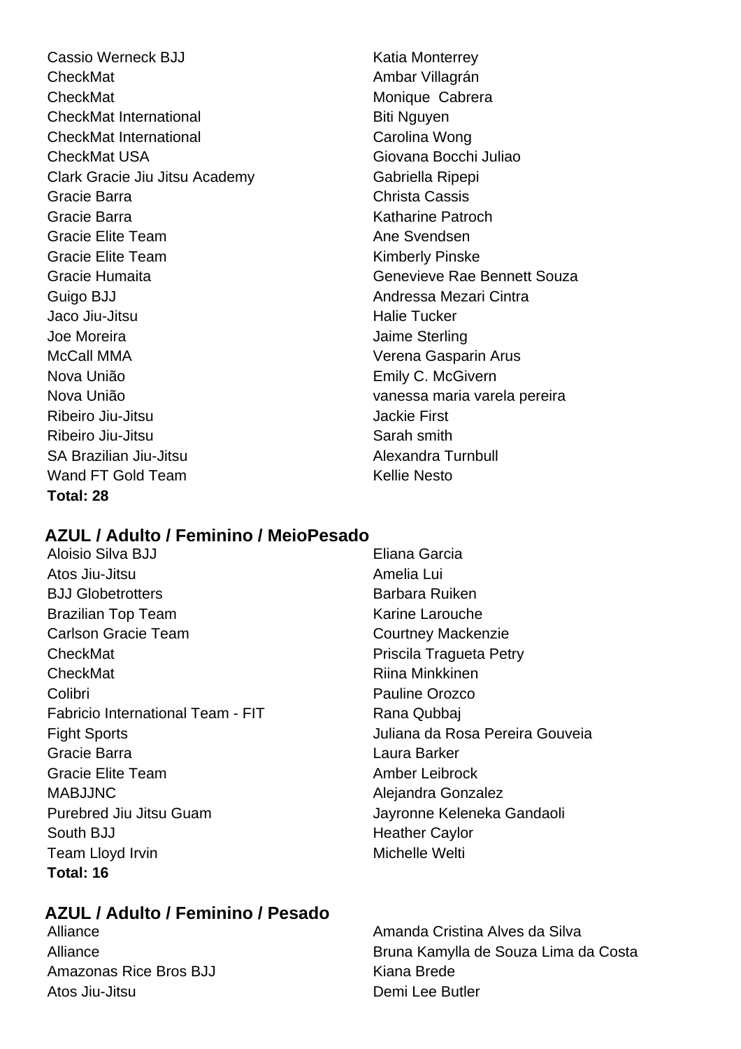| | |
|---|---|
| Cassio Werneck BJJ | Katia Monterrey |
| CheckMat | Ambar Villagrán |
| CheckMat | Monique  Cabrera |
| CheckMat International | Biti Nguyen |
| CheckMat International | Carolina Wong |
| CheckMat USA | Giovana Bocchi Juliao |
| Clark Gracie Jiu Jitsu Academy | Gabriella Ripepi |
| Gracie Barra | Christa Cassis |
| Gracie Barra | Katharine Patroch |
| Gracie Elite Team | Ane Svendsen |
| Gracie Elite Team | Kimberly Pinske |
| Gracie Humaita | Genevieve Rae Bennett Souza |
| Guigo BJJ | Andressa Mezari Cintra |
| Jaco Jiu-Jitsu | Halie Tucker |
| Joe Moreira | Jaime Sterling |
| McCall MMA | Verena Gasparin Arus |
| Nova União | Emily C. McGivern |
| Nova União | vanessa maria varela pereira |
| Ribeiro Jiu-Jitsu | Jackie First |
| Ribeiro Jiu-Jitsu | Sarah smith |
| SA Brazilian Jiu-Jitsu | Alexandra Turnbull |
| Wand FT Gold Team | Kellie Nesto |

**Total: 28**

## AZUL / Adulto / Feminino / MeioPesado

| | |
|---|---|
| Aloisio Silva BJJ | Eliana Garcia |
| Atos Jiu-Jitsu | Amelia Lui |
| BJJ Globetrotters | Barbara Ruiken |
| Brazilian Top Team | Karine Larouche |
| Carlson Gracie Team | Courtney Mackenzie |
| CheckMat | Priscila Tragueta Petry |
| CheckMat | Riina Minkkinen |
| Colibri | Pauline Orozco |
| Fabricio International Team - FIT | Rana Qubbaj |
| Fight Sports | Juliana da Rosa Pereira Gouveia |
| Gracie Barra | Laura Barker |
| Gracie Elite Team | Amber Leibrock |
| MABJJNC | Alejandra Gonzalez |
| Purebred Jiu Jitsu Guam | Jayronne Keleneka Gandaoli |
| South BJJ | Heather Caylor |
| Team Lloyd Irvin | Michelle Welti |

**Total: 16**

## AZUL / Adulto / Feminino / Pesado

| | |
|---|---|
| Alliance | Amanda Cristina Alves da Silva |
| Alliance | Bruna Kamylla de Souza Lima da Costa |
| Amazonas Rice Bros BJJ | Kiana Brede |
| Atos Jiu-Jitsu | Demi Lee Butler |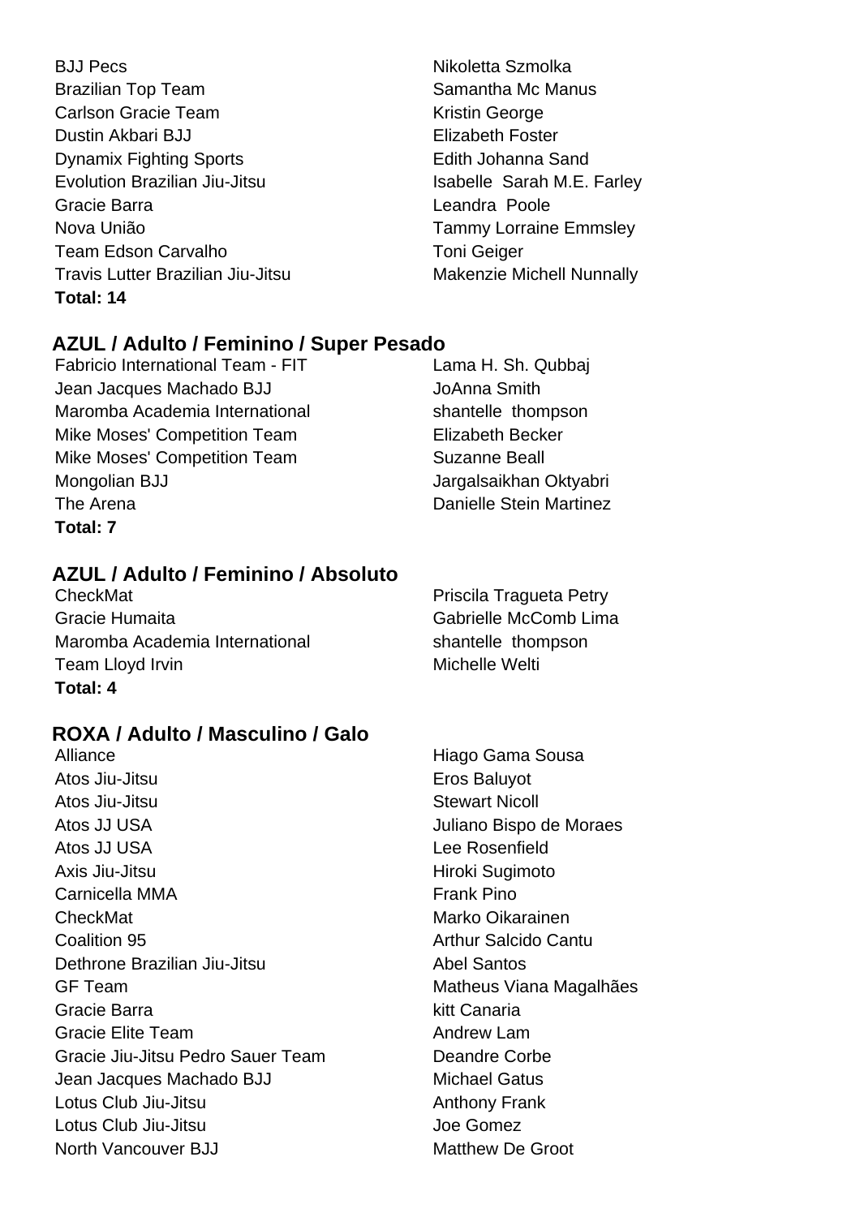| | |
|---|---|
| BJJ Pecs | Nikoletta Szmolka |
| Brazilian Top Team | Samantha Mc Manus |
| Carlson Gracie Team | Kristin George |
| Dustin Akbari BJJ | Elizabeth Foster |
| Dynamix Fighting Sports | Edith Johanna Sand |
| Evolution Brazilian Jiu-Jitsu | Isabelle Sarah M.E. Farley |
| Gracie Barra | Leandra Poole |
| Nova União | Tammy Lorraine Emmsley |
| Team Edson Carvalho | Toni Geiger |
| Travis Lutter Brazilian Jiu-Jitsu | Makenzie Michell Nunnally |

**Total: 14**

## AZUL / Adulto / Feminino / Super Pesado

| | |
|---|---|
| Fabricio International Team - FIT | Lama H. Sh. Qubbaj |
| Jean Jacques Machado BJJ | JoAnna Smith |
| Maromba Academia International | shantelle thompson |
| Mike Moses' Competition Team | Elizabeth Becker |
| Mike Moses' Competition Team | Suzanne Beall |
| Mongolian BJJ | Jargalsaikhan Oktyabri |
| The Arena | Danielle Stein Martinez |

**Total: 7**

## AZUL / Adulto / Feminino / Absoluto

| | |
|---|---|
| CheckMat | Priscila Tragueta Petry |
| Gracie Humaita | Gabrielle McComb Lima |
| Maromba Academia International | shantelle thompson |
| Team Lloyd Irvin | Michelle Welti |

**Total: 4**

## ROXA / Adulto / Masculino / Galo

| | |
|---|---|
| Alliance | Hiago Gama Sousa |
| Atos Jiu-Jitsu | Eros Baluyot |
| Atos Jiu-Jitsu | Stewart Nicoll |
| Atos JJ USA | Juliano Bispo de Moraes |
| Atos JJ USA | Lee Rosenfield |
| Axis Jiu-Jitsu | Hiroki Sugimoto |
| Carnicella MMA | Frank Pino |
| CheckMat | Marko Oikarainen |
| Coalition 95 | Arthur Salcido Cantu |
| Dethrone Brazilian Jiu-Jitsu | Abel Santos |
| GF Team | Matheus Viana Magalhães |
| Gracie Barra | kitt Canaria |
| Gracie Elite Team | Andrew Lam |
| Gracie Jiu-Jitsu Pedro Sauer Team | Deandre Corbe |
| Jean Jacques Machado BJJ | Michael Gatus |
| Lotus Club Jiu-Jitsu | Anthony Frank |
| Lotus Club Jiu-Jitsu | Joe Gomez |
| North Vancouver BJJ | Matthew De Groot |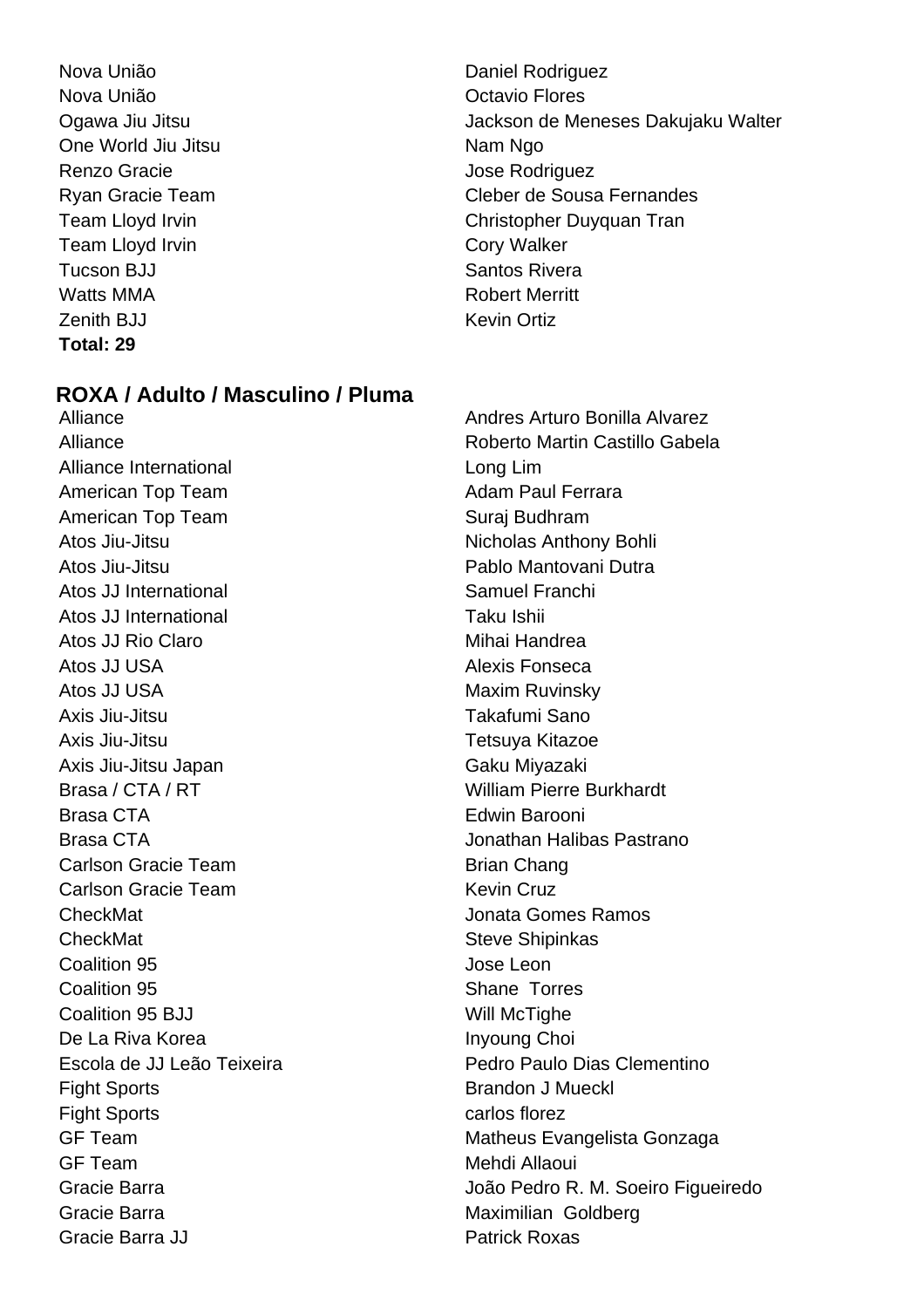| | |
|---|---|
| Nova União | Daniel Rodriguez |
| Nova União | Octavio Flores |
| Ogawa Jiu Jitsu | Jackson de Meneses Dakujaku Walter |
| One World Jiu Jitsu | Nam Ngo |
| Renzo Gracie | Jose Rodriguez |
| Ryan Gracie Team | Cleber de Sousa Fernandes |
| Team Lloyd Irvin | Christopher Duyquan Tran |
| Team Lloyd Irvin | Cory Walker |
| Tucson BJJ | Santos Rivera |
| Watts MMA | Robert Merritt |
| Zenith BJJ | Kevin Ortiz |

**Total: 29**

## ROXA / Adulto / Masculino / Pluma

| | |
|---|---|
| Alliance | Andres Arturo Bonilla Alvarez |
| Alliance | Roberto Martin Castillo Gabela |
| Alliance International | Long Lim |
| American Top Team | Adam Paul Ferrara |
| American Top Team | Suraj Budhram |
| Atos Jiu-Jitsu | Nicholas Anthony Bohli |
| Atos Jiu-Jitsu | Pablo Mantovani Dutra |
| Atos JJ International | Samuel Franchi |
| Atos JJ International | Taku Ishii |
| Atos JJ Rio Claro | Mihai Handrea |
| Atos JJ USA | Alexis Fonseca |
| Atos JJ USA | Maxim Ruvinsky |
| Axis Jiu-Jitsu | Takafumi Sano |
| Axis Jiu-Jitsu | Tetsuya Kitazoe |
| Axis Jiu-Jitsu Japan | Gaku Miyazaki |
| Brasa / CTA / RT | William Pierre Burkhardt |
| Brasa CTA | Edwin Barooni |
| Brasa CTA | Jonathan Halibas Pastrano |
| Carlson Gracie Team | Brian Chang |
| Carlson Gracie Team | Kevin Cruz |
| CheckMat | Jonata Gomes Ramos |
| CheckMat | Steve Shipinkas |
| Coalition 95 | Jose Leon |
| Coalition 95 | Shane  Torres |
| Coalition 95 BJJ | Will McTighe |
| De La Riva Korea | Inyoung Choi |
| Escola de JJ Leão Teixeira | Pedro Paulo Dias Clementino |
| Fight Sports | Brandon J Mueckl |
| Fight Sports | carlos florez |
| GF Team | Matheus Evangelista Gonzaga |
| GF Team | Mehdi Allaoui |
| Gracie Barra | João Pedro R. M. Soeiro Figueiredo |
| Gracie Barra | Maximilian  Goldberg |
| Gracie Barra JJ | Patrick Roxas |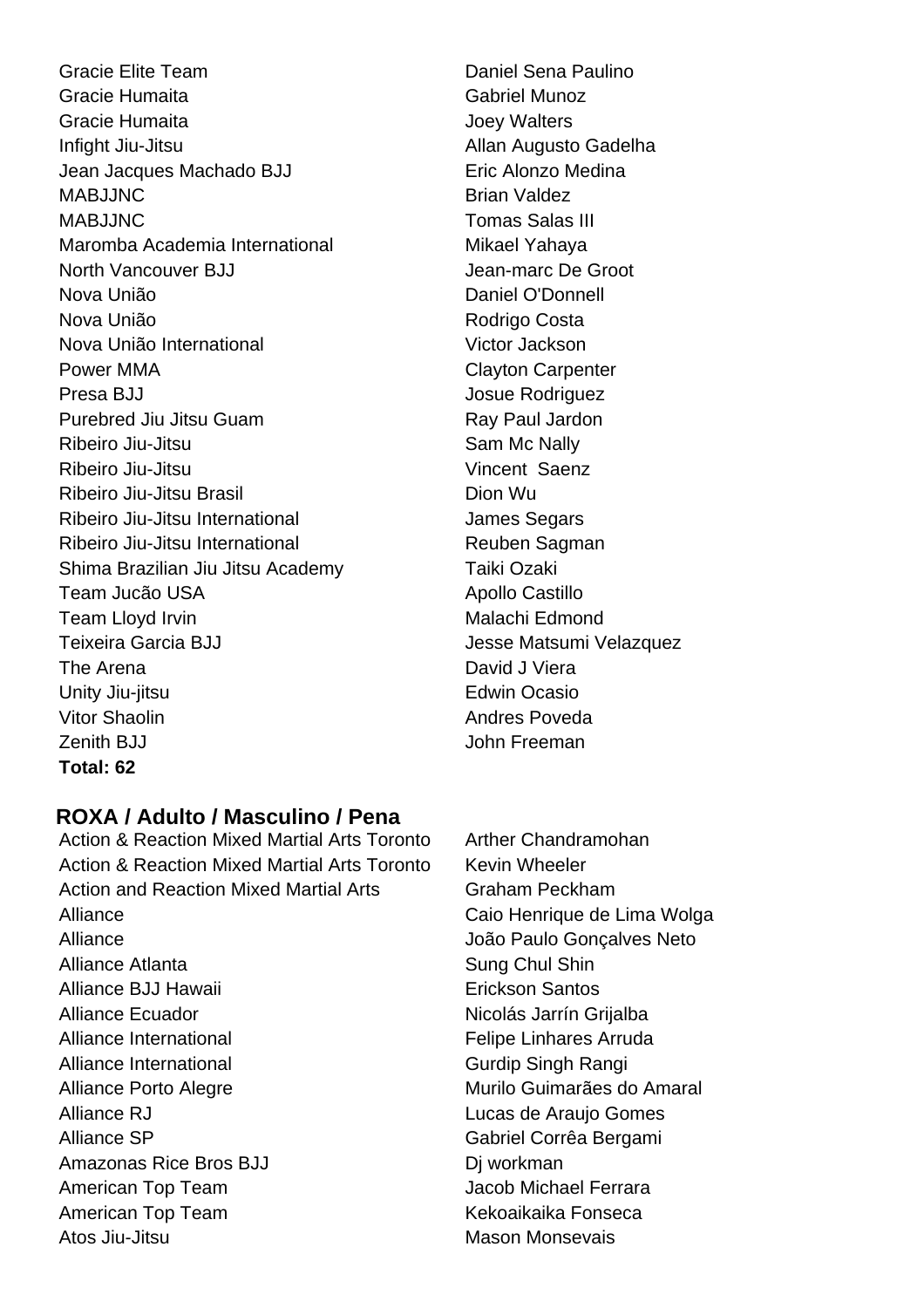| | |
|---|---|
| Gracie Elite Team | Daniel Sena Paulino |
| Gracie Humaita | Gabriel Munoz |
| Gracie Humaita | Joey Walters |
| Infight Jiu-Jitsu | Allan Augusto Gadelha |
| Jean Jacques Machado BJJ | Eric Alonzo Medina |
| MABJJNC | Brian Valdez |
| MABJJNC | Tomas Salas III |
| Maromba Academia International | Mikael Yahaya |
| North Vancouver BJJ | Jean-marc De Groot |
| Nova União | Daniel O'Donnell |
| Nova União | Rodrigo Costa |
| Nova União International | Victor Jackson |
| Power MMA | Clayton Carpenter |
| Presa BJJ | Josue Rodriguez |
| Purebred Jiu Jitsu Guam | Ray Paul Jardon |
| Ribeiro Jiu-Jitsu | Sam Mc Nally |
| Ribeiro Jiu-Jitsu | Vincent Saenz |
| Ribeiro Jiu-Jitsu Brasil | Dion Wu |
| Ribeiro Jiu-Jitsu International | James Segars |
| Ribeiro Jiu-Jitsu International | Reuben Sagman |
| Shima Brazilian Jiu Jitsu Academy | Taiki Ozaki |
| Team Jucão USA | Apollo Castillo |
| Team Lloyd Irvin | Malachi Edmond |
| Teixeira Garcia BJJ | Jesse Matsumi Velazquez |
| The Arena | David J Viera |
| Unity Jiu-jitsu | Edwin Ocasio |
| Vitor Shaolin | Andres Poveda |
| Zenith BJJ | John Freeman |

**Total: 62**

## ROXA / Adulto / Masculino / Pena

| | |
|---|---|
| Action & Reaction Mixed Martial Arts Toronto | Arther Chandramohan |
| Action & Reaction Mixed Martial Arts Toronto | Kevin Wheeler |
| Action and Reaction Mixed Martial Arts | Graham Peckham |
| Alliance | Caio Henrique de Lima Wolga |
| Alliance | João Paulo Gonçalves Neto |
| Alliance Atlanta | Sung Chul Shin |
| Alliance BJJ Hawaii | Erickson Santos |
| Alliance Ecuador | Nicolás Jarrín Grijalba |
| Alliance International | Felipe Linhares Arruda |
| Alliance International | Gurdip Singh Rangi |
| Alliance Porto Alegre | Murilo Guimarães do Amaral |
| Alliance RJ | Lucas de Araujo Gomes |
| Alliance SP | Gabriel Corrêa Bergami |
| Amazonas Rice Bros BJJ | Dj workman |
| American Top Team | Jacob Michael Ferrara |
| American Top Team | Kekoaikaika Fonseca |
| Atos Jiu-Jitsu | Mason Monsevais |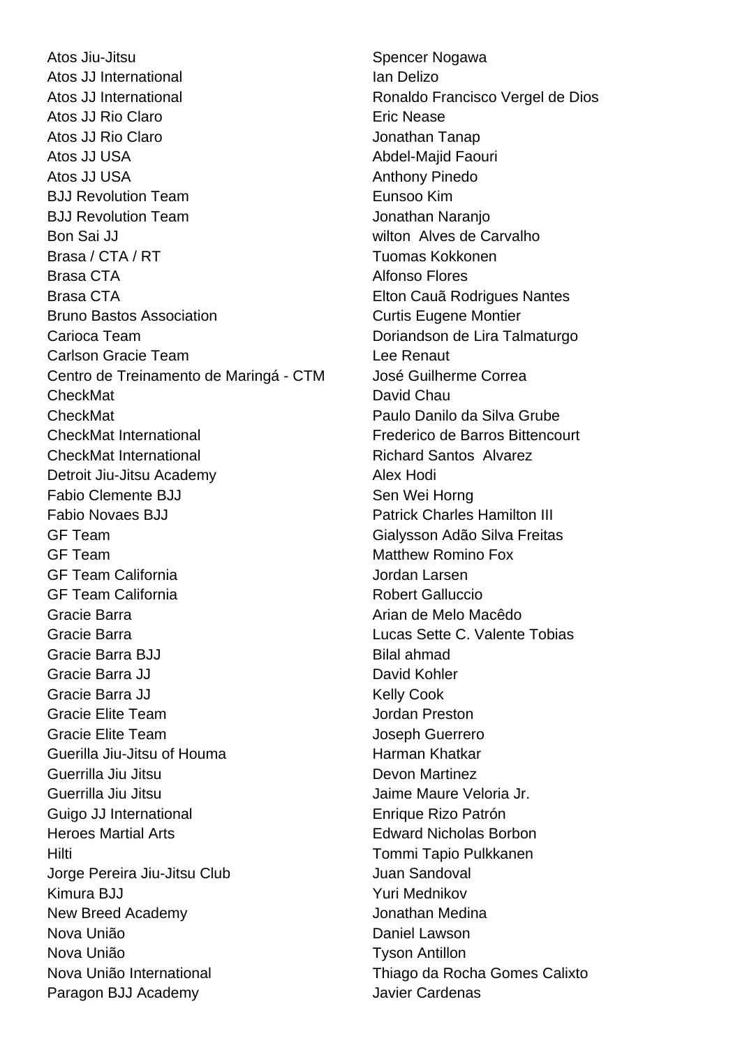| | |
|---|---|
| Atos Jiu-Jitsu | Spencer Nogawa |
| Atos JJ International | Ian Delizo |
| Atos JJ International | Ronaldo Francisco Vergel de Dios |
| Atos JJ Rio Claro | Eric Nease |
| Atos JJ Rio Claro | Jonathan Tanap |
| Atos JJ USA | Abdel-Majid Faouri |
| Atos JJ USA | Anthony Pinedo |
| BJJ Revolution Team | Eunsoo Kim |
| BJJ Revolution Team | Jonathan Naranjo |
| Bon Sai JJ | wilton  Alves de Carvalho |
| Brasa / CTA / RT | Tuomas Kokkonen |
| Brasa CTA | Alfonso Flores |
| Brasa CTA | Elton Cauã Rodrigues Nantes |
| Bruno Bastos Association | Curtis Eugene Montier |
| Carioca Team | Doriandson de Lira Talmaturgo |
| Carlson Gracie Team | Lee Renaut |
| Centro de Treinamento de Maringá - CTM | José Guilherme Correa |
| CheckMat | David Chau |
| CheckMat | Paulo Danilo da Silva Grube |
| CheckMat International | Frederico de Barros Bittencourt |
| CheckMat International | Richard Santos  Alvarez |
| Detroit Jiu-Jitsu Academy | Alex Hodi |
| Fabio Clemente BJJ | Sen Wei Horng |
| Fabio Novaes BJJ | Patrick Charles Hamilton III |
| GF Team | Gialysson Adão Silva Freitas |
| GF Team | Matthew Romino Fox |
| GF Team California | Jordan Larsen |
| GF Team California | Robert Galluccio |
| Gracie Barra | Arian de Melo Macêdo |
| Gracie Barra | Lucas Sette C. Valente Tobias |
| Gracie Barra BJJ | Bilal ahmad |
| Gracie Barra JJ | David Kohler |
| Gracie Barra JJ | Kelly Cook |
| Gracie Elite Team | Jordan Preston |
| Gracie Elite Team | Joseph Guerrero |
| Guerilla Jiu-Jitsu of Houma | Harman Khatkar |
| Guerrilla Jiu Jitsu | Devon Martinez |
| Guerrilla Jiu Jitsu | Jaime Maure Veloria Jr. |
| Guigo JJ International | Enrique Rizo Patrón |
| Heroes Martial Arts | Edward Nicholas Borbon |
| Hilti | Tommi Tapio Pulkkanen |
| Jorge Pereira Jiu-Jitsu Club | Juan Sandoval |
| Kimura BJJ | Yuri Mednikov |
| New Breed Academy | Jonathan Medina |
| Nova União | Daniel Lawson |
| Nova União | Tyson Antillon |
| Nova União International | Thiago da Rocha Gomes Calixto |
| Paragon BJJ Academy | Javier Cardenas |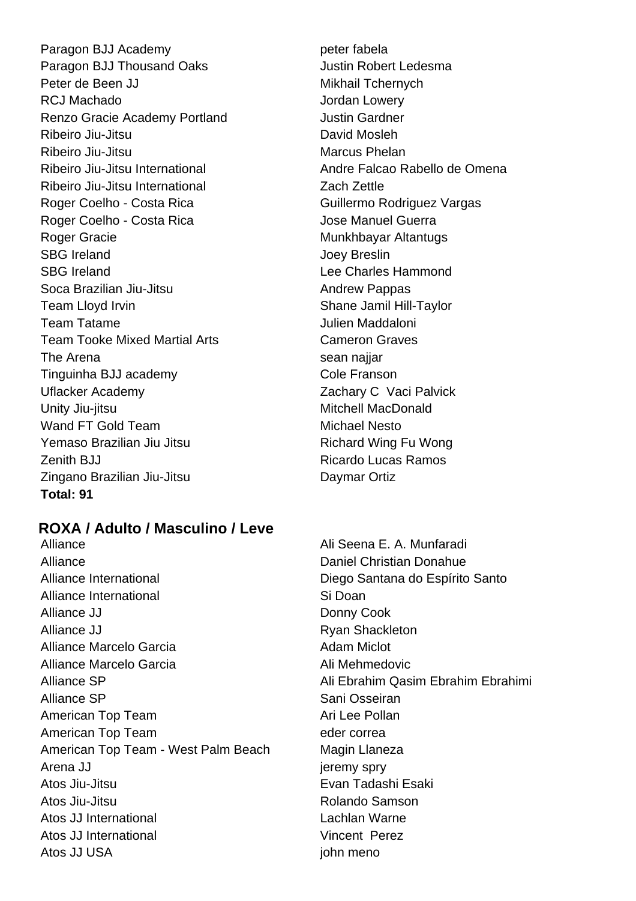| | |
|---|---|
| Paragon BJJ Academy | peter fabela |
| Paragon BJJ Thousand Oaks | Justin Robert Ledesma |
| Peter de Been JJ | Mikhail Tchernych |
| RCJ Machado | Jordan Lowery |
| Renzo Gracie Academy Portland | Justin Gardner |
| Ribeiro Jiu-Jitsu | David Mosleh |
| Ribeiro Jiu-Jitsu | Marcus Phelan |
| Ribeiro Jiu-Jitsu International | Andre Falcao Rabello de Omena |
| Ribeiro Jiu-Jitsu International | Zach Zettle |
| Roger Coelho - Costa Rica | Guillermo Rodriguez Vargas |
| Roger Coelho - Costa Rica | Jose Manuel Guerra |
| Roger Gracie | Munkhbayar Altantugs |
| SBG Ireland | Joey Breslin |
| SBG Ireland | Lee Charles Hammond |
| Soca Brazilian Jiu-Jitsu | Andrew Pappas |
| Team Lloyd Irvin | Shane Jamil Hill-Taylor |
| Team Tatame | Julien Maddaloni |
| Team Tooke Mixed Martial Arts | Cameron Graves |
| The Arena | sean najjar |
| Tinguinha BJJ academy | Cole Franson |
| Uflacker Academy | Zachary C Vaci Palvick |
| Unity Jiu-jitsu | Mitchell MacDonald |
| Wand FT Gold Team | Michael Nesto |
| Yemaso Brazilian Jiu Jitsu | Richard Wing Fu Wong |
| Zenith BJJ | Ricardo Lucas Ramos |
| Zingano Brazilian Jiu-Jitsu | Daymar Ortiz |

**Total: 91**

## ROXA / Adulto / Masculino / Leve

| | |
|---|---|
| Alliance | Ali Seena E. A. Munfaradi |
| Alliance | Daniel Christian Donahue |
| Alliance International | Diego Santana do Espírito Santo |
| Alliance International | Si Doan |
| Alliance JJ | Donny Cook |
| Alliance JJ | Ryan Shackleton |
| Alliance Marcelo Garcia | Adam Miclot |
| Alliance Marcelo Garcia | Ali Mehmedovic |
| Alliance SP | Ali Ebrahim Qasim Ebrahim Ebrahimi |
| Alliance SP | Sani Osseiran |
| American Top Team | Ari Lee Pollan |
| American Top Team | eder correa |
| American Top Team - West Palm Beach | Magin Llaneza |
| Arena JJ | jeremy spry |
| Atos Jiu-Jitsu | Evan Tadashi Esaki |
| Atos Jiu-Jitsu | Rolando Samson |
| Atos JJ International | Lachlan Warne |
| Atos JJ International | Vincent Perez |
| Atos JJ USA | john meno |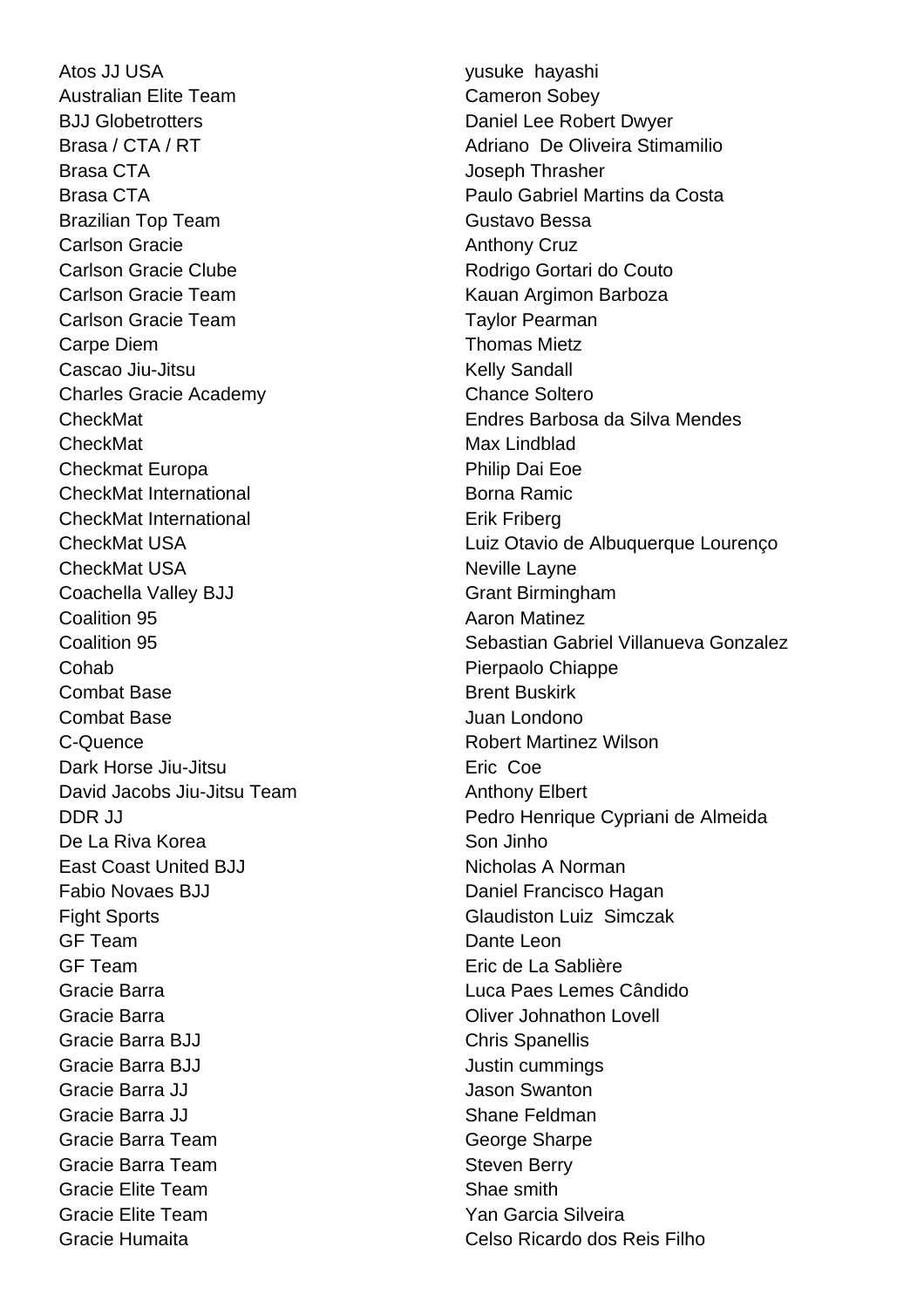| | |
|---|---|
| Atos JJ USA | yusuke hayashi |
| Australian Elite Team | Cameron Sobey |
| BJJ Globetrotters | Daniel Lee Robert Dwyer |
| Brasa / CTA / RT | Adriano De Oliveira Stimamilio |
| Brasa CTA | Joseph Thrasher |
| Brasa CTA | Paulo Gabriel Martins da Costa |
| Brazilian Top Team | Gustavo Bessa |
| Carlson Gracie | Anthony Cruz |
| Carlson Gracie Clube | Rodrigo Gortari do Couto |
| Carlson Gracie Team | Kauan Argimon Barboza |
| Carlson Gracie Team | Taylor Pearman |
| Carpe Diem | Thomas Mietz |
| Cascao Jiu-Jitsu | Kelly Sandall |
| Charles Gracie Academy | Chance Soltero |
| CheckMat | Endres Barbosa da Silva Mendes |
| CheckMat | Max Lindblad |
| Checkmat Europa | Philip Dai Eoe |
| CheckMat International | Borna Ramic |
| CheckMat International | Erik Friberg |
| CheckMat USA | Luiz Otavio de Albuquerque Lourenço |
| CheckMat USA | Neville Layne |
| Coachella Valley BJJ | Grant Birmingham |
| Coalition 95 | Aaron Matinez |
| Coalition 95 | Sebastian Gabriel Villanueva Gonzalez |
| Cohab | Pierpaolo Chiappe |
| Combat Base | Brent Buskirk |
| Combat Base | Juan Londono |
| C-Quence | Robert Martinez Wilson |
| Dark Horse Jiu-Jitsu | Eric Coe |
| David Jacobs Jiu-Jitsu Team | Anthony Elbert |
| DDR JJ | Pedro Henrique Cypriani de Almeida |
| De La Riva Korea | Son Jinho |
| East Coast United BJJ | Nicholas A Norman |
| Fabio Novaes BJJ | Daniel Francisco Hagan |
| Fight Sports | Glaudiston Luiz Simczak |
| GF Team | Dante Leon |
| GF Team | Eric de La Sablière |
| Gracie Barra | Luca Paes Lemes Cândido |
| Gracie Barra | Oliver Johnathon Lovell |
| Gracie Barra BJJ | Chris Spanellis |
| Gracie Barra BJJ | Justin cummings |
| Gracie Barra JJ | Jason Swanton |
| Gracie Barra JJ | Shane Feldman |
| Gracie Barra Team | George Sharpe |
| Gracie Barra Team | Steven Berry |
| Gracie Elite Team | Shae smith |
| Gracie Elite Team | Yan Garcia Silveira |
| Gracie Humaita | Celso Ricardo dos Reis Filho |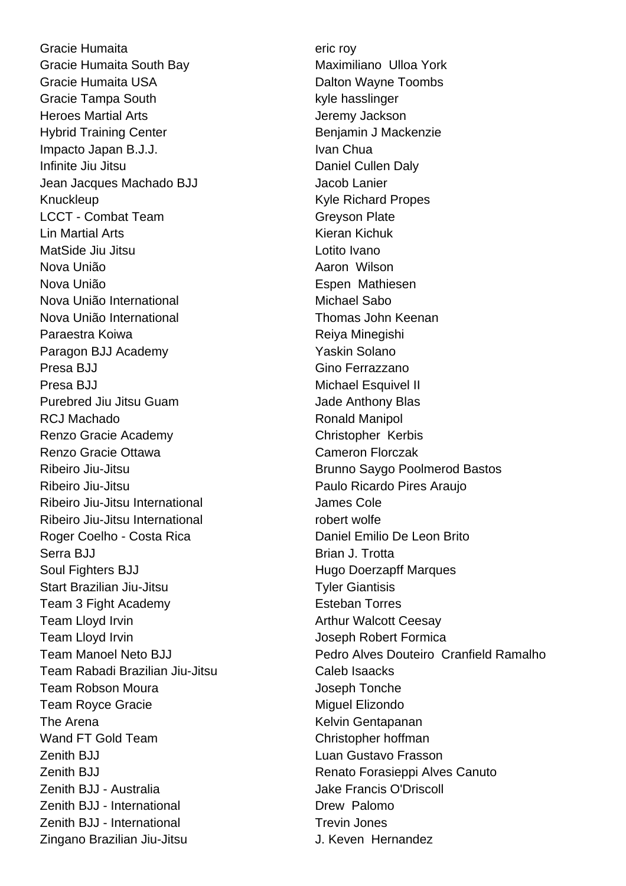| | |
|---|---|
| Gracie Humaita | eric roy |
| Gracie Humaita South Bay | Maximiliano  Ulloa York |
| Gracie Humaita USA | Dalton Wayne Toombs |
| Gracie Tampa South | kyle hasslinger |
| Heroes Martial Arts | Jeremy Jackson |
| Hybrid Training Center | Benjamin J Mackenzie |
| Impacto Japan B.J.J. | Ivan Chua |
| Infinite Jiu Jitsu | Daniel Cullen Daly |
| Jean Jacques Machado BJJ | Jacob Lanier |
| Knuckleup | Kyle Richard Propes |
| LCCT - Combat Team | Greyson Plate |
| Lin Martial Arts | Kieran Kichuk |
| MatSide Jiu Jitsu | Lotito Ivano |
| Nova União | Aaron  Wilson |
| Nova União | Espen  Mathiesen |
| Nova União International | Michael Sabo |
| Nova União International | Thomas John Keenan |
| Paraestra Koiwa | Reiya Minegishi |
| Paragon BJJ Academy | Yaskin Solano |
| Presa BJJ | Gino Ferrazzano |
| Presa BJJ | Michael Esquivel II |
| Purebred Jiu Jitsu Guam | Jade Anthony Blas |
| RCJ Machado | Ronald Manipol |
| Renzo Gracie Academy | Christopher  Kerbis |
| Renzo Gracie Ottawa | Cameron Florczak |
| Ribeiro Jiu-Jitsu | Brunno Saygo Poolmerod Bastos |
| Ribeiro Jiu-Jitsu | Paulo Ricardo Pires Araujo |
| Ribeiro Jiu-Jitsu International | James Cole |
| Ribeiro Jiu-Jitsu International | robert wolfe |
| Roger Coelho - Costa Rica | Daniel Emilio De Leon Brito |
| Serra BJJ | Brian J. Trotta |
| Soul Fighters BJJ | Hugo Doerzapff Marques |
| Start Brazilian Jiu-Jitsu | Tyler Giantisis |
| Team 3 Fight Academy | Esteban Torres |
| Team Lloyd Irvin | Arthur Walcott Ceesay |
| Team Lloyd Irvin | Joseph Robert Formica |
| Team Manoel Neto BJJ | Pedro Alves Douteiro  Cranfield Ramalho |
| Team Rabadi Brazilian Jiu-Jitsu | Caleb Isaacks |
| Team Robson Moura | Joseph Tonche |
| Team Royce Gracie | Miguel Elizondo |
| The Arena | Kelvin Gentapanan |
| Wand FT Gold Team | Christopher hoffman |
| Zenith BJJ | Luan Gustavo Frasson |
| Zenith BJJ | Renato Forasieppi Alves Canuto |
| Zenith BJJ - Australia | Jake Francis O'Driscoll |
| Zenith BJJ - International | Drew  Palomo |
| Zenith BJJ - International | Trevin Jones |
| Zingano Brazilian Jiu-Jitsu | J. Keven  Hernandez |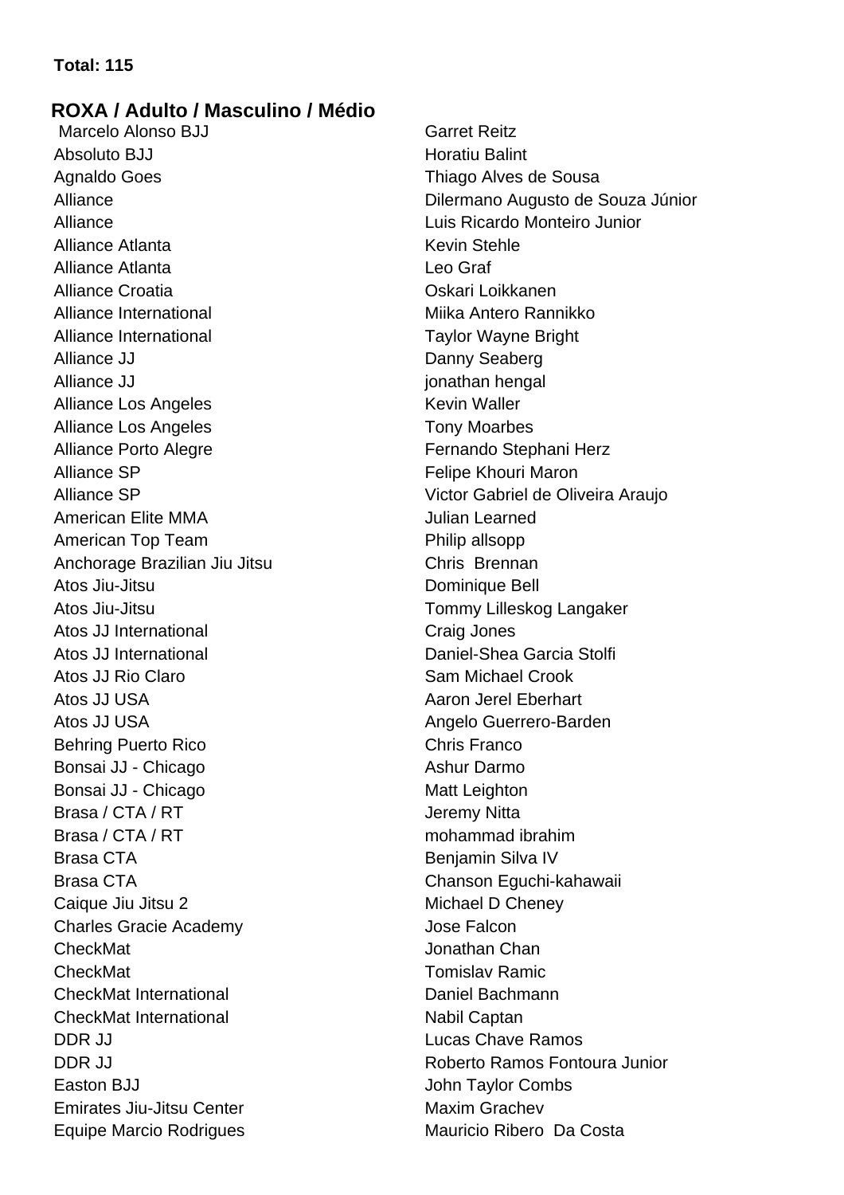**Total: 115**

## ROXA / Adulto / Masculino / Médio

| | |
|---|---|
| Marcelo Alonso BJJ | Garret Reitz |
| Absoluto BJJ | Horatiu Balint |
| Agnaldo Goes | Thiago Alves de Sousa |
| Alliance | Dilermano Augusto de Souza Júnior |
| Alliance | Luis Ricardo Monteiro Junior |
| Alliance Atlanta | Kevin Stehle |
| Alliance Atlanta | Leo Graf |
| Alliance Croatia | Oskari Loikkanen |
| Alliance International | Miika Antero Rannikko |
| Alliance International | Taylor Wayne Bright |
| Alliance JJ | Danny Seaberg |
| Alliance JJ | jonathan hengal |
| Alliance Los Angeles | Kevin Waller |
| Alliance Los Angeles | Tony Moarbes |
| Alliance Porto Alegre | Fernando Stephani Herz |
| Alliance SP | Felipe Khouri Maron |
| Alliance SP | Victor Gabriel de Oliveira Araujo |
| American Elite MMA | Julian Learned |
| American Top Team | Philip allsopp |
| Anchorage Brazilian Jiu Jitsu | Chris Brennan |
| Atos Jiu-Jitsu | Dominique Bell |
| Atos Jiu-Jitsu | Tommy Lilleskog Langaker |
| Atos JJ International | Craig Jones |
| Atos JJ International | Daniel-Shea Garcia Stolfi |
| Atos JJ Rio Claro | Sam Michael Crook |
| Atos JJ USA | Aaron Jerel Eberhart |
| Atos JJ USA | Angelo Guerrero-Barden |
| Behring Puerto Rico | Chris Franco |
| Bonsai JJ - Chicago | Ashur Darmo |
| Bonsai JJ - Chicago | Matt Leighton |
| Brasa / CTA / RT | Jeremy Nitta |
| Brasa / CTA / RT | mohammad ibrahim |
| Brasa CTA | Benjamin Silva IV |
| Brasa CTA | Chanson Eguchi-kahawaii |
| Caique Jiu Jitsu 2 | Michael D Cheney |
| Charles Gracie Academy | Jose Falcon |
| CheckMat | Jonathan Chan |
| CheckMat | Tomislav Ramic |
| CheckMat International | Daniel Bachmann |
| CheckMat International | Nabil Captan |
| DDR JJ | Lucas Chave Ramos |
| DDR JJ | Roberto Ramos Fontoura Junior |
| Easton BJJ | John Taylor Combs |
| Emirates Jiu-Jitsu Center | Maxim Grachev |
| Equipe Marcio Rodrigues | Mauricio Ribero Da Costa |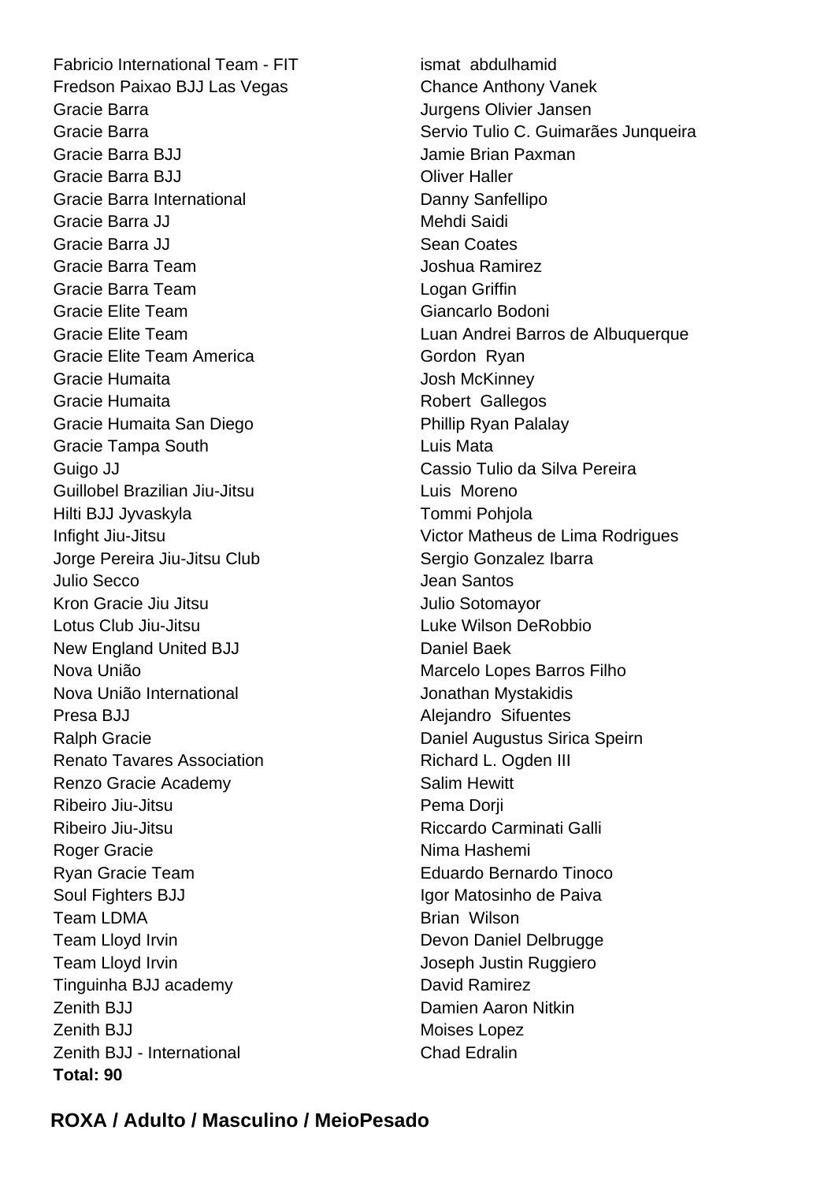| | |
|---|---|
| Fabricio International Team - FIT | ismat abdulhamid |
| Fredson Paixao BJJ Las Vegas | Chance Anthony Vanek |
| Gracie Barra | Jurgens Olivier Jansen |
| Gracie Barra | Servio Tulio C. Guimarães Junqueira |
| Gracie Barra BJJ | Jamie Brian Paxman |
| Gracie Barra BJJ | Oliver Haller |
| Gracie Barra International | Danny Sanfellipo |
| Gracie Barra JJ | Mehdi Saidi |
| Gracie Barra JJ | Sean Coates |
| Gracie Barra Team | Joshua Ramirez |
| Gracie Barra Team | Logan Griffin |
| Gracie Elite Team | Giancarlo Bodoni |
| Gracie Elite Team | Luan Andrei Barros de Albuquerque |
| Gracie Elite Team America | Gordon Ryan |
| Gracie Humaita | Josh McKinney |
| Gracie Humaita | Robert Gallegos |
| Gracie Humaita San Diego | Phillip Ryan Palalay |
| Gracie Tampa South | Luis Mata |
| Guigo JJ | Cassio Tulio da Silva Pereira |
| Guillobel Brazilian Jiu-Jitsu | Luis Moreno |
| Hilti BJJ Jyvaskyla | Tommi Pohjola |
| Infight Jiu-Jitsu | Victor Matheus de Lima Rodrigues |
| Jorge Pereira Jiu-Jitsu Club | Sergio Gonzalez Ibarra |
| Julio Secco | Jean Santos |
| Kron Gracie Jiu Jitsu | Julio Sotomayor |
| Lotus Club Jiu-Jitsu | Luke Wilson DeRobbio |
| New England United BJJ | Daniel Baek |
| Nova União | Marcelo Lopes Barros Filho |
| Nova União International | Jonathan Mystakidis |
| Presa BJJ | Alejandro Sifuentes |
| Ralph Gracie | Daniel Augustus Sirica Speirn |
| Renato Tavares Association | Richard L. Ogden III |
| Renzo Gracie Academy | Salim Hewitt |
| Ribeiro Jiu-Jitsu | Pema Dorji |
| Ribeiro Jiu-Jitsu | Riccardo Carminati Galli |
| Roger Gracie | Nima Hashemi |
| Ryan Gracie Team | Eduardo Bernardo Tinoco |
| Soul Fighters BJJ | Igor Matosinho de Paiva |
| Team LDMA | Brian Wilson |
| Team Lloyd Irvin | Devon Daniel Delbrugge |
| Team Lloyd Irvin | Joseph Justin Ruggiero |
| Tinguinha BJJ academy | David Ramirez |
| Zenith BJJ | Damien Aaron Nitkin |
| Zenith BJJ | Moises Lopez |
| Zenith BJJ - International | Chad Edralin |

**Total: 90**

## ROXA / Adulto / Masculino / MeioPesado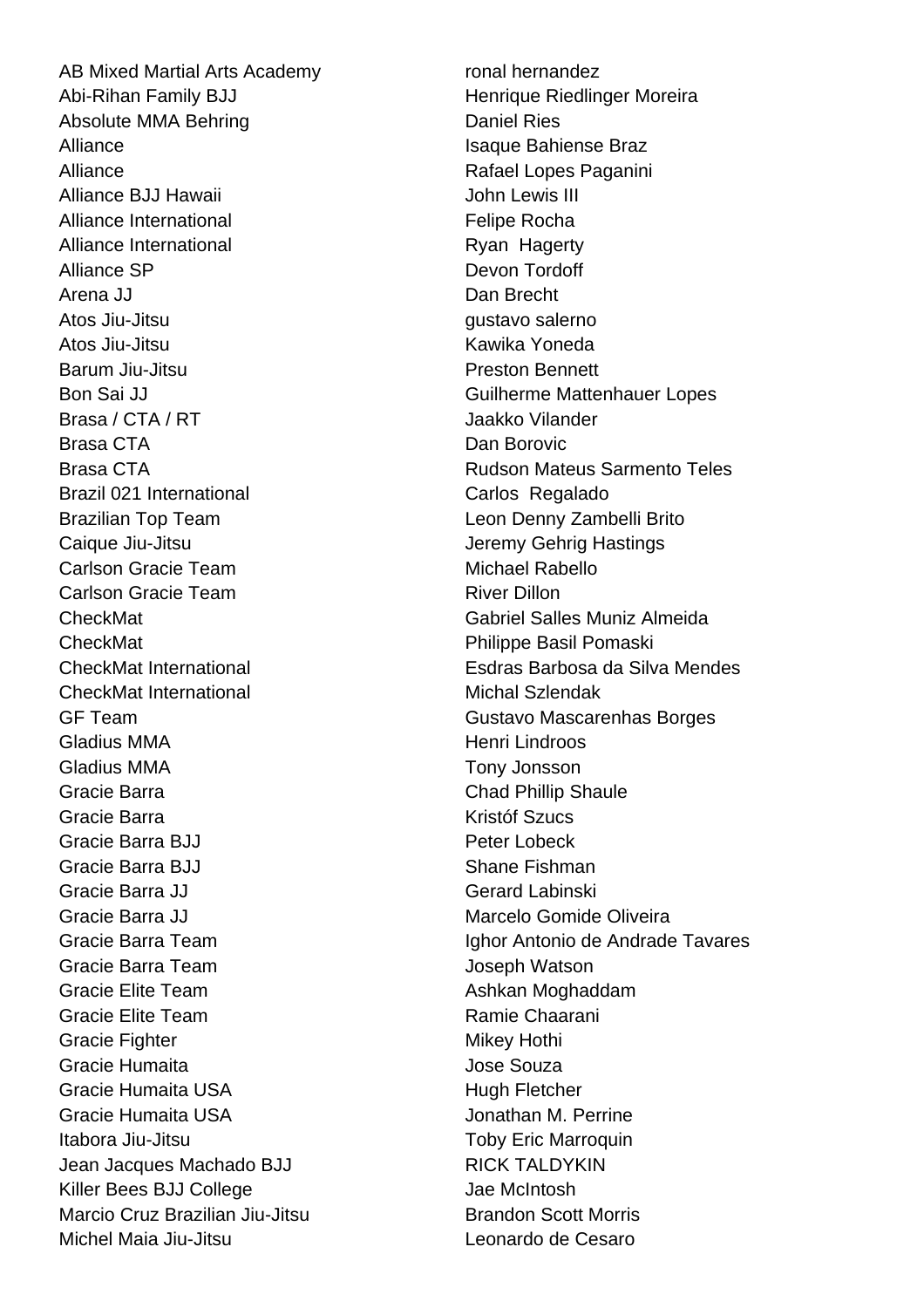| | |
|---|---|
| AB Mixed Martial Arts Academy | ronal hernandez |
| Abi-Rihan Family BJJ | Henrique Riedlinger Moreira |
| Absolute MMA Behring | Daniel Ries |
| Alliance | Isaque Bahiense Braz |
| Alliance | Rafael Lopes Paganini |
| Alliance BJJ Hawaii | John Lewis III |
| Alliance International | Felipe Rocha |
| Alliance International | Ryan  Hagerty |
| Alliance SP | Devon Tordoff |
| Arena JJ | Dan Brecht |
| Atos Jiu-Jitsu | gustavo salerno |
| Atos Jiu-Jitsu | Kawika Yoneda |
| Barum Jiu-Jitsu | Preston Bennett |
| Bon Sai JJ | Guilherme Mattenhauer Lopes |
| Brasa / CTA / RT | Jaakko Vilander |
| Brasa CTA | Dan Borovic |
| Brasa CTA | Rudson Mateus Sarmento Teles |
| Brazil 021 International | Carlos  Regalado |
| Brazilian Top Team | Leon Denny Zambelli Brito |
| Caique Jiu-Jitsu | Jeremy Gehrig Hastings |
| Carlson Gracie Team | Michael Rabello |
| Carlson Gracie Team | River Dillon |
| CheckMat | Gabriel Salles Muniz Almeida |
| CheckMat | Philippe Basil Pomaski |
| CheckMat International | Esdras Barbosa da Silva Mendes |
| CheckMat International | Michal Szlendak |
| GF Team | Gustavo Mascarenhas Borges |
| Gladius MMA | Henri Lindroos |
| Gladius MMA | Tony Jonsson |
| Gracie Barra | Chad Phillip Shaule |
| Gracie Barra | Kristóf Szucs |
| Gracie Barra BJJ | Peter Lobeck |
| Gracie Barra BJJ | Shane Fishman |
| Gracie Barra JJ | Gerard Labinski |
| Gracie Barra JJ | Marcelo Gomide Oliveira |
| Gracie Barra Team | Ighor Antonio de Andrade Tavares |
| Gracie Barra Team | Joseph Watson |
| Gracie Elite Team | Ashkan Moghaddam |
| Gracie Elite Team | Ramie Chaarani |
| Gracie Fighter | Mikey Hothi |
| Gracie Humaita | Jose Souza |
| Gracie Humaita USA | Hugh Fletcher |
| Gracie Humaita USA | Jonathan M. Perrine |
| Itabora Jiu-Jitsu | Toby Eric Marroquin |
| Jean Jacques Machado BJJ | RICK TALDYKIN |
| Killer Bees BJJ College | Jae McIntosh |
| Marcio Cruz Brazilian Jiu-Jitsu | Brandon Scott Morris |
| Michel Maia Jiu-Jitsu | Leonardo de Cesaro |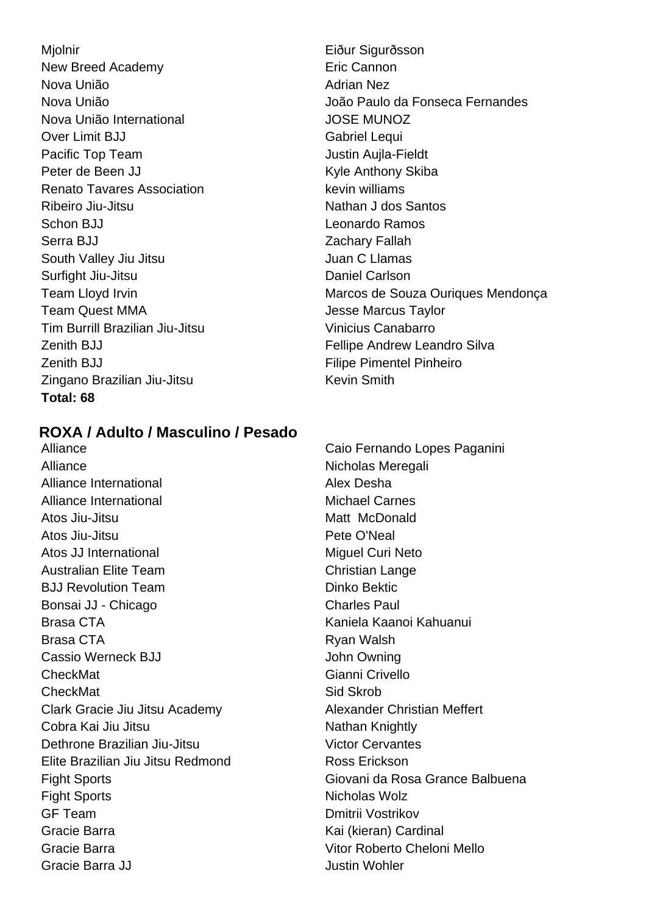| | |
|---|---|
| Mjolnir | Eiður Sigurðsson |
| New Breed Academy | Eric Cannon |
| Nova União | Adrian Nez |
| Nova União | João Paulo da Fonseca Fernandes |
| Nova União International | JOSE MUNOZ |
| Over Limit BJJ | Gabriel Lequi |
| Pacific Top Team | Justin Aujla-Fieldt |
| Peter de Been JJ | Kyle Anthony Skiba |
| Renato Tavares Association | kevin williams |
| Ribeiro Jiu-Jitsu | Nathan J dos Santos |
| Schon BJJ | Leonardo Ramos |
| Serra BJJ | Zachary Fallah |
| South Valley Jiu Jitsu | Juan C Llamas |
| Surfight Jiu-Jitsu | Daniel Carlson |
| Team Lloyd Irvin | Marcos de Souza Ouriques Mendonça |
| Team Quest MMA | Jesse Marcus Taylor |
| Tim Burrill Brazilian Jiu-Jitsu | Vinicius Canabarro |
| Zenith BJJ | Fellipe Andrew Leandro Silva |
| Zenith BJJ | Filipe Pimentel Pinheiro |
| Zingano Brazilian Jiu-Jitsu | Kevin Smith |

**Total: 68**

## ROXA / Adulto / Masculino / Pesado

| | |
|---|---|
| Alliance | Caio Fernando Lopes Paganini |
| Alliance | Nicholas Meregali |
| Alliance International | Alex Desha |
| Alliance International | Michael Carnes |
| Atos Jiu-Jitsu | Matt McDonald |
| Atos Jiu-Jitsu | Pete O'Neal |
| Atos JJ International | Miguel Curi Neto |
| Australian Elite Team | Christian Lange |
| BJJ Revolution Team | Dinko Bektic |
| Bonsai JJ - Chicago | Charles Paul |
| Brasa CTA | Kaniela Kaanoi Kahuanui |
| Brasa CTA | Ryan Walsh |
| Cassio Werneck BJJ | John Owning |
| CheckMat | Gianni Crivello |
| CheckMat | Sid Skrob |
| Clark Gracie Jiu Jitsu Academy | Alexander Christian Meffert |
| Cobra Kai Jiu Jitsu | Nathan Knightly |
| Dethrone Brazilian Jiu-Jitsu | Victor Cervantes |
| Elite Brazilian Jiu Jitsu Redmond | Ross Erickson |
| Fight Sports | Giovani da Rosa Grance Balbuena |
| Fight Sports | Nicholas Wolz |
| GF Team | Dmitrii Vostrikov |
| Gracie Barra | Kai (kieran) Cardinal |
| Gracie Barra | Vitor Roberto Cheloni Mello |
| Gracie Barra JJ | Justin Wohler |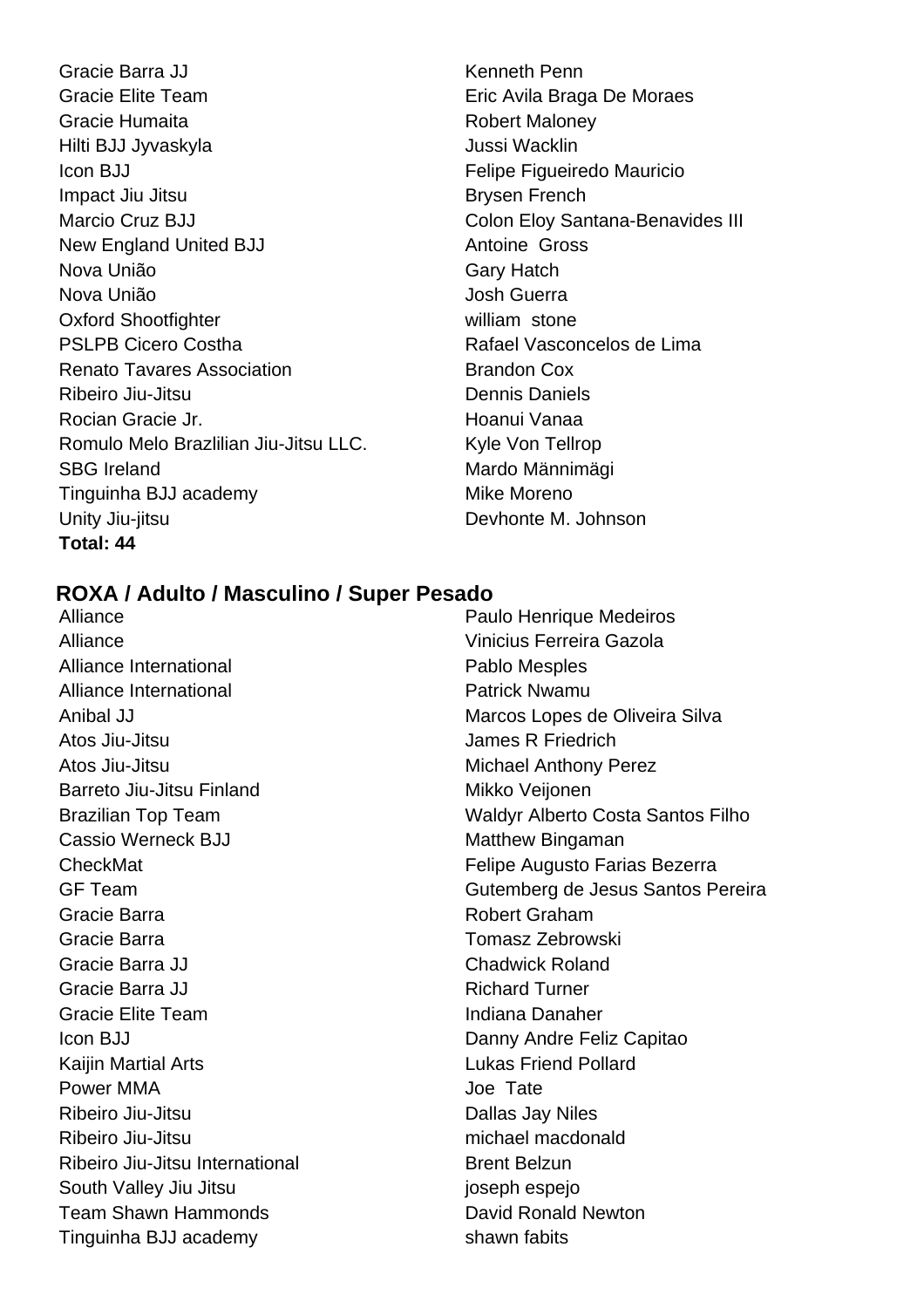| | |
|---|---|
| Gracie Barra JJ | Kenneth Penn |
| Gracie Elite Team | Eric Avila Braga De Moraes |
| Gracie Humaita | Robert Maloney |
| Hilti BJJ Jyvaskyla | Jussi Wacklin |
| Icon BJJ | Felipe Figueiredo Mauricio |
| Impact Jiu Jitsu | Brysen French |
| Marcio Cruz BJJ | Colon Eloy Santana-Benavides III |
| New England United BJJ | Antoine  Gross |
| Nova União | Gary Hatch |
| Nova União | Josh Guerra |
| Oxford Shootfighter | william  stone |
| PSLPB Cicero Costha | Rafael Vasconcelos de Lima |
| Renato Tavares Association | Brandon Cox |
| Ribeiro Jiu-Jitsu | Dennis Daniels |
| Rocian Gracie Jr. | Hoanui Vanaa |
| Romulo Melo Brazlilian Jiu-Jitsu LLC. | Kyle Von Tellrop |
| SBG Ireland | Mardo Männimägi |
| Tinguinha BJJ academy | Mike Moreno |
| Unity Jiu-jitsu | Devhonte M. Johnson |

**Total: 44**

## ROXA / Adulto / Masculino / Super Pesado

| | |
|---|---|
| Alliance | Paulo Henrique Medeiros |
| Alliance | Vinicius Ferreira Gazola |
| Alliance International | Pablo Mesples |
| Alliance International | Patrick Nwamu |
| Anibal JJ | Marcos Lopes de Oliveira Silva |
| Atos Jiu-Jitsu | James R Friedrich |
| Atos Jiu-Jitsu | Michael Anthony Perez |
| Barreto Jiu-Jitsu Finland | Mikko Veijonen |
| Brazilian Top Team | Waldyr Alberto Costa Santos Filho |
| Cassio Werneck BJJ | Matthew Bingaman |
| CheckMat | Felipe Augusto Farias Bezerra |
| GF Team | Gutemberg de Jesus Santos Pereira |
| Gracie Barra | Robert Graham |
| Gracie Barra | Tomasz Zebrowski |
| Gracie Barra JJ | Chadwick Roland |
| Gracie Barra JJ | Richard Turner |
| Gracie Elite Team | Indiana Danaher |
| Icon BJJ | Danny Andre Feliz Capitao |
| Kaijin Martial Arts | Lukas Friend Pollard |
| Power MMA | Joe  Tate |
| Ribeiro Jiu-Jitsu | Dallas Jay Niles |
| Ribeiro Jiu-Jitsu | michael macdonald |
| Ribeiro Jiu-Jitsu International | Brent Belzun |
| South Valley Jiu Jitsu | joseph espejo |
| Team Shawn Hammonds | David Ronald Newton |
| Tinguinha BJJ academy | shawn fabits |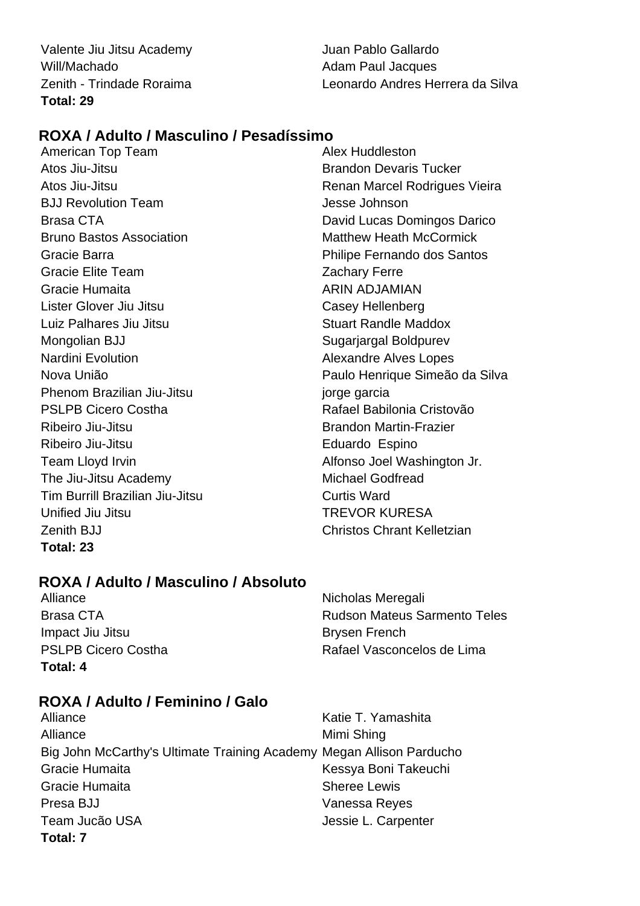| | |
|---|---|
| Valente Jiu Jitsu Academy | Juan Pablo Gallardo |
| Will/Machado | Adam Paul Jacques |
| Zenith - Trindade Roraima | Leonardo Andres Herrera da Silva |

**Total: 29**

## ROXA / Adulto / Masculino / Pesadíssimo

| | |
|---|---|
| American Top Team | Alex Huddleston |
| Atos Jiu-Jitsu | Brandon Devaris Tucker |
| Atos Jiu-Jitsu | Renan Marcel Rodrigues Vieira |
| BJJ Revolution Team | Jesse Johnson |
| Brasa CTA | David Lucas Domingos Darico |
| Bruno Bastos Association | Matthew Heath McCormick |
| Gracie Barra | Philipe Fernando dos Santos |
| Gracie Elite Team | Zachary Ferre |
| Gracie Humaita | ARIN ADJAMIAN |
| Lister Glover Jiu Jitsu | Casey Hellenberg |
| Luiz Palhares Jiu Jitsu | Stuart Randle Maddox |
| Mongolian BJJ | Sugarjargal Boldpurev |
| Nardini Evolution | Alexandre Alves Lopes |
| Nova União | Paulo Henrique Simeão da Silva |
| Phenom Brazilian Jiu-Jitsu | jorge garcia |
| PSLPB Cicero Costha | Rafael Babilonia Cristovão |
| Ribeiro Jiu-Jitsu | Brandon Martin-Frazier |
| Ribeiro Jiu-Jitsu | Eduardo Espino |
| Team Lloyd Irvin | Alfonso Joel Washington Jr. |
| The Jiu-Jitsu Academy | Michael Godfread |
| Tim Burrill Brazilian Jiu-Jitsu | Curtis Ward |
| Unified Jiu Jitsu | TREVOR KURESA |
| Zenith BJJ | Christos Chrant Kelletzian |

**Total: 23**

## ROXA / Adulto / Masculino / Absoluto

| | |
|---|---|
| Alliance | Nicholas Meregali |
| Brasa CTA | Rudson Mateus Sarmento Teles |
| Impact Jiu Jitsu | Brysen French |
| PSLPB Cicero Costha | Rafael Vasconcelos de Lima |

**Total: 4**

## ROXA / Adulto / Feminino / Galo

| | |
|---|---|
| Alliance | Katie T. Yamashita |
| Alliance | Mimi Shing |
| Big John McCarthy's Ultimate Training Academy | Megan Allison Parducho |
| Gracie Humaita | Kessya Boni Takeuchi |
| Gracie Humaita | Sheree Lewis |
| Presa BJJ | Vanessa Reyes |
| Team Jucão USA | Jessie L. Carpenter |

**Total: 7**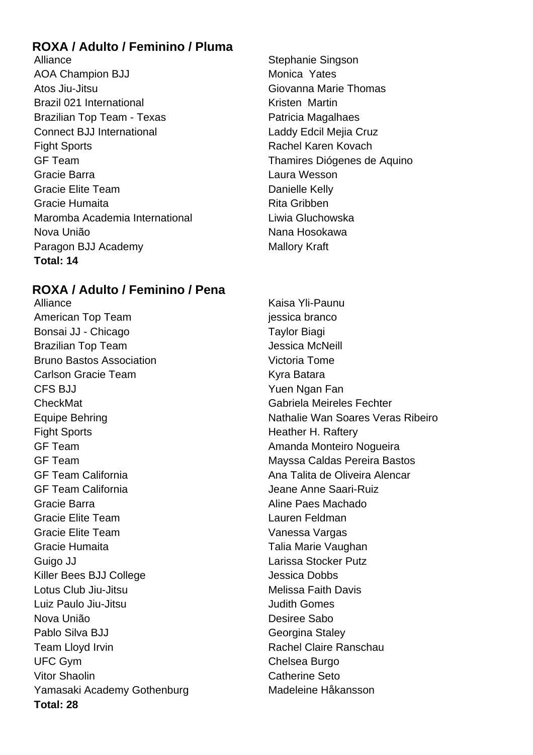## ROXA / Adulto / Feminino / Pluma

| Academy | Athlete |
|---|---|
| Alliance | Stephanie Singson |
| AOA Champion BJJ | Monica Yates |
| Atos Jiu-Jitsu | Giovanna Marie Thomas |
| Brazil 021 International | Kristen Martin |
| Brazilian Top Team - Texas | Patricia Magalhaes |
| Connect BJJ International | Laddy Edcil Mejia Cruz |
| Fight Sports | Rachel Karen Kovach |
| GF Team | Thamires Diógenes de Aquino |
| Gracie Barra | Laura Wesson |
| Gracie Elite Team | Danielle Kelly |
| Gracie Humaita | Rita Gribben |
| Maromba Academia International | Liwia Gluchowska |
| Nova União | Nana Hosokawa |
| Paragon BJJ Academy | Mallory Kraft |

**Total: 14**

## ROXA / Adulto / Feminino / Pena

| Academy | Athlete |
|---|---|
| Alliance | Kaisa Yli-Paunu |
| American Top Team | jessica branco |
| Bonsai JJ - Chicago | Taylor Biagi |
| Brazilian Top Team | Jessica McNeill |
| Bruno Bastos Association | Victoria Tome |
| Carlson Gracie Team | Kyra Batara |
| CFS BJJ | Yuen Ngan Fan |
| CheckMat | Gabriela Meireles Fechter |
| Equipe Behring | Nathalie Wan Soares Veras Ribeiro |
| Fight Sports | Heather H. Raftery |
| GF Team | Amanda Monteiro Nogueira |
| GF Team | Mayssa Caldas Pereira Bastos |
| GF Team California | Ana Talita de Oliveira Alencar |
| GF Team California | Jeane Anne Saari-Ruiz |
| Gracie Barra | Aline Paes Machado |
| Gracie Elite Team | Lauren Feldman |
| Gracie Elite Team | Vanessa Vargas |
| Gracie Humaita | Talia Marie Vaughan |
| Guigo JJ | Larissa Stocker Putz |
| Killer Bees BJJ College | Jessica Dobbs |
| Lotus Club Jiu-Jitsu | Melissa Faith Davis |
| Luiz Paulo Jiu-Jitsu | Judith Gomes |
| Nova União | Desiree Sabo |
| Pablo Silva BJJ | Georgina Staley |
| Team Lloyd Irvin | Rachel Claire Ranschau |
| UFC Gym | Chelsea Burgo |
| Vitor Shaolin | Catherine Seto |
| Yamasaki Academy Gothenburg | Madeleine Håkansson |

**Total: 28**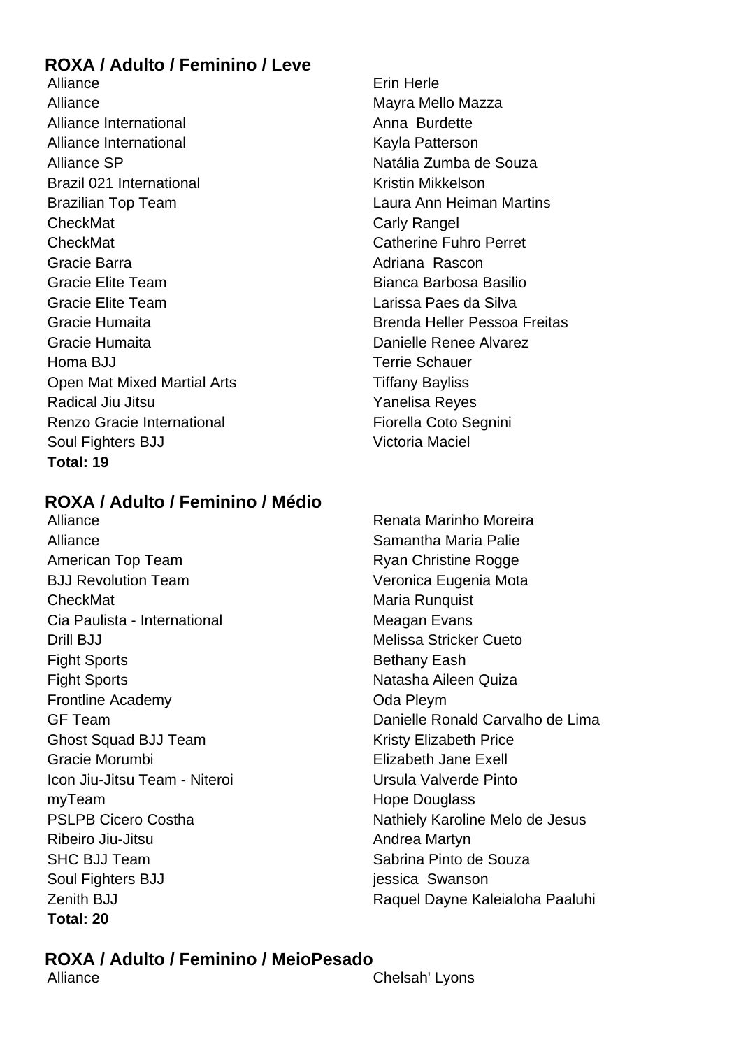### ROXA / Adulto / Feminino / Leve

| | |
|---|---|
| Alliance | Erin Herle |
| Alliance | Mayra Mello Mazza |
| Alliance International | Anna  Burdette |
| Alliance International | Kayla Patterson |
| Alliance SP | Natália Zumba de Souza |
| Brazil 021 International | Kristin Mikkelson |
| Brazilian Top Team | Laura Ann Heiman Martins |
| CheckMat | Carly Rangel |
| CheckMat | Catherine Fuhro Perret |
| Gracie Barra | Adriana  Rascon |
| Gracie Elite Team | Bianca Barbosa Basilio |
| Gracie Elite Team | Larissa Paes da Silva |
| Gracie Humaita | Brenda Heller Pessoa Freitas |
| Gracie Humaita | Danielle Renee Alvarez |
| Homa BJJ | Terrie Schauer |
| Open Mat Mixed Martial Arts | Tiffany Bayliss |
| Radical Jiu Jitsu | Yanelisa Reyes |
| Renzo Gracie International | Fiorella Coto Segnini |
| Soul Fighters BJJ | Victoria Maciel |

**Total: 19**

### ROXA / Adulto / Feminino / Médio

| | |
|---|---|
| Alliance | Renata Marinho Moreira |
| Alliance | Samantha Maria Palie |
| American Top Team | Ryan Christine Rogge |
| BJJ Revolution Team | Veronica Eugenia Mota |
| CheckMat | Maria Runquist |
| Cia Paulista - International | Meagan Evans |
| Drill BJJ | Melissa Stricker Cueto |
| Fight Sports | Bethany Eash |
| Fight Sports | Natasha Aileen Quiza |
| Frontline Academy | Oda Pleym |
| GF Team | Danielle Ronald Carvalho de Lima |
| Ghost Squad BJJ Team | Kristy Elizabeth Price |
| Gracie Morumbi | Elizabeth Jane Exell |
| Icon Jiu-Jitsu Team - Niteroi | Ursula Valverde Pinto |
| myTeam | Hope Douglass |
| PSLPB Cicero Costha | Nathiely Karoline Melo de Jesus |
| Ribeiro Jiu-Jitsu | Andrea Martyn |
| SHC BJJ Team | Sabrina Pinto de Souza |
| Soul Fighters BJJ | jessica  Swanson |
| Zenith BJJ | Raquel Dayne Kaleialoha Paaluhi |

**Total: 20**

### ROXA / Adulto / Feminino / MeioPesado

| | |
|---|---|
| Alliance | Chelsah' Lyons |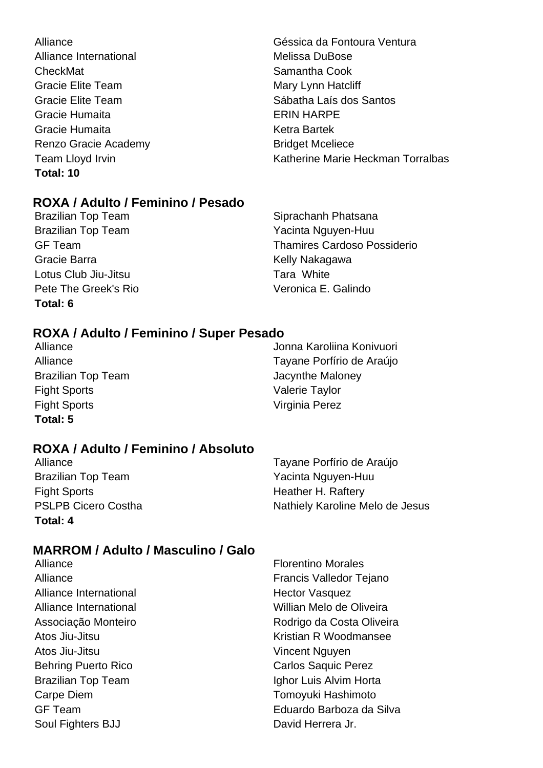| | |
|---|---|
| Alliance | Géssica da Fontoura Ventura |
| Alliance International | Melissa DuBose |
| CheckMat | Samantha Cook |
| Gracie Elite Team | Mary Lynn Hatcliff |
| Gracie Elite Team | Sábatha Laís dos Santos |
| Gracie Humaita | ERIN HARPE |
| Gracie Humaita | Ketra Bartek |
| Renzo Gracie Academy | Bridget Mceliece |
| Team Lloyd Irvin | Katherine Marie Heckman Torralbas |

**Total: 10**

### ROXA / Adulto / Feminino / Pesado

| | |
|---|---|
| Brazilian Top Team | Siprachanh Phatsana |
| Brazilian Top Team | Yacinta Nguyen-Huu |
| GF Team | Thamires Cardoso Possiderio |
| Gracie Barra | Kelly Nakagawa |
| Lotus Club Jiu-Jitsu | Tara White |
| Pete The Greek's Rio | Veronica E. Galindo |

**Total: 6**

### ROXA / Adulto / Feminino / Super Pesado

| | |
|---|---|
| Alliance | Jonna Karoliina Konivuori |
| Alliance | Tayane Porfírio de Araújo |
| Brazilian Top Team | Jacynthe Maloney |
| Fight Sports | Valerie Taylor |
| Fight Sports | Virginia Perez |

**Total: 5**

### ROXA / Adulto / Feminino / Absoluto

| | |
|---|---|
| Alliance | Tayane Porfírio de Araújo |
| Brazilian Top Team | Yacinta Nguyen-Huu |
| Fight Sports | Heather H. Raftery |
| PSLPB Cicero Costha | Nathiely Karoline Melo de Jesus |

**Total: 4**

### MARROM / Adulto / Masculino / Galo

| | |
|---|---|
| Alliance | Florentino Morales |
| Alliance | Francis Valledor Tejano |
| Alliance International | Hector Vasquez |
| Alliance International | Willian Melo de Oliveira |
| Associação Monteiro | Rodrigo da Costa Oliveira |
| Atos Jiu-Jitsu | Kristian R Woodmansee |
| Atos Jiu-Jitsu | Vincent Nguyen |
| Behring Puerto Rico | Carlos Saquic Perez |
| Brazilian Top Team | Ighor Luis Alvim Horta |
| Carpe Diem | Tomoyuki Hashimoto |
| GF Team | Eduardo Barboza da Silva |
| Soul Fighters BJJ | David Herrera Jr. |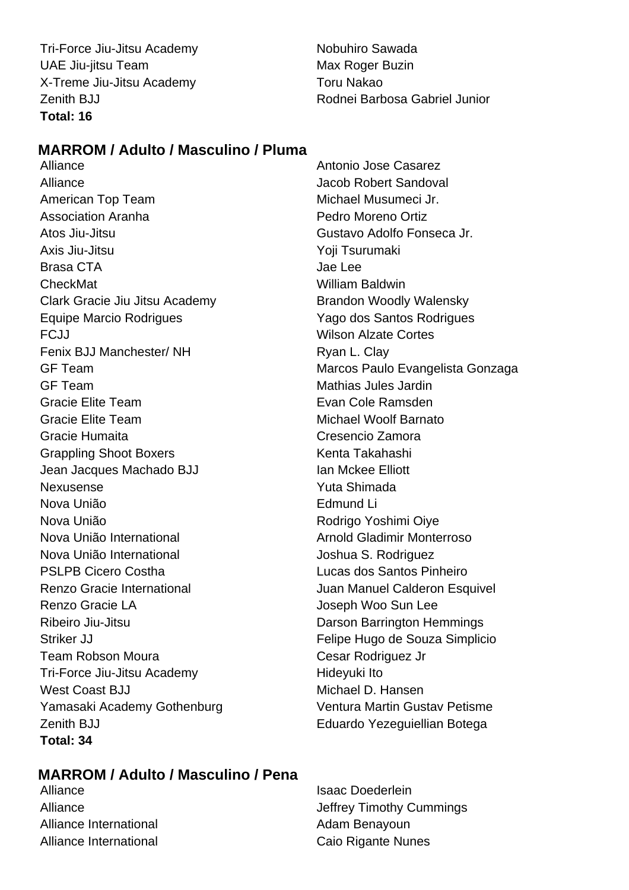| | |
|---|---|
| Tri-Force Jiu-Jitsu Academy | Nobuhiro Sawada |
| UAE Jiu-jitsu Team | Max Roger Buzin |
| X-Treme Jiu-Jitsu Academy | Toru Nakao |
| Zenith BJJ | Rodnei Barbosa Gabriel Junior |

**Total: 16**

## MARROM / Adulto / Masculino / Pluma

| | |
|---|---|
| Alliance | Antonio Jose Casarez |
| Alliance | Jacob Robert Sandoval |
| American Top Team | Michael Musumeci Jr. |
| Association Aranha | Pedro Moreno Ortiz |
| Atos Jiu-Jitsu | Gustavo Adolfo Fonseca Jr. |
| Axis Jiu-Jitsu | Yoji Tsurumaki |
| Brasa CTA | Jae Lee |
| CheckMat | William Baldwin |
| Clark Gracie Jiu Jitsu Academy | Brandon Woodly Walensky |
| Equipe Marcio Rodrigues | Yago dos Santos Rodrigues |
| FCJJ | Wilson Alzate Cortes |
| Fenix BJJ Manchester/ NH | Ryan L. Clay |
| GF Team | Marcos Paulo Evangelista Gonzaga |
| GF Team | Mathias Jules Jardin |
| Gracie Elite Team | Evan Cole Ramsden |
| Gracie Elite Team | Michael Woolf Barnato |
| Gracie Humaita | Cresencio Zamora |
| Grappling Shoot Boxers | Kenta Takahashi |
| Jean Jacques Machado BJJ | Ian Mckee Elliott |
| Nexusense | Yuta Shimada |
| Nova União | Edmund Li |
| Nova União | Rodrigo Yoshimi Oiye |
| Nova União International | Arnold Gladimir Monterroso |
| Nova União International | Joshua S. Rodriguez |
| PSLPB Cicero Costha | Lucas dos Santos Pinheiro |
| Renzo Gracie International | Juan Manuel Calderon Esquivel |
| Renzo Gracie LA | Joseph Woo Sun Lee |
| Ribeiro Jiu-Jitsu | Darson Barrington Hemmings |
| Striker JJ | Felipe Hugo de Souza Simplicio |
| Team Robson Moura | Cesar Rodriguez Jr |
| Tri-Force Jiu-Jitsu Academy | Hideyuki Ito |
| West Coast BJJ | Michael D. Hansen |
| Yamasaki Academy Gothenburg | Ventura Martin Gustav Petisme |
| Zenith BJJ | Eduardo Yezeguiellian Botega |

**Total: 34**

## MARROM / Adulto / Masculino / Pena

| | |
|---|---|
| Alliance | Isaac Doederlein |
| Alliance | Jeffrey Timothy Cummings |
| Alliance International | Adam Benayoun |
| Alliance International | Caio Rigante Nunes |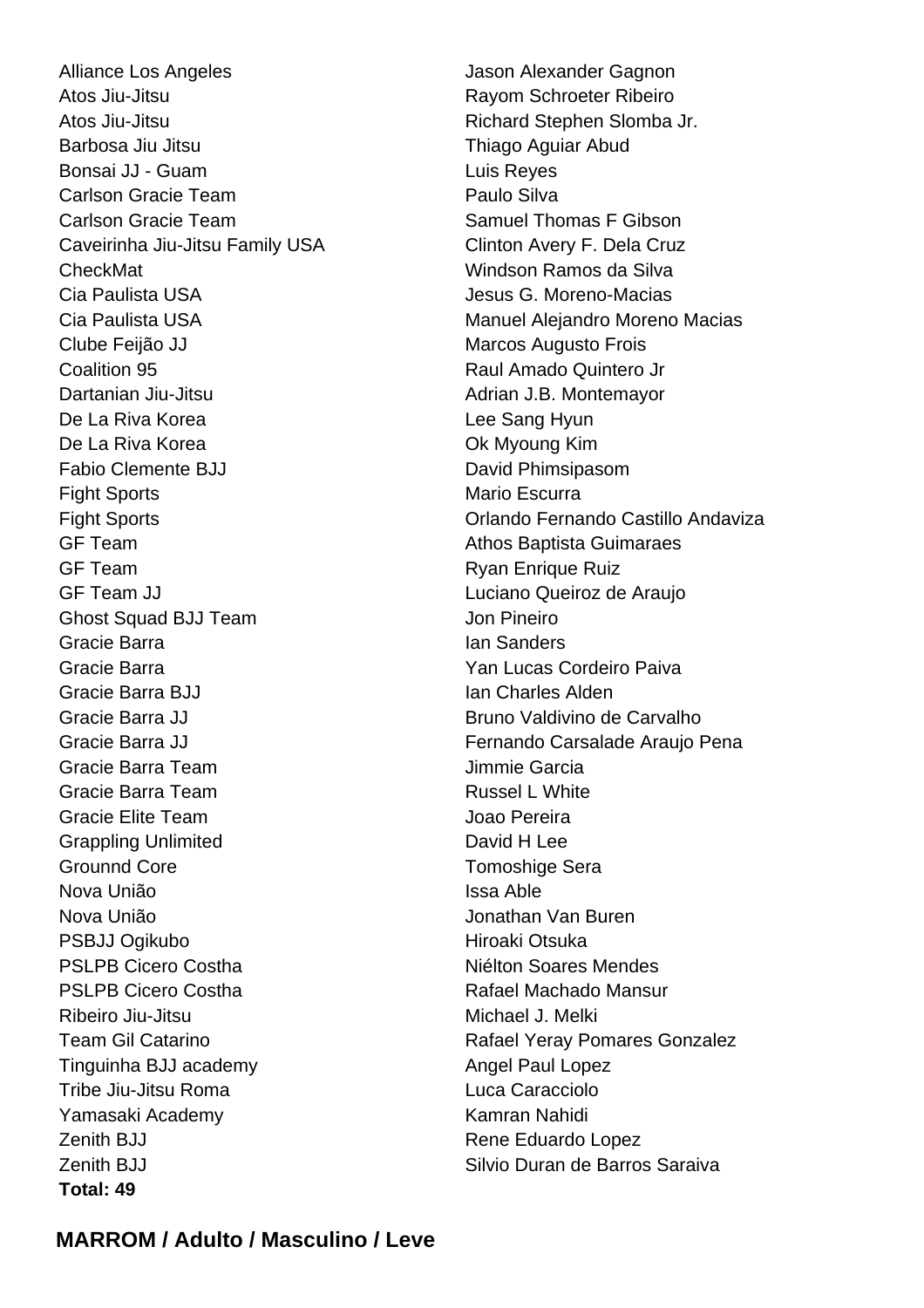| | |
|---|---|
| Alliance Los Angeles | Jason Alexander Gagnon |
| Atos Jiu-Jitsu | Rayom Schroeter Ribeiro |
| Atos Jiu-Jitsu | Richard Stephen Slomba Jr. |
| Barbosa Jiu Jitsu | Thiago Aguiar Abud |
| Bonsai JJ - Guam | Luis Reyes |
| Carlson Gracie Team | Paulo Silva |
| Carlson Gracie Team | Samuel Thomas F Gibson |
| Caveirinha Jiu-Jitsu Family USA | Clinton Avery F. Dela Cruz |
| CheckMat | Windson Ramos da Silva |
| Cia Paulista USA | Jesus G. Moreno-Macias |
| Cia Paulista USA | Manuel Alejandro Moreno Macias |
| Clube Feijão JJ | Marcos Augusto Frois |
| Coalition 95 | Raul Amado Quintero Jr |
| Dartanian Jiu-Jitsu | Adrian J.B. Montemayor |
| De La Riva Korea | Lee Sang Hyun |
| De La Riva Korea | Ok Myoung Kim |
| Fabio Clemente BJJ | David Phimsipasom |
| Fight Sports | Mario Escurra |
| Fight Sports | Orlando Fernando Castillo Andaviza |
| GF Team | Athos Baptista Guimaraes |
| GF Team | Ryan Enrique Ruiz |
| GF Team JJ | Luciano Queiroz de Araujo |
| Ghost Squad BJJ Team | Jon Pineiro |
| Gracie Barra | Ian Sanders |
| Gracie Barra | Yan Lucas Cordeiro Paiva |
| Gracie Barra BJJ | Ian Charles Alden |
| Gracie Barra JJ | Bruno Valdivino de Carvalho |
| Gracie Barra JJ | Fernando Carsalade Araujo Pena |
| Gracie Barra Team | Jimmie Garcia |
| Gracie Barra Team | Russel L White |
| Gracie Elite Team | Joao Pereira |
| Grappling Unlimited | David H Lee |
| Grounnd Core | Tomoshige Sera |
| Nova União | Issa Able |
| Nova União | Jonathan Van Buren |
| PSBJJ Ogikubo | Hiroaki Otsuka |
| PSLPB Cicero Costha | Niélton Soares Mendes |
| PSLPB Cicero Costha | Rafael Machado Mansur |
| Ribeiro Jiu-Jitsu | Michael J. Melki |
| Team Gil Catarino | Rafael Yeray Pomares Gonzalez |
| Tinguinha BJJ academy | Angel Paul Lopez |
| Tribe Jiu-Jitsu Roma | Luca Caracciolo |
| Yamasaki Academy | Kamran Nahidi |
| Zenith BJJ | Rene Eduardo Lopez |
| Zenith BJJ | Silvio Duran de Barros Saraiva |

**Total: 49**

## MARROM / Adulto / Masculino / Leve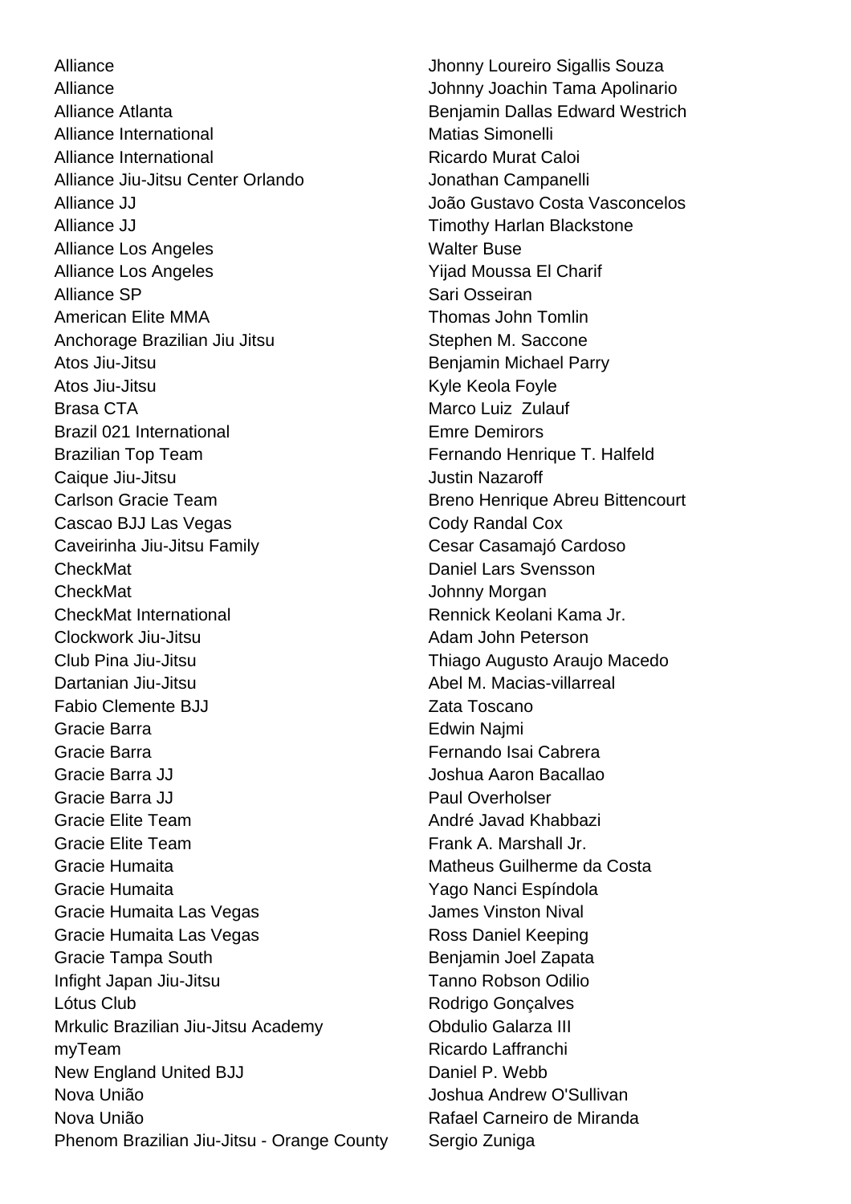| | |
|---|---|
| Alliance | Jhonny Loureiro Sigallis Souza |
| Alliance | Johnny Joachin Tama Apolinario |
| Alliance Atlanta | Benjamin Dallas Edward Westrich |
| Alliance International | Matias Simonelli |
| Alliance International | Ricardo Murat Caloi |
| Alliance Jiu-Jitsu Center Orlando | Jonathan Campanelli |
| Alliance JJ | João Gustavo Costa Vasconcelos |
| Alliance JJ | Timothy Harlan Blackstone |
| Alliance Los Angeles | Walter Buse |
| Alliance Los Angeles | Yijad Moussa El Charif |
| Alliance SP | Sari Osseiran |
| American Elite MMA | Thomas John Tomlin |
| Anchorage Brazilian Jiu Jitsu | Stephen M. Saccone |
| Atos Jiu-Jitsu | Benjamin Michael Parry |
| Atos Jiu-Jitsu | Kyle Keola Foyle |
| Brasa CTA | Marco Luiz Zulauf |
| Brazil 021 International | Emre Demirors |
| Brazilian Top Team | Fernando Henrique T. Halfeld |
| Caique Jiu-Jitsu | Justin Nazaroff |
| Carlson Gracie Team | Breno Henrique Abreu Bittencourt |
| Cascao BJJ Las Vegas | Cody Randal Cox |
| Caveirinha Jiu-Jitsu Family | Cesar Casamajó Cardoso |
| CheckMat | Daniel Lars Svensson |
| CheckMat | Johnny Morgan |
| CheckMat International | Rennick Keolani Kama Jr. |
| Clockwork Jiu-Jitsu | Adam John Peterson |
| Club Pina Jiu-Jitsu | Thiago Augusto Araujo Macedo |
| Dartanian Jiu-Jitsu | Abel M. Macias-villarreal |
| Fabio Clemente BJJ | Zata Toscano |
| Gracie Barra | Edwin Najmi |
| Gracie Barra | Fernando Isai Cabrera |
| Gracie Barra JJ | Joshua Aaron Bacallao |
| Gracie Barra JJ | Paul Overholser |
| Gracie Elite Team | André Javad Khabbazi |
| Gracie Elite Team | Frank A. Marshall Jr. |
| Gracie Humaita | Matheus Guilherme da Costa |
| Gracie Humaita | Yago Nanci Espíndola |
| Gracie Humaita Las Vegas | James Vinston Nival |
| Gracie Humaita Las Vegas | Ross Daniel Keeping |
| Gracie Tampa South | Benjamin Joel Zapata |
| Infight Japan Jiu-Jitsu | Tanno Robson Odilio |
| Lótus Club | Rodrigo Gonçalves |
| Mrkulic Brazilian Jiu-Jitsu Academy | Obdulio Galarza III |
| myTeam | Ricardo Laffranchi |
| New England United BJJ | Daniel P. Webb |
| Nova União | Joshua Andrew O'Sullivan |
| Nova União | Rafael Carneiro de Miranda |
| Phenom Brazilian Jiu-Jitsu - Orange County | Sergio Zuniga |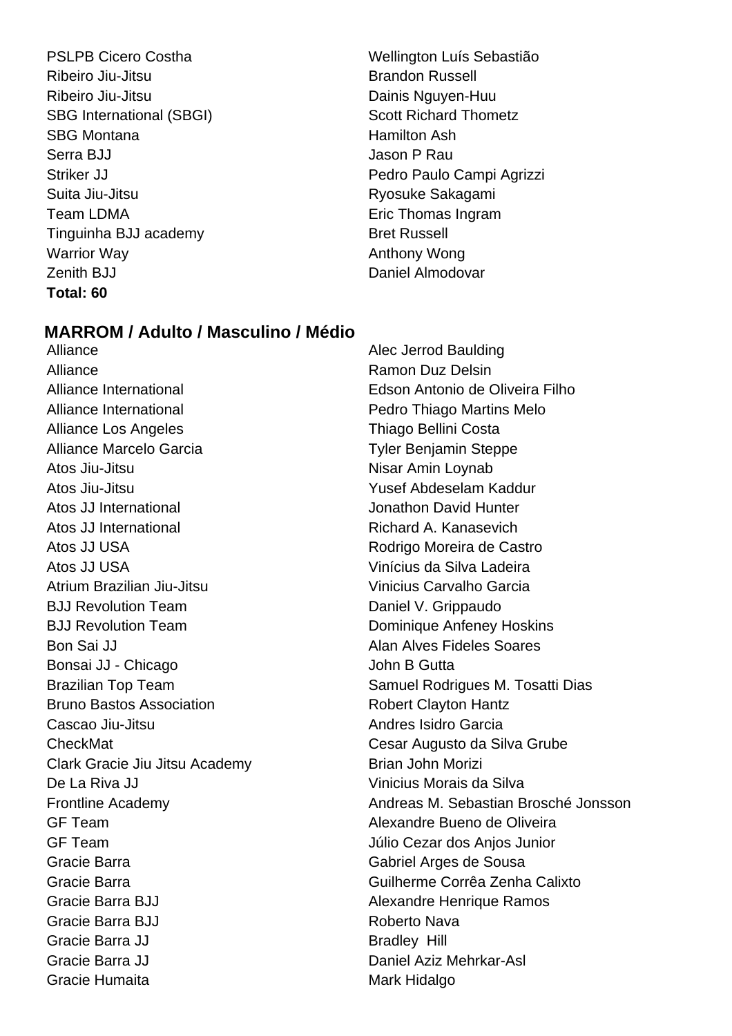| | |
|---|---|
| PSLPB Cicero Costha | Wellington Luís Sebastião |
| Ribeiro Jiu-Jitsu | Brandon Russell |
| Ribeiro Jiu-Jitsu | Dainis Nguyen-Huu |
| SBG International (SBGI) | Scott Richard Thometz |
| SBG Montana | Hamilton Ash |
| Serra BJJ | Jason P Rau |
| Striker JJ | Pedro Paulo Campi Agrizzi |
| Suita Jiu-Jitsu | Ryosuke Sakagami |
| Team LDMA | Eric Thomas Ingram |
| Tinguinha BJJ academy | Bret Russell |
| Warrior Way | Anthony Wong |
| Zenith BJJ | Daniel Almodovar |

**Total: 60**

## MARROM / Adulto / Masculino / Médio

| | |
|---|---|
| Alliance | Alec Jerrod Baulding |
| Alliance | Ramon Duz Delsin |
| Alliance International | Edson Antonio de Oliveira Filho |
| Alliance International | Pedro Thiago Martins Melo |
| Alliance Los Angeles | Thiago Bellini Costa |
| Alliance Marcelo Garcia | Tyler Benjamin Steppe |
| Atos Jiu-Jitsu | Nisar Amin Loynab |
| Atos Jiu-Jitsu | Yusef Abdeselam Kaddur |
| Atos JJ International | Jonathon David Hunter |
| Atos JJ International | Richard A. Kanasevich |
| Atos JJ USA | Rodrigo Moreira de Castro |
| Atos JJ USA | Vinícius da Silva Ladeira |
| Atrium Brazilian Jiu-Jitsu | Vinicius Carvalho Garcia |
| BJJ Revolution Team | Daniel V. Grippaudo |
| BJJ Revolution Team | Dominique Anfeney Hoskins |
| Bon Sai JJ | Alan Alves Fideles Soares |
| Bonsai JJ - Chicago | John B Gutta |
| Brazilian Top Team | Samuel Rodrigues M. Tosatti Dias |
| Bruno Bastos Association | Robert Clayton Hantz |
| Cascao Jiu-Jitsu | Andres Isidro Garcia |
| CheckMat | Cesar Augusto da Silva Grube |
| Clark Gracie Jiu Jitsu Academy | Brian John Morizi |
| De La Riva JJ | Vinicius Morais da Silva |
| Frontline Academy | Andreas M. Sebastian Brosché Jonsson |
| GF Team | Alexandre Bueno de Oliveira |
| GF Team | Júlio Cezar dos Anjos Junior |
| Gracie Barra | Gabriel Arges de Sousa |
| Gracie Barra | Guilherme Corrêa Zenha Calixto |
| Gracie Barra BJJ | Alexandre Henrique Ramos |
| Gracie Barra BJJ | Roberto Nava |
| Gracie Barra JJ | Bradley Hill |
| Gracie Barra JJ | Daniel Aziz Mehrkar-Asl |
| Gracie Humaita | Mark Hidalgo |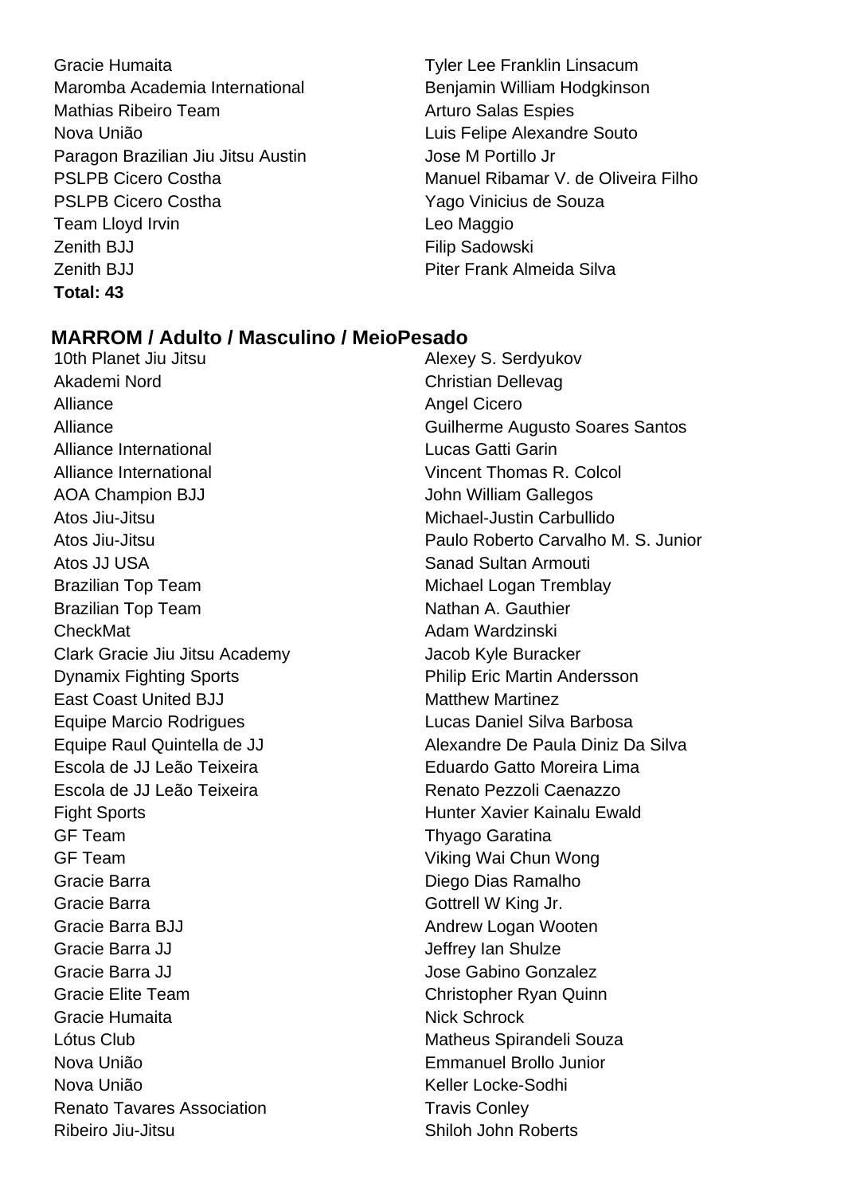| | |
|---|---|
| Gracie Humaita | Tyler Lee Franklin Linsacum |
| Maromba Academia International | Benjamin William Hodgkinson |
| Mathias Ribeiro Team | Arturo Salas Espies |
| Nova União | Luis Felipe Alexandre Souto |
| Paragon Brazilian Jiu Jitsu Austin | Jose M Portillo Jr |
| PSLPB Cicero Costha | Manuel Ribamar V. de Oliveira Filho |
| PSLPB Cicero Costha | Yago Vinicius de Souza |
| Team Lloyd Irvin | Leo Maggio |
| Zenith BJJ | Filip Sadowski |
| Zenith BJJ | Piter Frank Almeida Silva |

**Total: 43**

## MARROM / Adulto / Masculino / MeioPesado

| | |
|---|---|
| 10th Planet Jiu Jitsu | Alexey S. Serdyukov |
| Akademi Nord | Christian Dellevag |
| Alliance | Angel Cicero |
| Alliance | Guilherme Augusto Soares Santos |
| Alliance International | Lucas Gatti Garin |
| Alliance International | Vincent Thomas R. Colcol |
| AOA Champion BJJ | John William Gallegos |
| Atos Jiu-Jitsu | Michael-Justin Carbullido |
| Atos Jiu-Jitsu | Paulo Roberto Carvalho M. S. Junior |
| Atos JJ USA | Sanad Sultan Armouti |
| Brazilian Top Team | Michael Logan Tremblay |
| Brazilian Top Team | Nathan A. Gauthier |
| CheckMat | Adam Wardzinski |
| Clark Gracie Jiu Jitsu Academy | Jacob Kyle Buracker |
| Dynamix Fighting Sports | Philip Eric Martin Andersson |
| East Coast United BJJ | Matthew Martinez |
| Equipe Marcio Rodrigues | Lucas Daniel Silva Barbosa |
| Equipe Raul Quintella de JJ | Alexandre De Paula Diniz Da Silva |
| Escola de JJ Leão Teixeira | Eduardo Gatto Moreira Lima |
| Escola de JJ Leão Teixeira | Renato Pezzoli Caenazzo |
| Fight Sports | Hunter Xavier Kainalu Ewald |
| GF Team | Thyago Garatina |
| GF Team | Viking Wai Chun Wong |
| Gracie Barra | Diego Dias Ramalho |
| Gracie Barra | Gottrell W King Jr. |
| Gracie Barra BJJ | Andrew Logan Wooten |
| Gracie Barra JJ | Jeffrey Ian Shulze |
| Gracie Barra JJ | Jose Gabino Gonzalez |
| Gracie Elite Team | Christopher Ryan Quinn |
| Gracie Humaita | Nick Schrock |
| Lótus Club | Matheus Spirandeli Souza |
| Nova União | Emmanuel Brollo Junior |
| Nova União | Keller Locke-Sodhi |
| Renato Tavares Association | Travis Conley |
| Ribeiro Jiu-Jitsu | Shiloh John Roberts |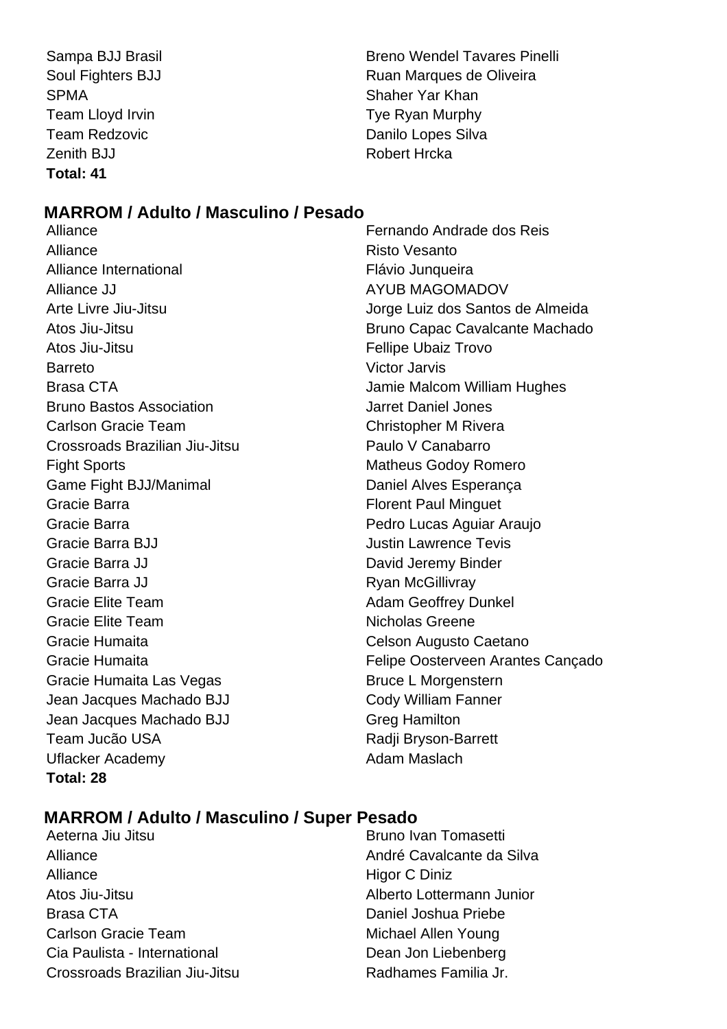| | |
|---|---|
| Sampa BJJ Brasil | Breno Wendel Tavares Pinelli |
| Soul Fighters BJJ | Ruan Marques de Oliveira |
| SPMA | Shaher Yar Khan |
| Team Lloyd Irvin | Tye Ryan Murphy |
| Team Redzovic | Danilo Lopes Silva |
| Zenith BJJ | Robert Hrcka |

**Total: 41**

## MARROM / Adulto / Masculino / Pesado

| | |
|---|---|
| Alliance | Fernando Andrade dos Reis |
| Alliance | Risto Vesanto |
| Alliance International | Flávio Junqueira |
| Alliance JJ | AYUB MAGOMADOV |
| Arte Livre Jiu-Jitsu | Jorge Luiz dos Santos de Almeida |
| Atos Jiu-Jitsu | Bruno Capac Cavalcante Machado |
| Atos Jiu-Jitsu | Fellipe Ubaiz Trovo |
| Barreto | Victor Jarvis |
| Brasa CTA | Jamie Malcom William Hughes |
| Bruno Bastos Association | Jarret Daniel Jones |
| Carlson Gracie Team | Christopher M Rivera |
| Crossroads Brazilian Jiu-Jitsu | Paulo V Canabarro |
| Fight Sports | Matheus Godoy Romero |
| Game Fight BJJ/Manimal | Daniel Alves Esperança |
| Gracie Barra | Florent Paul Minguet |
| Gracie Barra | Pedro Lucas Aguiar Araujo |
| Gracie Barra BJJ | Justin Lawrence Tevis |
| Gracie Barra JJ | David Jeremy Binder |
| Gracie Barra JJ | Ryan McGillivray |
| Gracie Elite Team | Adam Geoffrey Dunkel |
| Gracie Elite Team | Nicholas Greene |
| Gracie Humaita | Celson Augusto Caetano |
| Gracie Humaita | Felipe Oosterveen Arantes Cançado |
| Gracie Humaita Las Vegas | Bruce L Morgenstern |
| Jean Jacques Machado BJJ | Cody William Fanner |
| Jean Jacques Machado BJJ | Greg Hamilton |
| Team Jucão USA | Radji Bryson-Barrett |
| Uflacker Academy | Adam Maslach |

**Total: 28**

## MARROM / Adulto / Masculino / Super Pesado

| | |
|---|---|
| Aeterna Jiu Jitsu | Bruno Ivan Tomasetti |
| Alliance | André Cavalcante da Silva |
| Alliance | Higor C Diniz |
| Atos Jiu-Jitsu | Alberto Lottermann Junior |
| Brasa CTA | Daniel Joshua Priebe |
| Carlson Gracie Team | Michael Allen Young |
| Cia Paulista - International | Dean Jon Liebenberg |
| Crossroads Brazilian Jiu-Jitsu | Radhames Familia Jr. |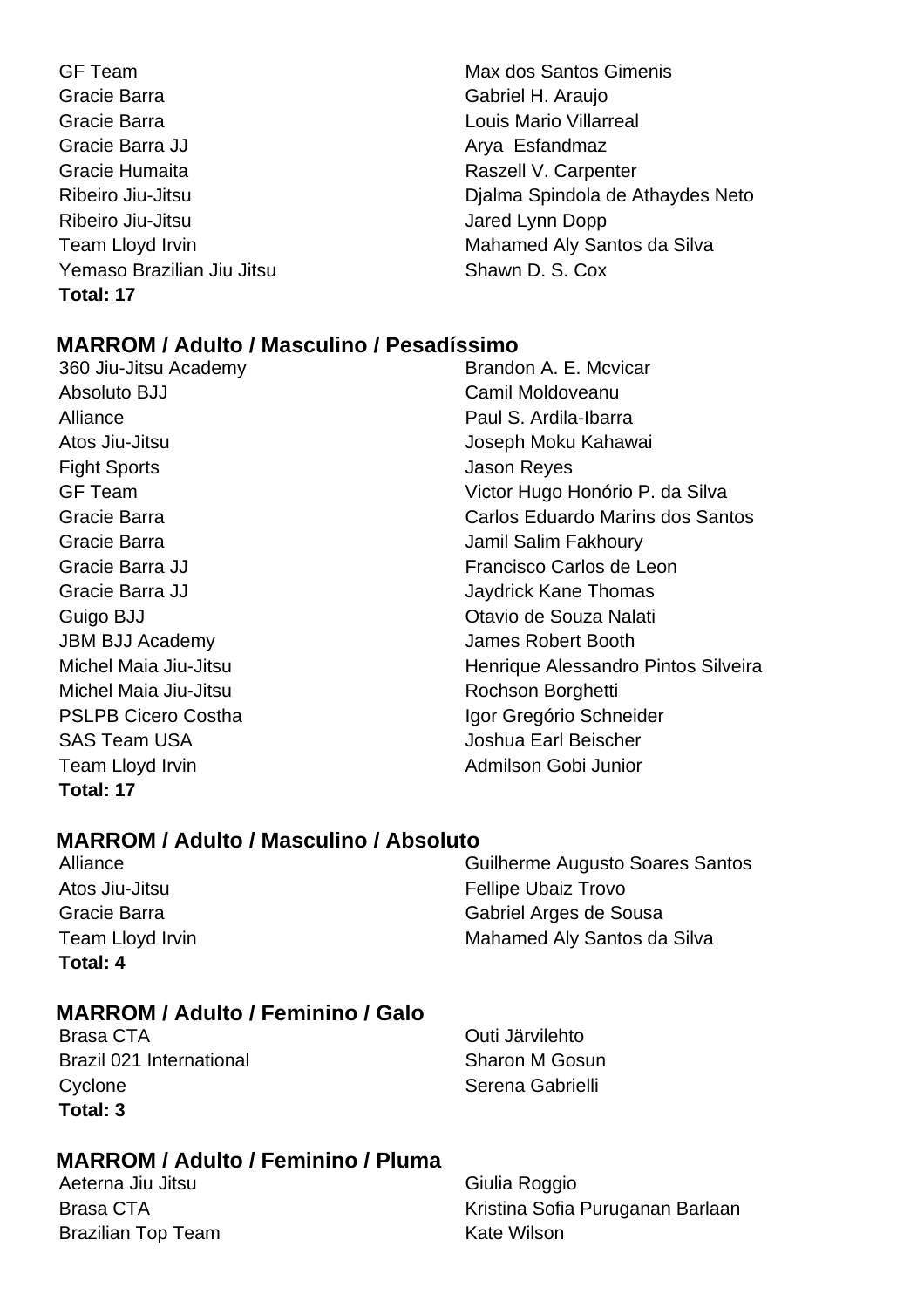| | |
|---|---|
| GF Team | Max dos Santos Gimenis |
| Gracie Barra | Gabriel H. Araujo |
| Gracie Barra | Louis Mario Villarreal |
| Gracie Barra JJ | Arya Esfandmaz |
| Gracie Humaita | Raszell V. Carpenter |
| Ribeiro Jiu-Jitsu | Djalma Spindola de Athaydes Neto |
| Ribeiro Jiu-Jitsu | Jared Lynn Dopp |
| Team Lloyd Irvin | Mahamed Aly Santos da Silva |
| Yemaso Brazilian Jiu Jitsu | Shawn D. S. Cox |

**Total: 17**

### MARROM / Adulto / Masculino / Pesadíssimo

| | |
|---|---|
| 360 Jiu-Jitsu Academy | Brandon A. E. Mcvicar |
| Absoluto BJJ | Camil Moldoveanu |
| Alliance | Paul S. Ardila-Ibarra |
| Atos Jiu-Jitsu | Joseph Moku Kahawai |
| Fight Sports | Jason Reyes |
| GF Team | Victor Hugo Honório P. da Silva |
| Gracie Barra | Carlos Eduardo Marins dos Santos |
| Gracie Barra | Jamil Salim Fakhoury |
| Gracie Barra JJ | Francisco Carlos de Leon |
| Gracie Barra JJ | Jaydrick Kane Thomas |
| Guigo BJJ | Otavio de Souza Nalati |
| JBM BJJ Academy | James Robert Booth |
| Michel Maia Jiu-Jitsu | Henrique Alessandro Pintos Silveira |
| Michel Maia Jiu-Jitsu | Rochson Borghetti |
| PSLPB Cicero Costha | Igor Gregório Schneider |
| SAS Team USA | Joshua Earl Beischer |
| Team Lloyd Irvin | Admilson Gobi Junior |

**Total: 17**

### MARROM / Adulto / Masculino / Absoluto

| | |
|---|---|
| Alliance | Guilherme Augusto Soares Santos |
| Atos Jiu-Jitsu | Fellipe Ubaiz Trovo |
| Gracie Barra | Gabriel Arges de Sousa |
| Team Lloyd Irvin | Mahamed Aly Santos da Silva |

**Total: 4**

### MARROM / Adulto / Feminino / Galo

| | |
|---|---|
| Brasa CTA | Outi Järvilehto |
| Brazil 021 International | Sharon M Gosun |
| Cyclone | Serena Gabrielli |

**Total: 3**

### MARROM / Adulto / Feminino / Pluma

| | |
|---|---|
| Aeterna Jiu Jitsu | Giulia Roggio |
| Brasa CTA | Kristina Sofia Puruganan Barlaan |
| Brazilian Top Team | Kate Wilson |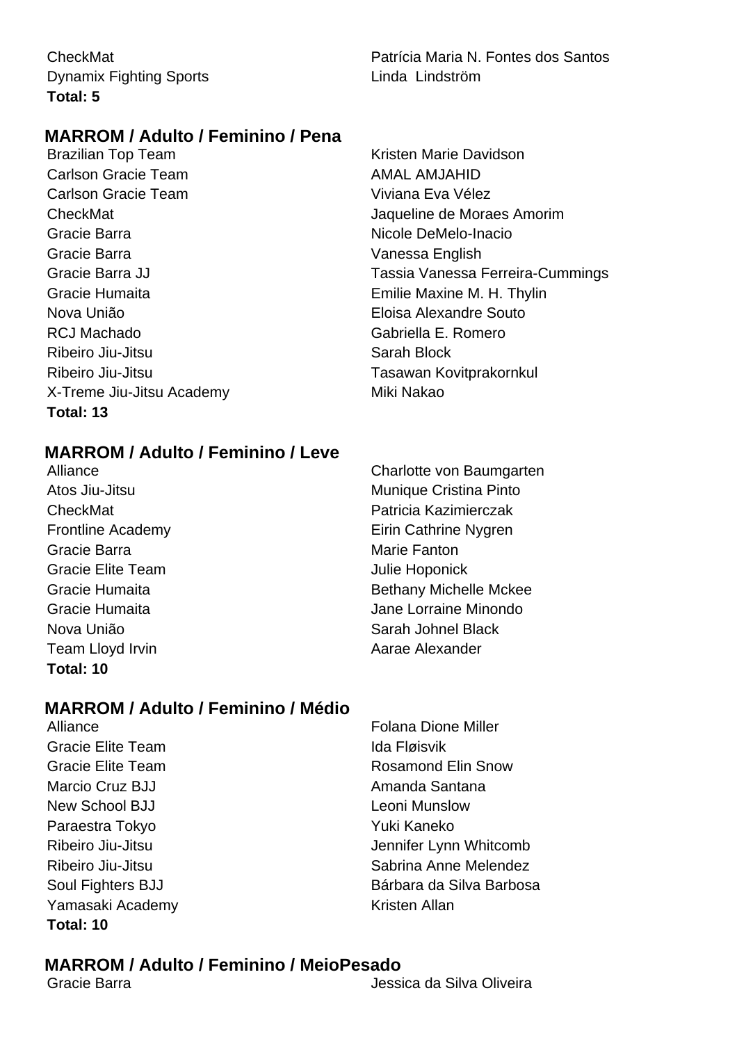| | |
|---|---|
| CheckMat | Patrícia Maria N. Fontes dos Santos |
| Dynamix Fighting Sports | Linda Lindström |

**Total: 5**

## MARROM / Adulto / Feminino / Pena

| | |
|---|---|
| Brazilian Top Team | Kristen Marie Davidson |
| Carlson Gracie Team | AMAL AMJAHID |
| Carlson Gracie Team | Viviana Eva Vélez |
| CheckMat | Jaqueline de Moraes Amorim |
| Gracie Barra | Nicole DeMelo-Inacio |
| Gracie Barra | Vanessa English |
| Gracie Barra JJ | Tassia Vanessa Ferreira-Cummings |
| Gracie Humaita | Emilie Maxine M. H. Thylin |
| Nova União | Eloisa Alexandre Souto |
| RCJ Machado | Gabriella E. Romero |
| Ribeiro Jiu-Jitsu | Sarah Block |
| Ribeiro Jiu-Jitsu | Tasawan Kovitprakornkul |
| X-Treme Jiu-Jitsu Academy | Miki Nakao |

**Total: 13**

## MARROM / Adulto / Feminino / Leve

| | |
|---|---|
| Alliance | Charlotte von Baumgarten |
| Atos Jiu-Jitsu | Munique Cristina Pinto |
| CheckMat | Patricia Kazimierczak |
| Frontline Academy | Eirin Cathrine Nygren |
| Gracie Barra | Marie Fanton |
| Gracie Elite Team | Julie Hoponick |
| Gracie Humaita | Bethany Michelle Mckee |
| Gracie Humaita | Jane Lorraine Minondo |
| Nova União | Sarah Johnel Black |
| Team Lloyd Irvin | Aarae Alexander |

**Total: 10**

## MARROM / Adulto / Feminino / Médio

| | |
|---|---|
| Alliance | Folana Dione Miller |
| Gracie Elite Team | Ida Fløisvik |
| Gracie Elite Team | Rosamond Elin Snow |
| Marcio Cruz BJJ | Amanda Santana |
| New School BJJ | Leoni Munslow |
| Paraestra Tokyo | Yuki Kaneko |
| Ribeiro Jiu-Jitsu | Jennifer Lynn Whitcomb |
| Ribeiro Jiu-Jitsu | Sabrina Anne Melendez |
| Soul Fighters BJJ | Bárbara da Silva Barbosa |
| Yamasaki Academy | Kristen Allan |

**Total: 10**

## MARROM / Adulto / Feminino / MeioPesado

| | |
|---|---|
| Gracie Barra | Jessica da Silva Oliveira |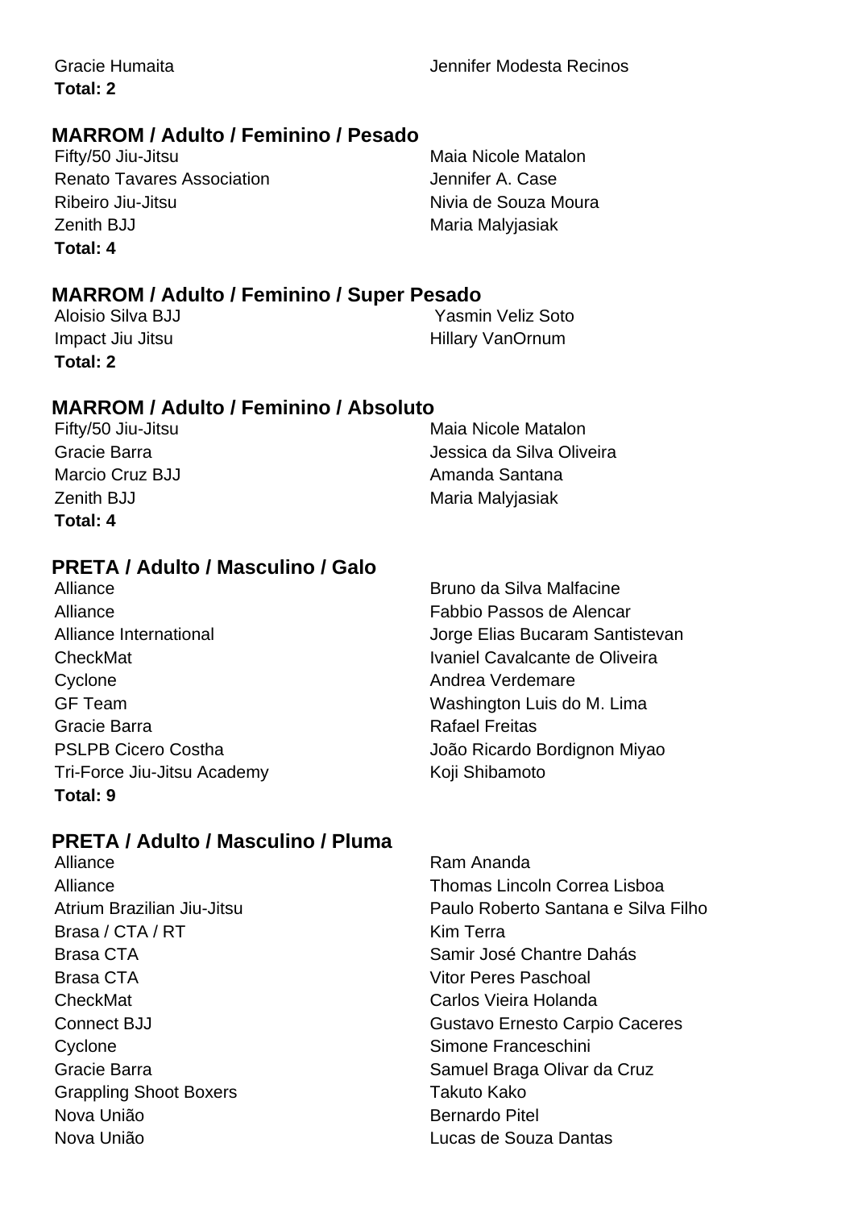| | |
|---|---|
| Gracie Humaita | Jennifer Modesta Recinos |

**Total: 2**

## MARROM / Adulto / Feminino / Pesado

| | |
|---|---|
| Fifty/50 Jiu-Jitsu | Maia Nicole Matalon |
| Renato Tavares Association | Jennifer A. Case |
| Ribeiro Jiu-Jitsu | Nivia de Souza Moura |
| Zenith BJJ | Maria Malyjasiak |

**Total: 4**

## MARROM / Adulto / Feminino / Super Pesado

| | |
|---|---|
| Aloisio Silva BJJ | Yasmin Veliz Soto |
| Impact Jiu Jitsu | Hillary VanOrnum |

**Total: 2**

## MARROM / Adulto / Feminino / Absoluto

| | |
|---|---|
| Fifty/50 Jiu-Jitsu | Maia Nicole Matalon |
| Gracie Barra | Jessica da Silva Oliveira |
| Marcio Cruz BJJ | Amanda Santana |
| Zenith BJJ | Maria Malyjasiak |

**Total: 4**

## PRETA / Adulto / Masculino / Galo

| | |
|---|---|
| Alliance | Bruno da Silva Malfacine |
| Alliance | Fabbio Passos de Alencar |
| Alliance International | Jorge Elias Bucaram Santistevan |
| CheckMat | Ivaniel Cavalcante de Oliveira |
| Cyclone | Andrea Verdemare |
| GF Team | Washington Luis do M. Lima |
| Gracie Barra | Rafael Freitas |
| PSLPB Cicero Costha | João Ricardo Bordignon Miyao |
| Tri-Force Jiu-Jitsu Academy | Koji Shibamoto |

**Total: 9**

## PRETA / Adulto / Masculino / Pluma

| | |
|---|---|
| Alliance | Ram Ananda |
| Alliance | Thomas Lincoln Correa Lisboa |
| Atrium Brazilian Jiu-Jitsu | Paulo Roberto Santana e Silva Filho |
| Brasa / CTA / RT | Kim Terra |
| Brasa CTA | Samir José Chantre Dahás |
| Brasa CTA | Vitor Peres Paschoal |
| CheckMat | Carlos Vieira Holanda |
| Connect BJJ | Gustavo Ernesto Carpio Caceres |
| Cyclone | Simone Franceschini |
| Gracie Barra | Samuel Braga Olivar da Cruz |
| Grappling Shoot Boxers | Takuto Kako |
| Nova União | Bernardo Pitel |
| Nova União | Lucas de Souza Dantas |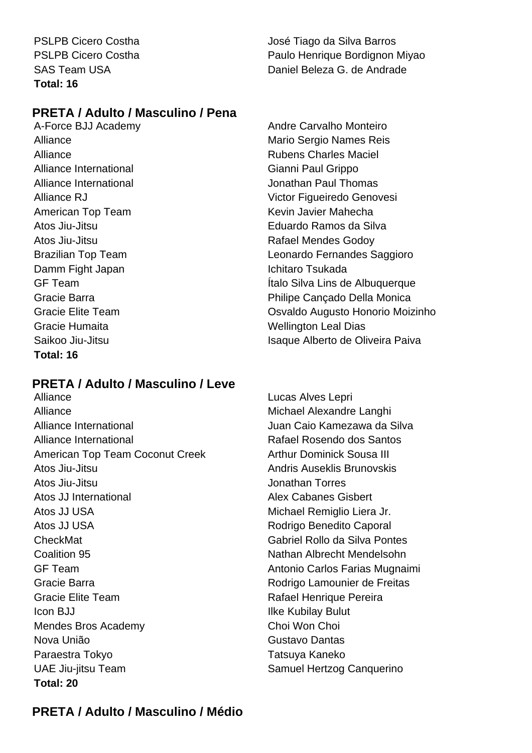| | |
|---|---|
| PSLPB Cicero Costha | José Tiago da Silva Barros |
| PSLPB Cicero Costha | Paulo Henrique Bordignon Miyao |
| SAS Team USA | Daniel Beleza G. de Andrade |

**Total: 16**

## PRETA / Adulto / Masculino / Pena

| | |
|---|---|
| A-Force BJJ Academy | Andre Carvalho Monteiro |
| Alliance | Mario Sergio Names Reis |
| Alliance | Rubens Charles Maciel |
| Alliance International | Gianni Paul Grippo |
| Alliance International | Jonathan Paul Thomas |
| Alliance RJ | Victor Figueiredo Genovesi |
| American Top Team | Kevin Javier Mahecha |
| Atos Jiu-Jitsu | Eduardo Ramos da Silva |
| Atos Jiu-Jitsu | Rafael Mendes Godoy |
| Brazilian Top Team | Leonardo Fernandes Saggioro |
| Damm Fight Japan | Ichitaro Tsukada |
| GF Team | Ítalo Silva Lins de Albuquerque |
| Gracie Barra | Philipe Cançado Della Monica |
| Gracie Elite Team | Osvaldo Augusto Honorio Moizinho |
| Gracie Humaita | Wellington Leal Dias |
| Saikoo Jiu-Jitsu | Isaque Alberto de Oliveira Paiva |

**Total: 16**

## PRETA / Adulto / Masculino / Leve

| | |
|---|---|
| Alliance | Lucas Alves Lepri |
| Alliance | Michael Alexandre Langhi |
| Alliance International | Juan Caio Kamezawa da Silva |
| Alliance International | Rafael Rosendo dos Santos |
| American Top Team Coconut Creek | Arthur Dominick Sousa III |
| Atos Jiu-Jitsu | Andris Auseklis Brunovskis |
| Atos Jiu-Jitsu | Jonathan Torres |
| Atos JJ International | Alex Cabanes Gisbert |
| Atos JJ USA | Michael Remiglio Liera Jr. |
| Atos JJ USA | Rodrigo Benedito Caporal |
| CheckMat | Gabriel Rollo da Silva Pontes |
| Coalition 95 | Nathan Albrecht Mendelsohn |
| GF Team | Antonio Carlos Farias Mugnaimi |
| Gracie Barra | Rodrigo Lamounier de Freitas |
| Gracie Elite Team | Rafael Henrique Pereira |
| Icon BJJ | Ilke Kubilay Bulut |
| Mendes Bros Academy | Choi Won Choi |
| Nova União | Gustavo Dantas |
| Paraestra Tokyo | Tatsuya Kaneko |
| UAE Jiu-jitsu Team | Samuel Hertzog Canquerino |

**Total: 20**

## PRETA / Adulto / Masculino / Médio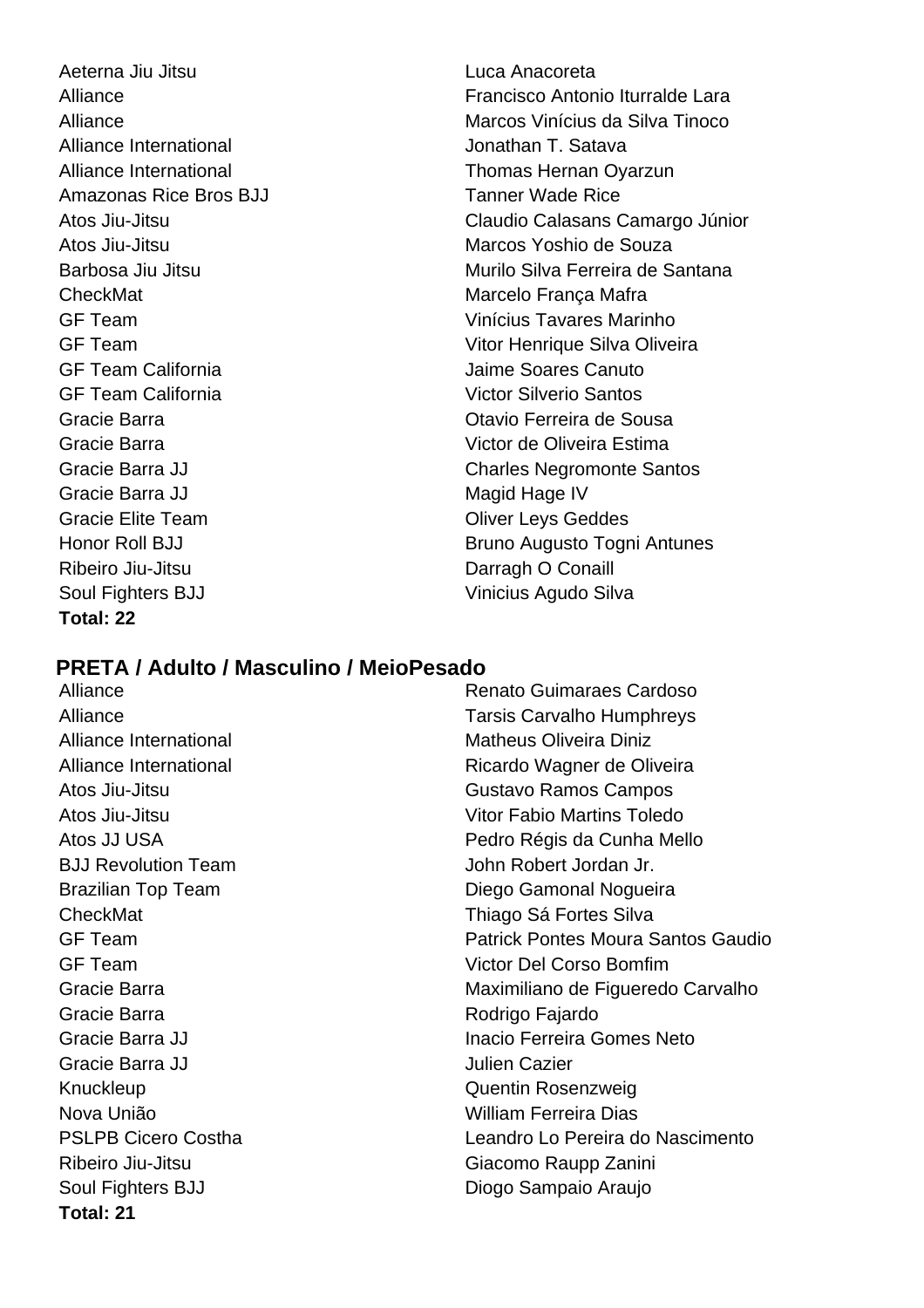| | |
|---|---|
| Aeterna Jiu Jitsu | Luca Anacoreta |
| Alliance | Francisco Antonio Iturralde Lara |
| Alliance | Marcos Vinícius da Silva Tinoco |
| Alliance International | Jonathan T. Satava |
| Alliance International | Thomas Hernan Oyarzun |
| Amazonas Rice Bros BJJ | Tanner Wade Rice |
| Atos Jiu-Jitsu | Claudio Calasans Camargo Júnior |
| Atos Jiu-Jitsu | Marcos Yoshio de Souza |
| Barbosa Jiu Jitsu | Murilo Silva Ferreira de Santana |
| CheckMat | Marcelo França Mafra |
| GF Team | Vinícius Tavares Marinho |
| GF Team | Vitor Henrique Silva Oliveira |
| GF Team California | Jaime Soares Canuto |
| GF Team California | Victor Silverio Santos |
| Gracie Barra | Otavio Ferreira de Sousa |
| Gracie Barra | Victor de Oliveira Estima |
| Gracie Barra JJ | Charles Negromonte Santos |
| Gracie Barra JJ | Magid Hage IV |
| Gracie Elite Team | Oliver Leys Geddes |
| Honor Roll BJJ | Bruno Augusto Togni Antunes |
| Ribeiro Jiu-Jitsu | Darragh O Conaill |
| Soul Fighters BJJ | Vinicius Agudo Silva |

**Total: 22**

## PRETA / Adulto / Masculino / MeioPesado

| | |
|---|---|
| Alliance | Renato Guimaraes Cardoso |
| Alliance | Tarsis Carvalho Humphreys |
| Alliance International | Matheus Oliveira Diniz |
| Alliance International | Ricardo Wagner de Oliveira |
| Atos Jiu-Jitsu | Gustavo Ramos Campos |
| Atos Jiu-Jitsu | Vitor Fabio Martins Toledo |
| Atos JJ USA | Pedro Régis da Cunha Mello |
| BJJ Revolution Team | John Robert Jordan Jr. |
| Brazilian Top Team | Diego Gamonal Nogueira |
| CheckMat | Thiago Sá Fortes Silva |
| GF Team | Patrick Pontes Moura Santos Gaudio |
| GF Team | Victor Del Corso Bomfim |
| Gracie Barra | Maximiliano de Figueredo Carvalho |
| Gracie Barra | Rodrigo Fajardo |
| Gracie Barra JJ | Inacio Ferreira Gomes Neto |
| Gracie Barra JJ | Julien Cazier |
| Knuckleup | Quentin Rosenzweig |
| Nova União | William Ferreira Dias |
| PSLPB Cicero Costha | Leandro Lo Pereira do Nascimento |
| Ribeiro Jiu-Jitsu | Giacomo Raupp Zanini |
| Soul Fighters BJJ | Diogo Sampaio Araujo |

**Total: 21**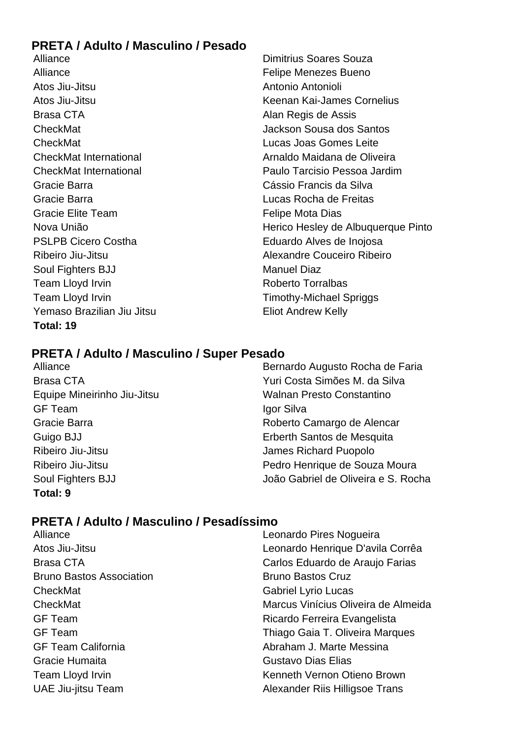### PRETA / Adulto / Masculino / Pesado

| | |
|---|---|
| Alliance | Dimitrius Soares Souza |
| Alliance | Felipe Menezes Bueno |
| Atos Jiu-Jitsu | Antonio Antonioli |
| Atos Jiu-Jitsu | Keenan Kai-James Cornelius |
| Brasa CTA | Alan Regis de Assis |
| CheckMat | Jackson Sousa dos Santos |
| CheckMat | Lucas Joas Gomes Leite |
| CheckMat International | Arnaldo Maidana de Oliveira |
| CheckMat International | Paulo Tarcisio Pessoa Jardim |
| Gracie Barra | Cássio Francis da Silva |
| Gracie Barra | Lucas Rocha de Freitas |
| Gracie Elite Team | Felipe Mota Dias |
| Nova União | Herico Hesley de Albuquerque Pinto |
| PSLPB Cicero Costha | Eduardo Alves de Inojosa |
| Ribeiro Jiu-Jitsu | Alexandre Couceiro Ribeiro |
| Soul Fighters BJJ | Manuel Diaz |
| Team Lloyd Irvin | Roberto Torralbas |
| Team Lloyd Irvin | Timothy-Michael Spriggs |
| Yemaso Brazilian Jiu Jitsu | Eliot Andrew Kelly |

**Total: 19**

### PRETA / Adulto / Masculino / Super Pesado

| | |
|---|---|
| Alliance | Bernardo Augusto Rocha de Faria |
| Brasa CTA | Yuri Costa Simões M. da Silva |
| Equipe Mineirinho Jiu-Jitsu | Walnan Presto Constantino |
| GF Team | Igor Silva |
| Gracie Barra | Roberto Camargo de Alencar |
| Guigo BJJ | Erberth Santos de Mesquita |
| Ribeiro Jiu-Jitsu | James Richard Puopolo |
| Ribeiro Jiu-Jitsu | Pedro Henrique de Souza Moura |
| Soul Fighters BJJ | João Gabriel de Oliveira e S. Rocha |

**Total: 9**

### PRETA / Adulto / Masculino / Pesadíssimo

| | |
|---|---|
| Alliance | Leonardo Pires Nogueira |
| Atos Jiu-Jitsu | Leonardo Henrique D'avila Corrêa |
| Brasa CTA | Carlos Eduardo de Araujo Farias |
| Bruno Bastos Association | Bruno Bastos Cruz |
| CheckMat | Gabriel Lyrio Lucas |
| CheckMat | Marcus Vinícius Oliveira de Almeida |
| GF Team | Ricardo Ferreira Evangelista |
| GF Team | Thiago Gaia T. Oliveira Marques |
| GF Team California | Abraham J. Marte Messina |
| Gracie Humaita | Gustavo Dias Elias |
| Team Lloyd Irvin | Kenneth Vernon Otieno Brown |
| UAE Jiu-jitsu Team | Alexander Riis Hilligsoe Trans |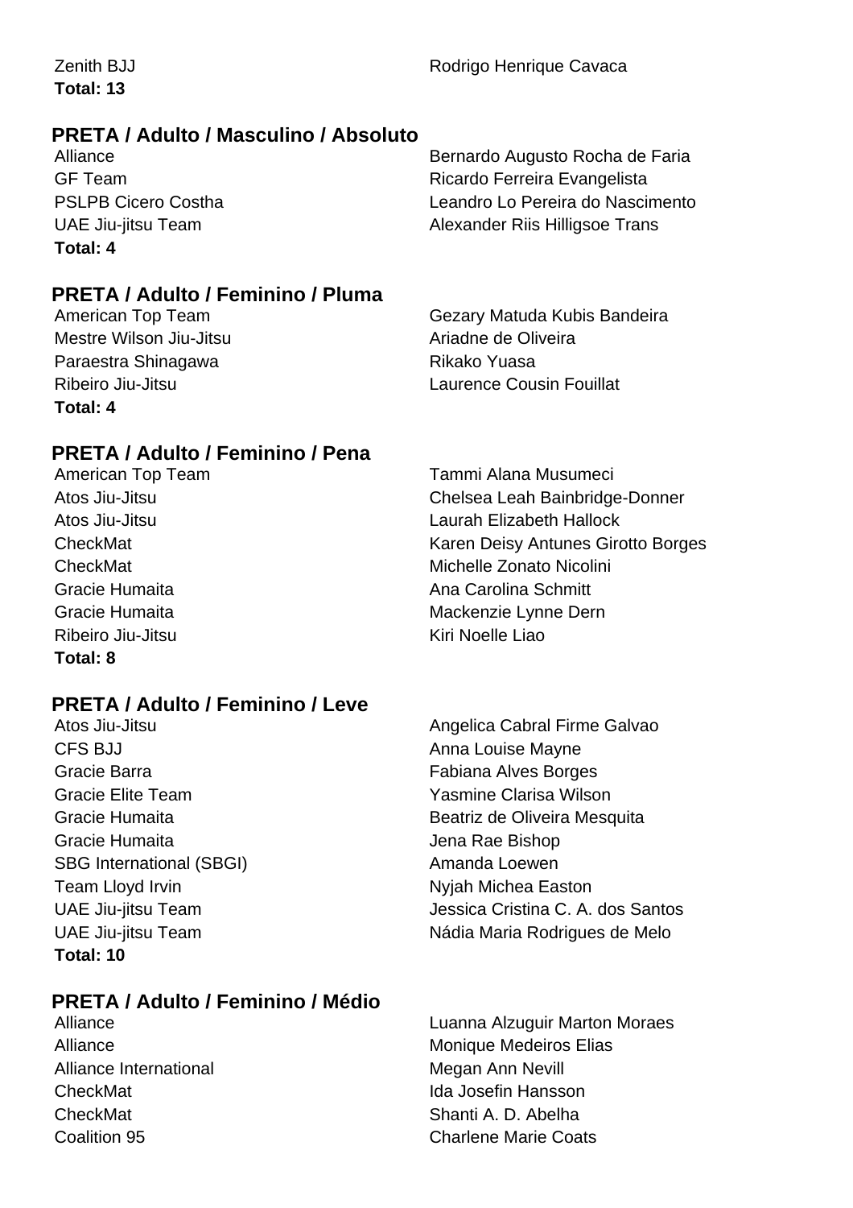| | |
|---|---|
| Zenith BJJ | Rodrigo Henrique Cavaca |

**Total: 13**

## PRETA / Adulto / Masculino / Absoluto

| | |
|---|---|
| Alliance | Bernardo Augusto Rocha de Faria |
| GF Team | Ricardo Ferreira Evangelista |
| PSLPB Cicero Costha | Leandro Lo Pereira do Nascimento |
| UAE Jiu-jitsu Team | Alexander Riis Hilligsoe Trans |

**Total: 4**

## PRETA / Adulto / Feminino / Pluma

| | |
|---|---|
| American Top Team | Gezary Matuda Kubis Bandeira |
| Mestre Wilson Jiu-Jitsu | Ariadne de Oliveira |
| Paraestra Shinagawa | Rikako Yuasa |
| Ribeiro Jiu-Jitsu | Laurence Cousin Fouillat |

**Total: 4**

## PRETA / Adulto / Feminino / Pena

| | |
|---|---|
| American Top Team | Tammi Alana Musumeci |
| Atos Jiu-Jitsu | Chelsea Leah Bainbridge-Donner |
| Atos Jiu-Jitsu | Laurah Elizabeth Hallock |
| CheckMat | Karen Deisy Antunes Girotto Borges |
| CheckMat | Michelle Zonato Nicolini |
| Gracie Humaita | Ana Carolina Schmitt |
| Gracie Humaita | Mackenzie Lynne Dern |
| Ribeiro Jiu-Jitsu | Kiri Noelle Liao |

**Total: 8**

## PRETA / Adulto / Feminino / Leve

| | |
|---|---|
| Atos Jiu-Jitsu | Angelica Cabral Firme Galvao |
| CFS BJJ | Anna Louise Mayne |
| Gracie Barra | Fabiana Alves Borges |
| Gracie Elite Team | Yasmine Clarisa Wilson |
| Gracie Humaita | Beatriz de Oliveira Mesquita |
| Gracie Humaita | Jena Rae Bishop |
| SBG International (SBGI) | Amanda Loewen |
| Team Lloyd Irvin | Nyjah Michea Easton |
| UAE Jiu-jitsu Team | Jessica Cristina C. A. dos Santos |
| UAE Jiu-jitsu Team | Nádia Maria Rodrigues de Melo |

**Total: 10**

## PRETA / Adulto / Feminino / Médio

| | |
|---|---|
| Alliance | Luanna Alzuguir Marton Moraes |
| Alliance | Monique Medeiros Elias |
| Alliance International | Megan Ann Nevill |
| CheckMat | Ida Josefin Hansson |
| CheckMat | Shanti A. D. Abelha |
| Coalition 95 | Charlene Marie Coats |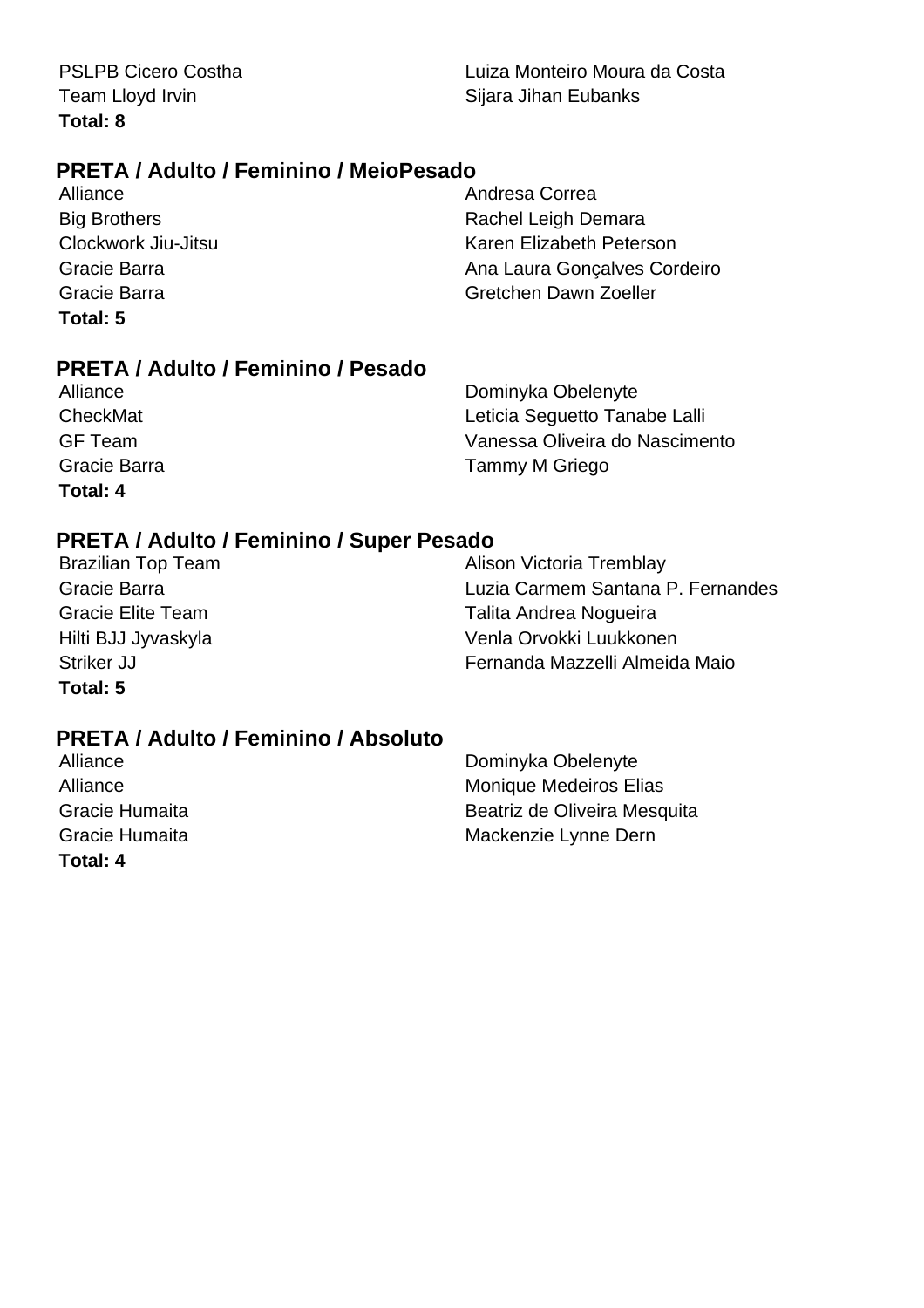| | |
|---|---|
| PSLPB Cicero Costha | Luiza Monteiro Moura da Costa |
| Team Lloyd Irvin | Sijara Jihan Eubanks |

**Total: 8**

## PRETA / Adulto / Feminino / MeioPesado

| | |
|---|---|
| Alliance | Andresa Correa |
| Big Brothers | Rachel Leigh Demara |
| Clockwork Jiu-Jitsu | Karen Elizabeth Peterson |
| Gracie Barra | Ana Laura Gonçalves Cordeiro |
| Gracie Barra | Gretchen Dawn Zoeller |

**Total: 5**

## PRETA / Adulto / Feminino / Pesado

| | |
|---|---|
| Alliance | Dominyka Obelenyte |
| CheckMat | Leticia Seguetto Tanabe Lalli |
| GF Team | Vanessa Oliveira do Nascimento |
| Gracie Barra | Tammy M Griego |

**Total: 4**

## PRETA / Adulto / Feminino / Super Pesado

| | |
|---|---|
| Brazilian Top Team | Alison Victoria Tremblay |
| Gracie Barra | Luzia Carmem Santana P. Fernandes |
| Gracie Elite Team | Talita Andrea Nogueira |
| Hilti BJJ Jyvaskyla | Venla Orvokki Luukkonen |
| Striker JJ | Fernanda Mazzelli Almeida Maio |

**Total: 5**

## PRETA / Adulto / Feminino / Absoluto

| | |
|---|---|
| Alliance | Dominyka Obelenyte |
| Alliance | Monique Medeiros Elias |
| Gracie Humaita | Beatriz de Oliveira Mesquita |
| Gracie Humaita | Mackenzie Lynne Dern |

**Total: 4**